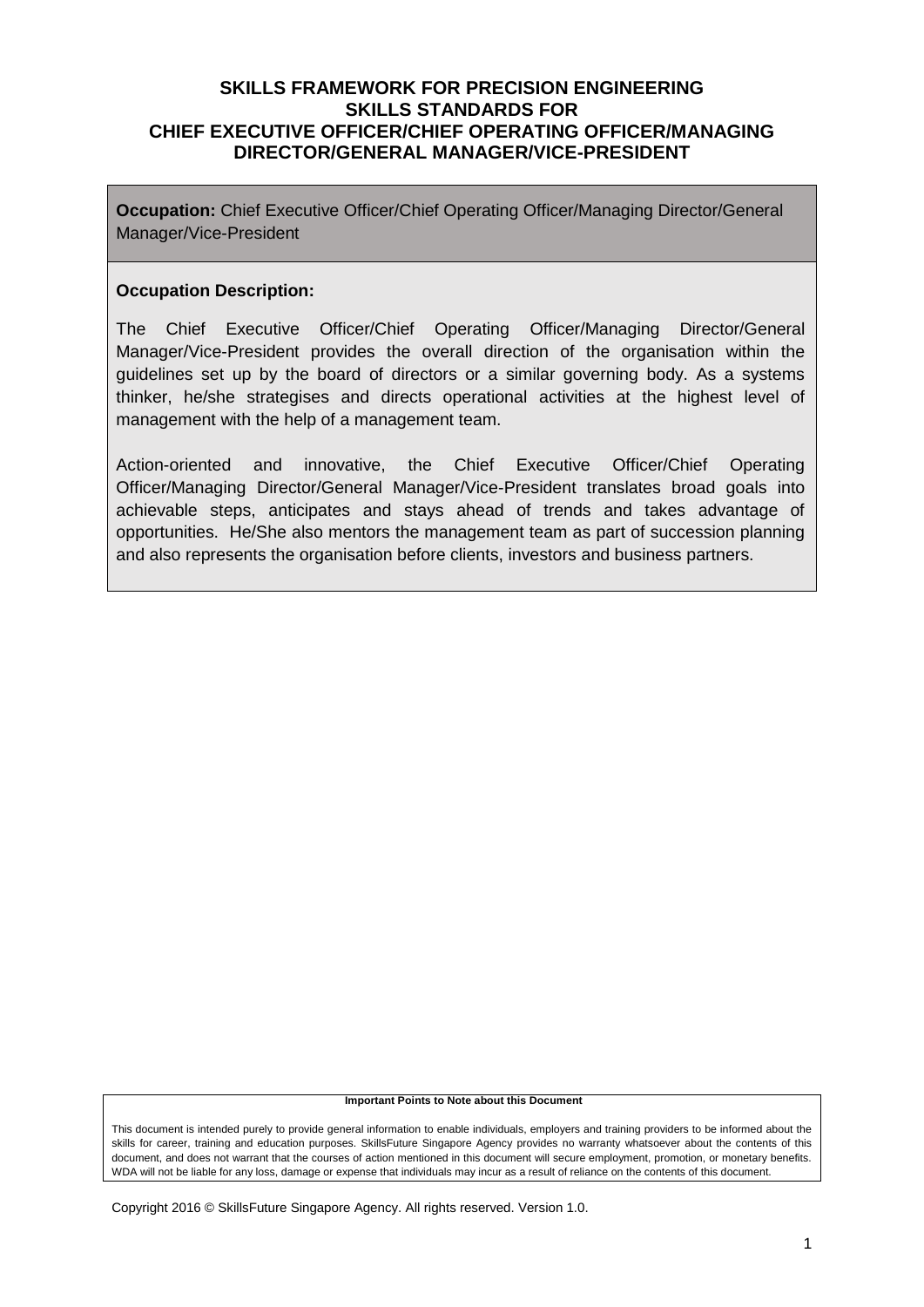# SKILLS FRAMEWORK FOR PRECISION ENGINEERING
# SKILLS STANDARDS FOR
# CHIEF EXECUTIVE OFFICER/CHIEF OPERATING OFFICER/MANAGING DIRECTOR/GENERAL MANAGER/VICE-PRESIDENT

**Occupation:** Chief Executive Officer/Chief Operating Officer/Managing Director/General Manager/Vice-President

**Occupation Description:**

The Chief Executive Officer/Chief Operating Officer/Managing Director/General Manager/Vice-President provides the overall direction of the organisation within the guidelines set up by the board of directors or a similar governing body. As a systems thinker, he/she strategises and directs operational activities at the highest level of management with the help of a management team.

Action-oriented and innovative, the Chief Executive Officer/Chief Operating Officer/Managing Director/General Manager/Vice-President translates broad goals into achievable steps, anticipates and stays ahead of trends and takes advantage of opportunities. He/She also mentors the management team as part of succession planning and also represents the organisation before clients, investors and business partners.

**Important Points to Note about this Document**

This document is intended purely to provide general information to enable individuals, employers and training providers to be informed about the skills for career, training and education purposes. SkillsFuture Singapore Agency provides no warranty whatsoever about the contents of this document, and does not warrant that the courses of action mentioned in this document will secure employment, promotion, or monetary benefits. WDA will not be liable for any loss, damage or expense that individuals may incur as a result of reliance on the contents of this document.

Copyright 2016 © SkillsFuture Singapore Agency. All rights reserved. Version 1.0.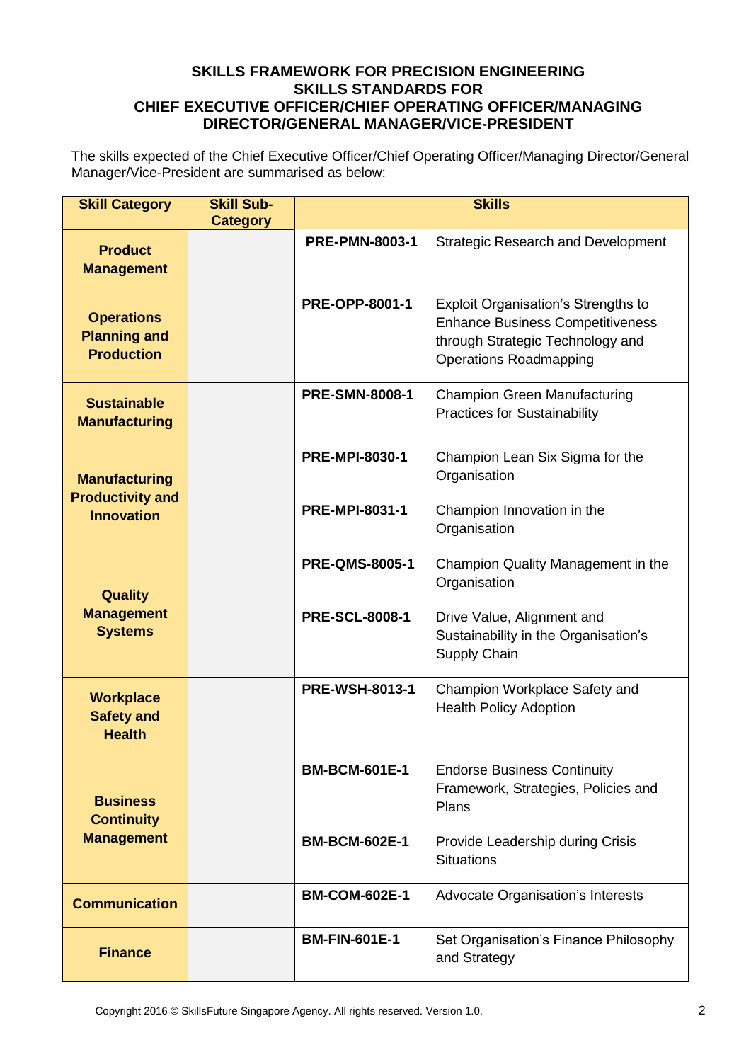## SKILLS FRAMEWORK FOR PRECISION ENGINEERING
## SKILLS STANDARDS FOR
## CHIEF EXECUTIVE OFFICER/CHIEF OPERATING OFFICER/MANAGING DIRECTOR/GENERAL MANAGER/VICE-PRESIDENT

The skills expected of the Chief Executive Officer/Chief Operating Officer/Managing Director/General Manager/Vice-President are summarised as below:

| Skill Category | Skill Sub-Category | Skills | |
|---|---|---|---|
| **Product Management** | | **PRE-PMN-8003-1** | Strategic Research and Development |
| **Operations Planning and Production** | | **PRE-OPP-8001-1** | Exploit Organisation's Strengths to Enhance Business Competitiveness through Strategic Technology and Operations Roadmapping |
| **Sustainable Manufacturing** | | **PRE-SMN-8008-1** | Champion Green Manufacturing Practices for Sustainability |
| **Manufacturing Productivity and Innovation** | | **PRE-MPI-8030-1** | Champion Lean Six Sigma for the Organisation |
| | | **PRE-MPI-8031-1** | Champion Innovation in the Organisation |
| **Quality Management Systems** | | **PRE-QMS-8005-1** | Champion Quality Management in the Organisation |
| | | **PRE-SCL-8008-1** | Drive Value, Alignment and Sustainability in the Organisation's Supply Chain |
| **Workplace Safety and Health** | | **PRE-WSH-8013-1** | Champion Workplace Safety and Health Policy Adoption |
| **Business Continuity Management** | | **BM-BCM-601E-1** | Endorse Business Continuity Framework, Strategies, Policies and Plans |
| | | **BM-BCM-602E-1** | Provide Leadership during Crisis Situations |
| **Communication** | | **BM-COM-602E-1** | Advocate Organisation's Interests |
| **Finance** | | **BM-FIN-601E-1** | Set Organisation's Finance Philosophy and Strategy |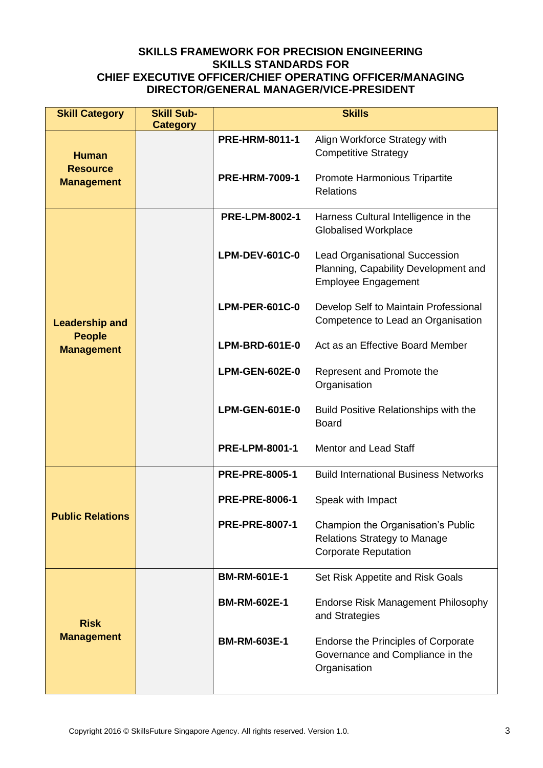## SKILLS FRAMEWORK FOR PRECISION ENGINEERING
## SKILLS STANDARDS FOR
## CHIEF EXECUTIVE OFFICER/CHIEF OPERATING OFFICER/MANAGING DIRECTOR/GENERAL MANAGER/VICE-PRESIDENT

| Skill Category | Skill Sub-Category | Skills | |
|---|---|---|---|
| **Human Resource Management** | | **PRE-HRM-8011-1** | Align Workforce Strategy with Competitive Strategy |
| | | **PRE-HRM-7009-1** | Promote Harmonious Tripartite Relations |
| **Leadership and People Management** | | **PRE-LPM-8002-1** | Harness Cultural Intelligence in the Globalised Workplace |
| | | **LPM-DEV-601C-0** | Lead Organisational Succession Planning, Capability Development and Employee Engagement |
| | | **LPM-PER-601C-0** | Develop Self to Maintain Professional Competence to Lead an Organisation |
| | | **LPM-BRD-601E-0** | Act as an Effective Board Member |
| | | **LPM-GEN-602E-0** | Represent and Promote the Organisation |
| | | **LPM-GEN-601E-0** | Build Positive Relationships with the Board |
| | | **PRE-LPM-8001-1** | Mentor and Lead Staff |
| **Public Relations** | | **PRE-PRE-8005-1** | Build International Business Networks |
| | | **PRE-PRE-8006-1** | Speak with Impact |
| | | **PRE-PRE-8007-1** | Champion the Organisation's Public Relations Strategy to Manage Corporate Reputation |
| **Risk Management** | | **BM-RM-601E-1** | Set Risk Appetite and Risk Goals |
| | | **BM-RM-602E-1** | Endorse Risk Management Philosophy and Strategies |
| | | **BM-RM-603E-1** | Endorse the Principles of Corporate Governance and Compliance in the Organisation |

Copyright 2016 © SkillsFuture Singapore Agency. All rights reserved. Version 1.0.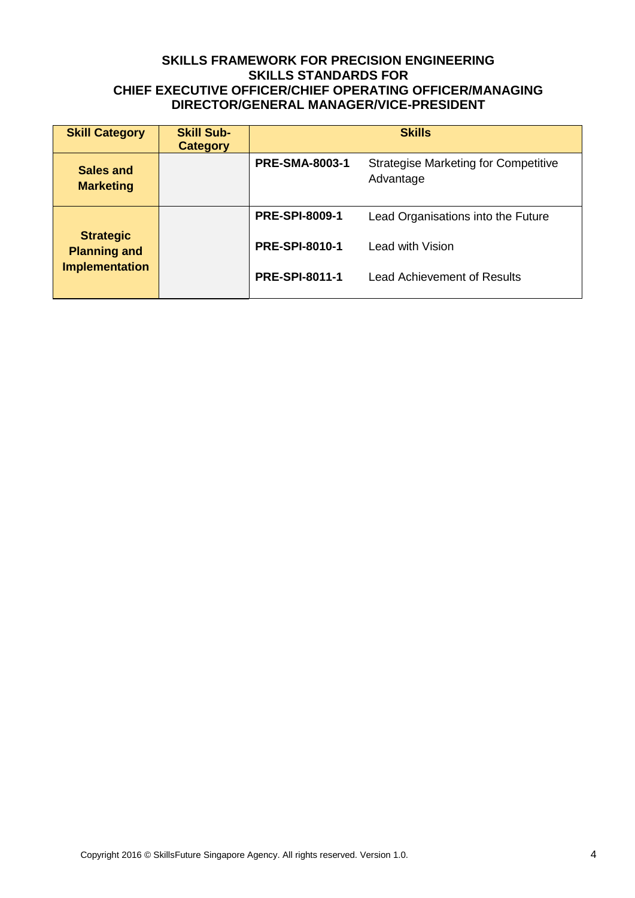**SKILLS FRAMEWORK FOR PRECISION ENGINEERING**
**SKILLS STANDARDS FOR**
**CHIEF EXECUTIVE OFFICER/CHIEF OPERATING OFFICER/MANAGING DIRECTOR/GENERAL MANAGER/VICE-PRESIDENT**

| Skill Category | Skill Sub-Category | Skills | |
|---|---|---|---|
| **Sales and Marketing** | | **PRE-SMA-8003-1** | Strategise Marketing for Competitive Advantage |
| **Strategic Planning and Implementation** | | **PRE-SPI-8009-1** | Lead Organisations into the Future |
| | | **PRE-SPI-8010-1** | Lead with Vision |
| | | **PRE-SPI-8011-1** | Lead Achievement of Results |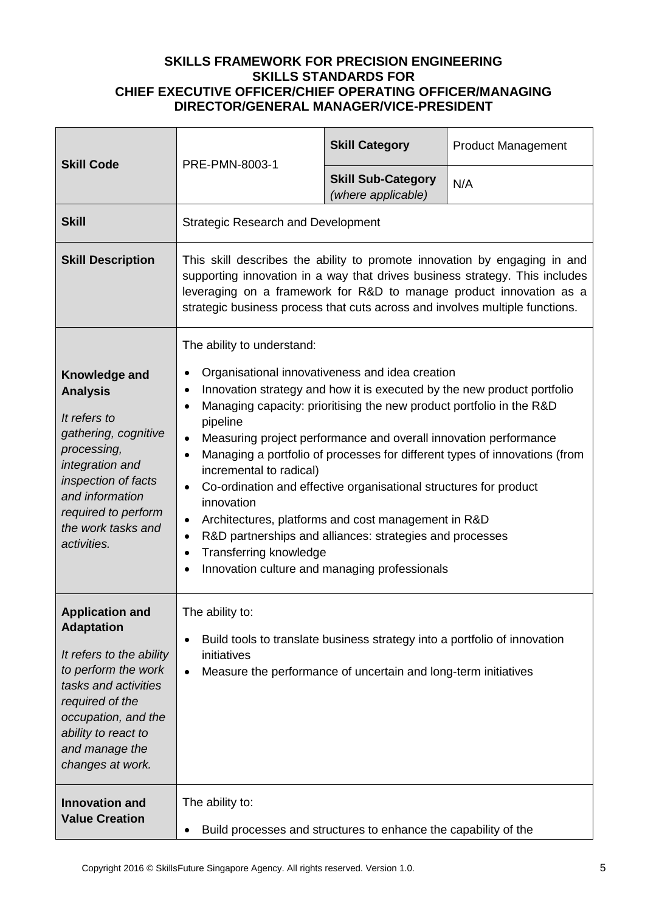**SKILLS FRAMEWORK FOR PRECISION ENGINEERING**
**SKILLS STANDARDS FOR**
**CHIEF EXECUTIVE OFFICER/CHIEF OPERATING OFFICER/MANAGING DIRECTOR/GENERAL MANAGER/VICE-PRESIDENT**

| **Skill Code** | PRE-PMN-8003-1 | **Skill Category** | Product Management |
|---|---|---|---|
| | | **Skill Sub-Category** *(where applicable)* | N/A |
| **Skill** | Strategic Research and Development | | |
| **Skill Description** | This skill describes the ability to promote innovation by engaging in and supporting innovation in a way that drives business strategy. This includes leveraging on a framework for R&D to manage product innovation as a strategic business process that cuts across and involves multiple functions. | | |
| **Knowledge and Analysis**<br><br>*It refers to gathering, cognitive processing, integration and inspection of facts and information required to perform the work tasks and activities.* | The ability to understand:<br><br>• Organisational innovativeness and idea creation<br>• Innovation strategy and how it is executed by the new product portfolio<br>• Managing capacity: prioritising the new product portfolio in the R&D pipeline<br>• Measuring project performance and overall innovation performance<br>• Managing a portfolio of processes for different types of innovations (from incremental to radical)<br>• Co-ordination and effective organisational structures for product innovation<br>• Architectures, platforms and cost management in R&D<br>• R&D partnerships and alliances: strategies and processes<br>• Transferring knowledge<br>• Innovation culture and managing professionals | | |
| **Application and Adaptation**<br><br>*It refers to the ability to perform the work tasks and activities required of the occupation, and the ability to react to and manage the changes at work.* | The ability to:<br><br>• Build tools to translate business strategy into a portfolio of innovation initiatives<br>• Measure the performance of uncertain and long-term initiatives | | |
| **Innovation and Value Creation** | The ability to:<br><br>• Build processes and structures to enhance the capability of the | | |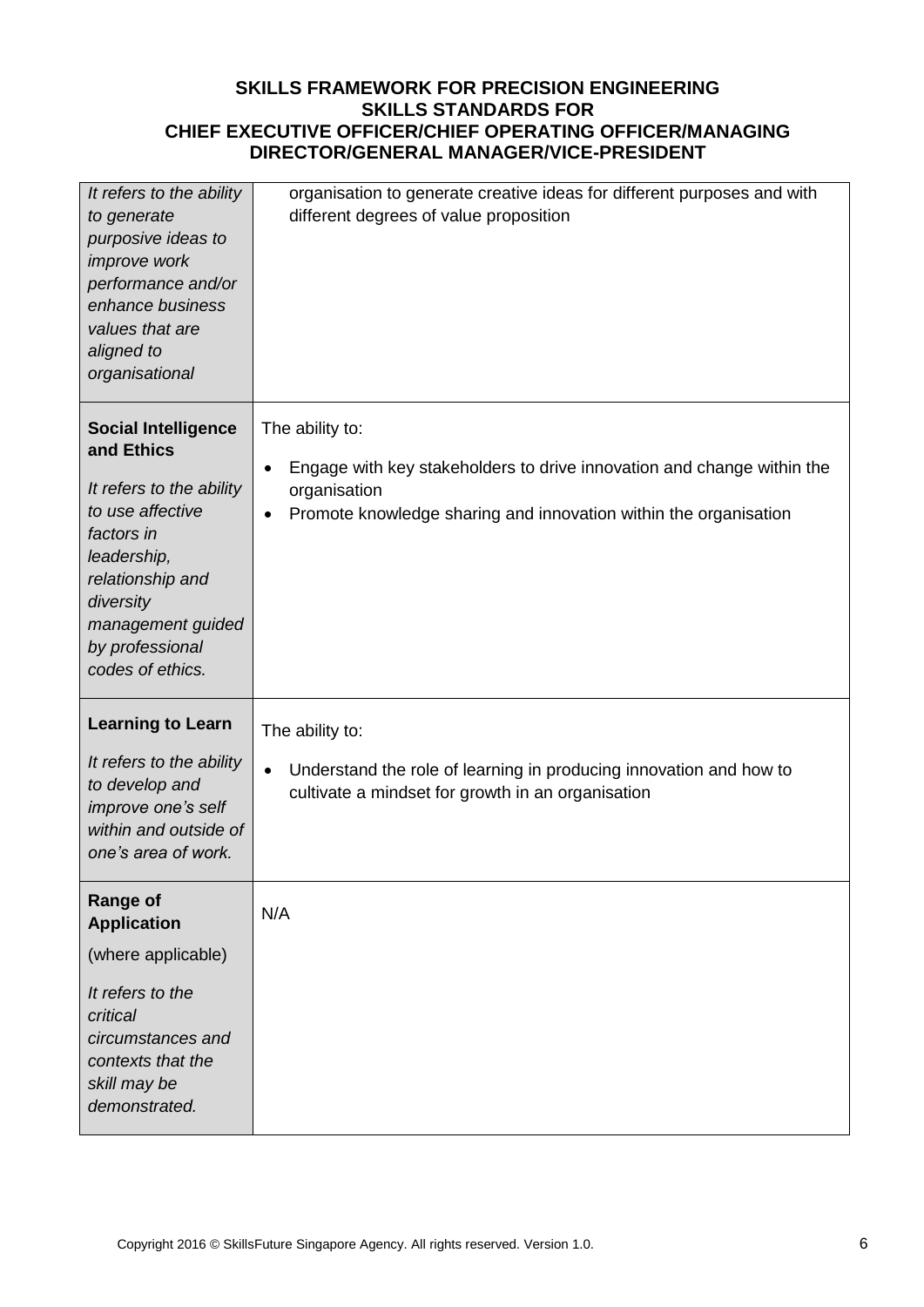| | |
|---|---|
| *It refers to the ability to generate purposive ideas to improve work performance and/or enhance business values that are aligned to organisational* | organisation to generate creative ideas for different purposes and with different degrees of value proposition |
| **Social Intelligence and Ethics**<br><br>*It refers to the ability to use affective factors in leadership, relationship and diversity management guided by professional codes of ethics.* | The ability to:<br><br>• Engage with key stakeholders to drive innovation and change within the organisation<br>• Promote knowledge sharing and innovation within the organisation |
| **Learning to Learn**<br><br>*It refers to the ability to develop and improve one's self within and outside of one's area of work.* | The ability to:<br><br>• Understand the role of learning in producing innovation and how to cultivate a mindset for growth in an organisation |
| **Range of Application**<br><br>(where applicable)<br><br>*It refers to the critical circumstances and contexts that the skill may be demonstrated.* | N/A |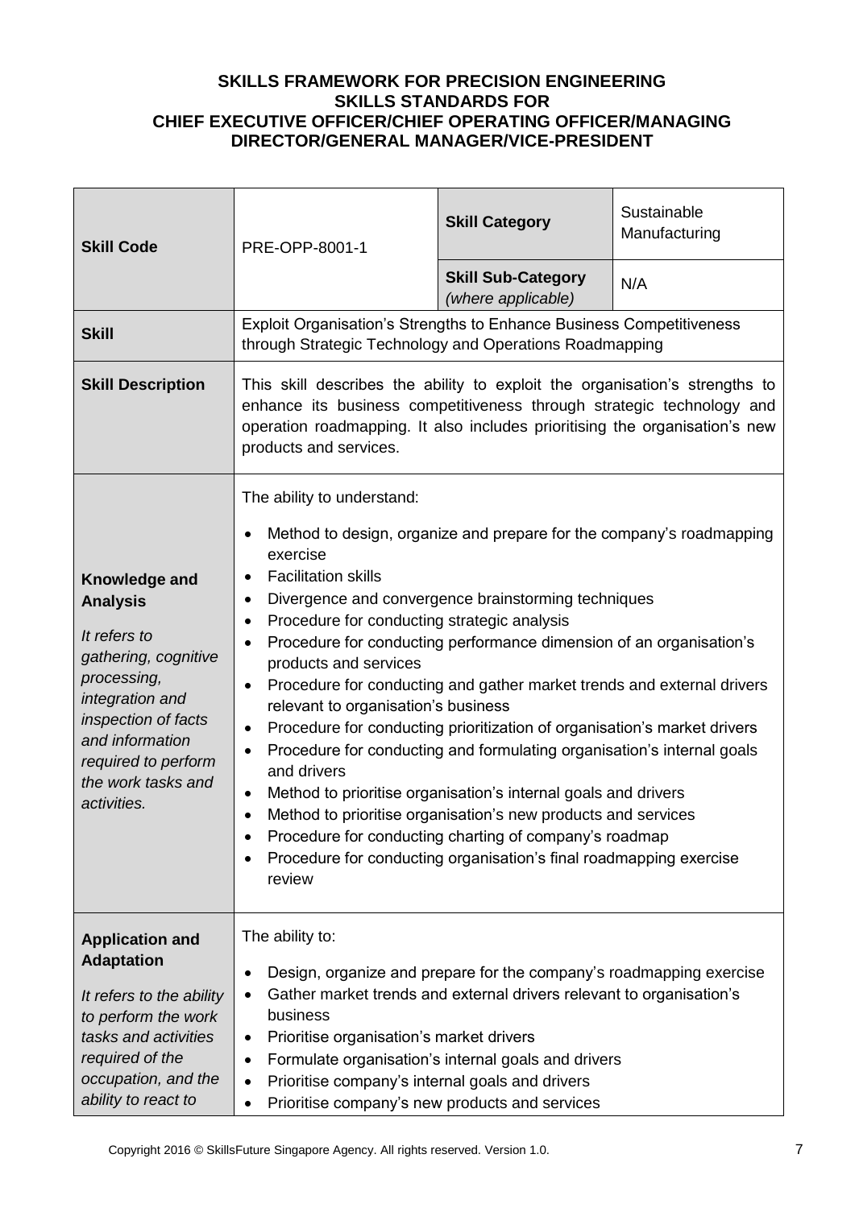**SKILLS FRAMEWORK FOR PRECISION ENGINEERING**
**SKILLS STANDARDS FOR**
**CHIEF EXECUTIVE OFFICER/CHIEF OPERATING OFFICER/MANAGING DIRECTOR/GENERAL MANAGER/VICE-PRESIDENT**

| **Skill Code** | PRE-OPP-8001-1 | **Skill Category** | Sustainable Manufacturing |
|---|---|---|---|
| | | **Skill Sub-Category** *(where applicable)* | N/A |
| **Skill** | Exploit Organisation's Strengths to Enhance Business Competitiveness through Strategic Technology and Operations Roadmapping | | |
| **Skill Description** | This skill describes the ability to exploit the organisation's strengths to enhance its business competitiveness through strategic technology and operation roadmapping. It also includes prioritising the organisation's new products and services. | | |
| **Knowledge and Analysis** *It refers to gathering, cognitive processing, integration and inspection of facts and information required to perform the work tasks and activities.* | The ability to understand: <br>• Method to design, organize and prepare for the company's roadmapping exercise <br>• Facilitation skills <br>• Divergence and convergence brainstorming techniques <br>• Procedure for conducting strategic analysis <br>• Procedure for conducting performance dimension of an organisation's products and services <br>• Procedure for conducting and gather market trends and external drivers relevant to organisation's business <br>• Procedure for conducting prioritization of organisation's market drivers <br>• Procedure for conducting and formulating organisation's internal goals and drivers <br>• Method to prioritise organisation's internal goals and drivers <br>• Method to prioritise organisation's new products and services <br>• Procedure for conducting charting of company's roadmap <br>• Procedure for conducting organisation's final roadmapping exercise review | | |
| **Application and Adaptation** *It refers to the ability to perform the work tasks and activities required of the occupation, and the ability to react to* | The ability to: <br>• Design, organize and prepare for the company's roadmapping exercise <br>• Gather market trends and external drivers relevant to organisation's business <br>• Prioritise organisation's market drivers <br>• Formulate organisation's internal goals and drivers <br>• Prioritise company's internal goals and drivers <br>• Prioritise company's new products and services | | |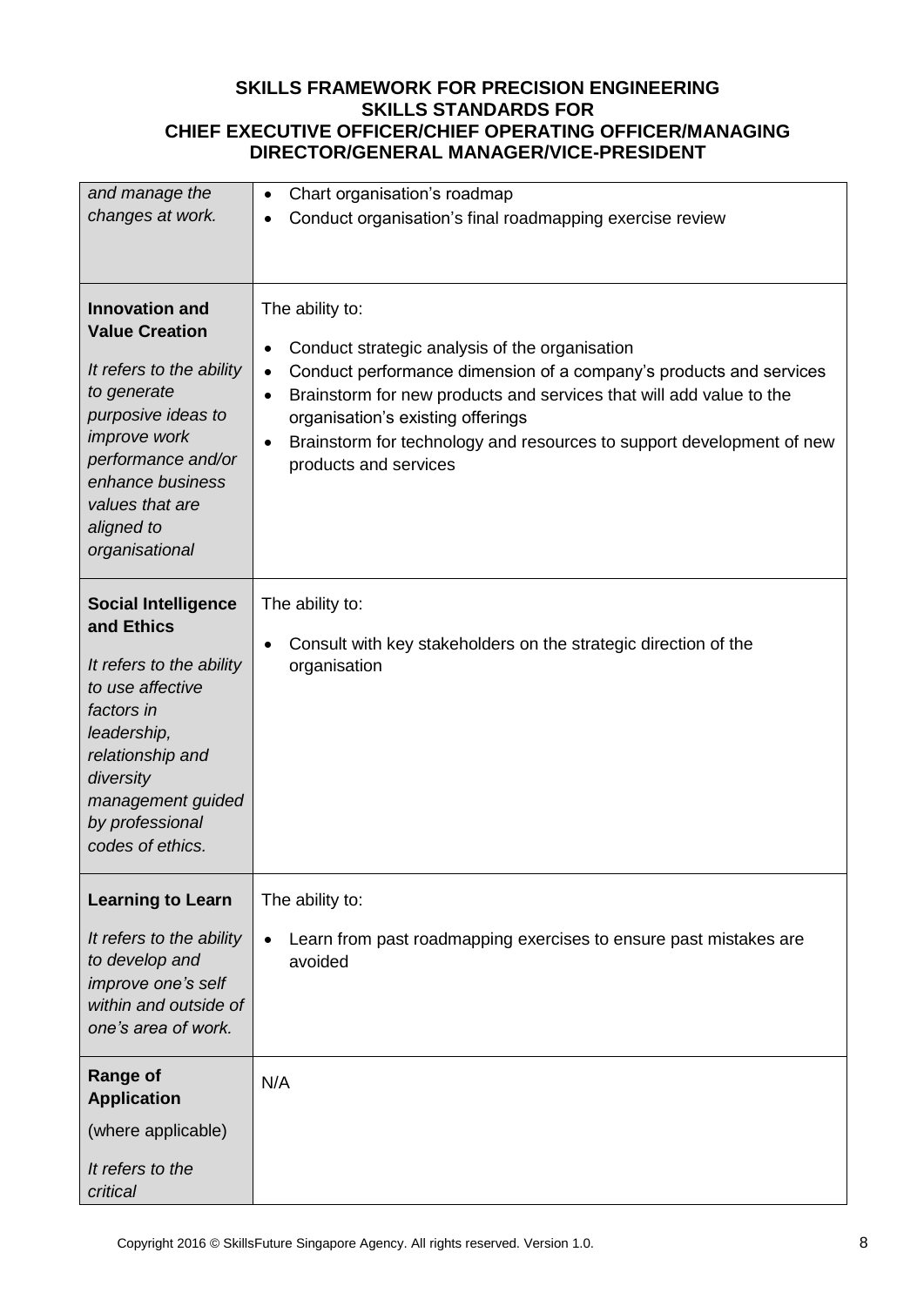| | |
|---|---|
| *and manage the changes at work.* | • Chart organisation's roadmap<br>• Conduct organisation's final roadmapping exercise review |
| **Innovation and Value Creation**<br><br>*It refers to the ability to generate purposive ideas to improve work performance and/or enhance business values that are aligned to organisational* | The ability to:<br><br>• Conduct strategic analysis of the organisation<br>• Conduct performance dimension of a company's products and services<br>• Brainstorm for new products and services that will add value to the organisation's existing offerings<br>• Brainstorm for technology and resources to support development of new products and services |
| **Social Intelligence and Ethics**<br><br>*It refers to the ability to use affective factors in leadership, relationship and diversity management guided by professional codes of ethics.* | The ability to:<br><br>• Consult with key stakeholders on the strategic direction of the organisation |
| **Learning to Learn**<br><br>*It refers to the ability to develop and improve one's self within and outside of one's area of work.* | The ability to:<br><br>• Learn from past roadmapping exercises to ensure past mistakes are avoided |
| **Range of Application**<br><br>(where applicable)<br><br>*It refers to the critical* | N/A |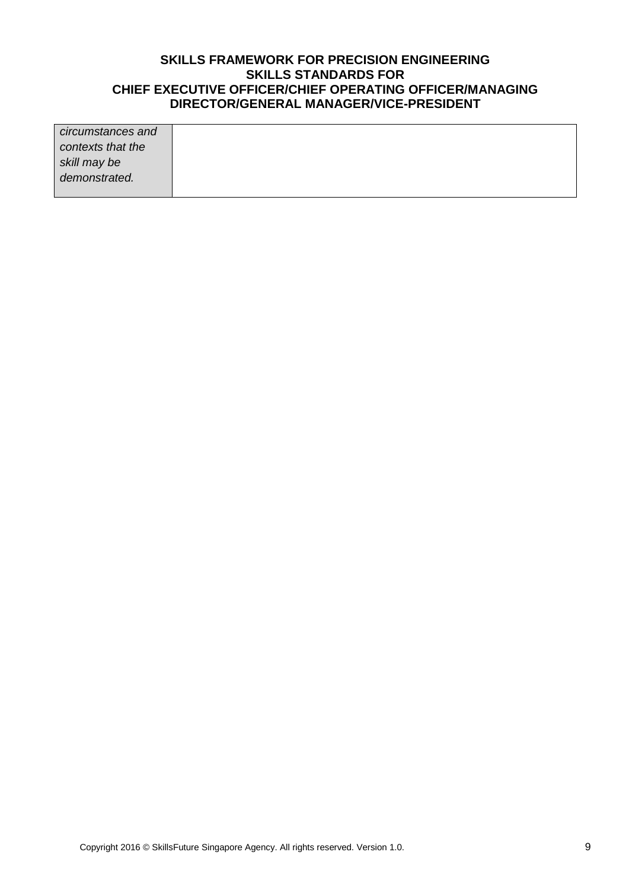| *circumstances and contexts that the skill may be demonstrated.* | |
|---|---|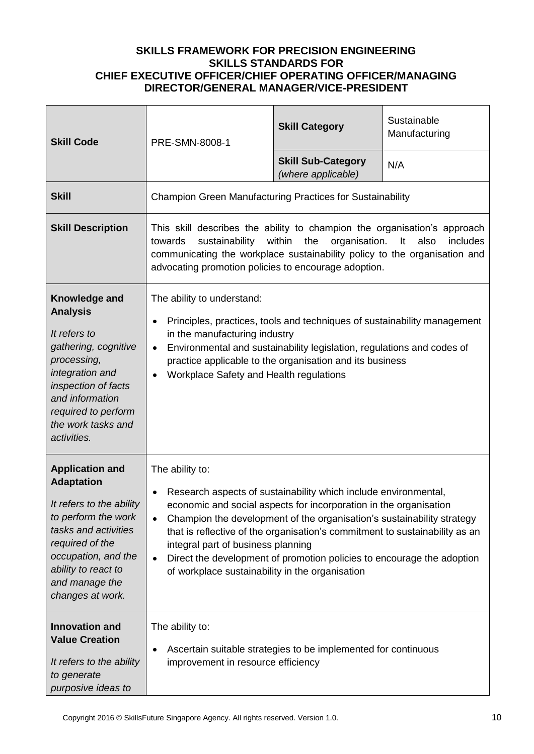**SKILLS FRAMEWORK FOR PRECISION ENGINEERING**
**SKILLS STANDARDS FOR**
**CHIEF EXECUTIVE OFFICER/CHIEF OPERATING OFFICER/MANAGING DIRECTOR/GENERAL MANAGER/VICE-PRESIDENT**

| **Skill Code** | PRE-SMN-8008-1 | **Skill Category** | Sustainable Manufacturing |
|---|---|---|---|
| | | **Skill Sub-Category** *(where applicable)* | N/A |
| **Skill** | Champion Green Manufacturing Practices for Sustainability | | |
| **Skill Description** | This skill describes the ability to champion the organisation's approach towards sustainability within the organisation. It also includes communicating the workplace sustainability policy to the organisation and advocating promotion policies to encourage adoption. | | |
| **Knowledge and Analysis** *It refers to gathering, cognitive processing, integration and inspection of facts and information required to perform the work tasks and activities.* | The ability to understand:<br>• Principles, practices, tools and techniques of sustainability management in the manufacturing industry<br>• Environmental and sustainability legislation, regulations and codes of practice applicable to the organisation and its business<br>• Workplace Safety and Health regulations | | |
| **Application and Adaptation** *It refers to the ability to perform the work tasks and activities required of the occupation, and the ability to react to and manage the changes at work.* | The ability to:<br>• Research aspects of sustainability which include environmental, economic and social aspects for incorporation in the organisation<br>• Champion the development of the organisation's sustainability strategy that is reflective of the organisation's commitment to sustainability as an integral part of business planning<br>• Direct the development of promotion policies to encourage the adoption of workplace sustainability in the organisation | | |
| **Innovation and Value Creation** *It refers to the ability to generate purposive ideas to* | The ability to:<br>• Ascertain suitable strategies to be implemented for continuous improvement in resource efficiency | | |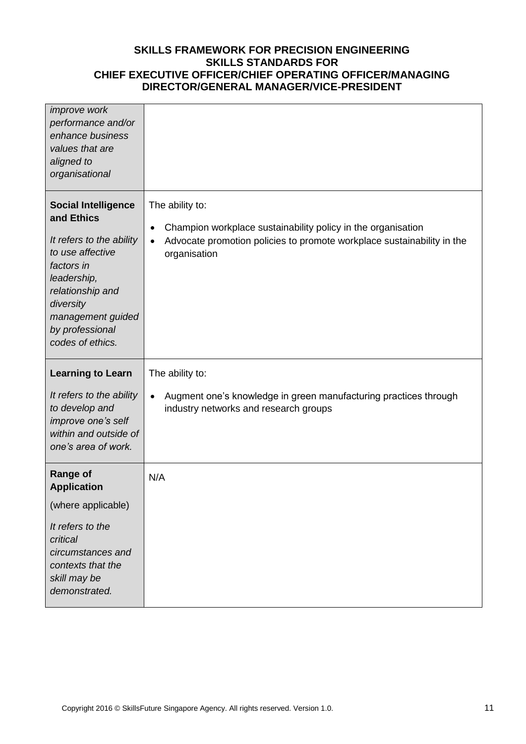| | |
|---|---|
| *improve work performance and/or enhance business values that are aligned to organisational* | |
| **Social Intelligence and Ethics**<br><br>*It refers to the ability to use affective factors in leadership, relationship and diversity management guided by professional codes of ethics.* | The ability to:<br><br>• Champion workplace sustainability policy in the organisation<br>• Advocate promotion policies to promote workplace sustainability in the organisation |
| **Learning to Learn**<br><br>*It refers to the ability to develop and improve one's self within and outside of one's area of work.* | The ability to:<br><br>• Augment one's knowledge in green manufacturing practices through industry networks and research groups |
| **Range of Application**<br><br>(where applicable)<br><br>*It refers to the critical circumstances and contexts that the skill may be demonstrated.* | N/A |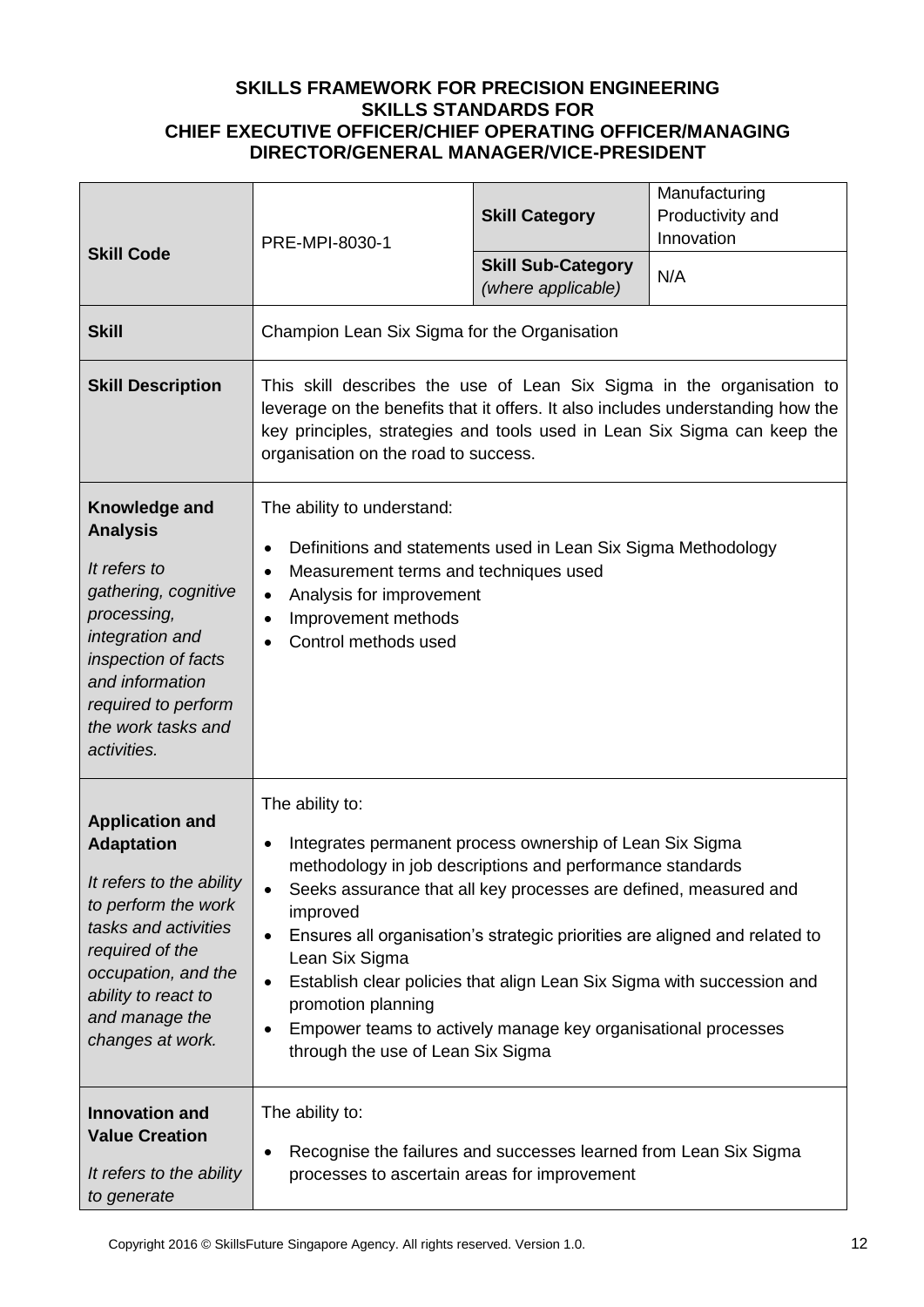**SKILLS FRAMEWORK FOR PRECISION ENGINEERING**
**SKILLS STANDARDS FOR**
**CHIEF EXECUTIVE OFFICER/CHIEF OPERATING OFFICER/MANAGING DIRECTOR/GENERAL MANAGER/VICE-PRESIDENT**

| **Skill Code** | PRE-MPI-8030-1 | **Skill Category** | Manufacturing Productivity and Innovation |
|---|---|---|---|
| | | **Skill Sub-Category** *(where applicable)* | N/A |
| **Skill** | Champion Lean Six Sigma for the Organisation | | |
| **Skill Description** | This skill describes the use of Lean Six Sigma in the organisation to leverage on the benefits that it offers. It also includes understanding how the key principles, strategies and tools used in Lean Six Sigma can keep the organisation on the road to success. | | |
| **Knowledge and Analysis** *It refers to gathering, cognitive processing, integration and inspection of facts and information required to perform the work tasks and activities.* | The ability to understand: <br>• Definitions and statements used in Lean Six Sigma Methodology <br>• Measurement terms and techniques used <br>• Analysis for improvement <br>• Improvement methods <br>• Control methods used | | |
| **Application and Adaptation** *It refers to the ability to perform the work tasks and activities required of the occupation, and the ability to react to and manage the changes at work.* | The ability to: <br>• Integrates permanent process ownership of Lean Six Sigma methodology in job descriptions and performance standards <br>• Seeks assurance that all key processes are defined, measured and improved <br>• Ensures all organisation's strategic priorities are aligned and related to Lean Six Sigma <br>• Establish clear policies that align Lean Six Sigma with succession and promotion planning <br>• Empower teams to actively manage key organisational processes through the use of Lean Six Sigma | | |
| **Innovation and Value Creation** *It refers to the ability to generate* | The ability to: <br>• Recognise the failures and successes learned from Lean Six Sigma processes to ascertain areas for improvement | | |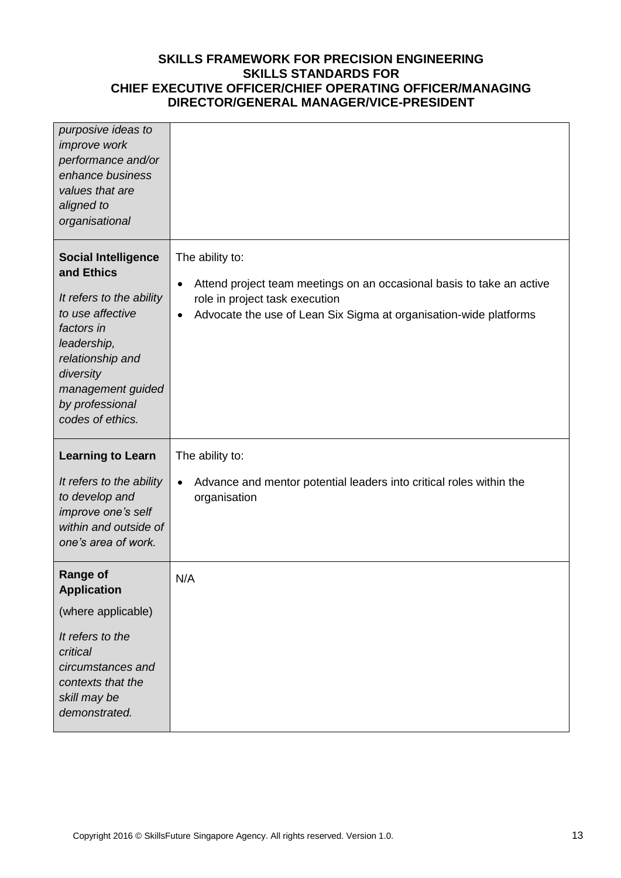| | |
|---|---|
| *purposive ideas to improve work performance and/or enhance business values that are aligned to organisational* | |
| **Social Intelligence and Ethics**<br><br>*It refers to the ability to use affective factors in leadership, relationship and diversity management guided by professional codes of ethics.* | The ability to:<br><br>• Attend project team meetings on an occasional basis to take an active role in project task execution<br>• Advocate the use of Lean Six Sigma at organisation-wide platforms |
| **Learning to Learn**<br><br>*It refers to the ability to develop and improve one's self within and outside of one's area of work.* | The ability to:<br><br>• Advance and mentor potential leaders into critical roles within the organisation |
| **Range of Application**<br><br>(where applicable)<br><br>*It refers to the critical circumstances and contexts that the skill may be demonstrated.* | N/A |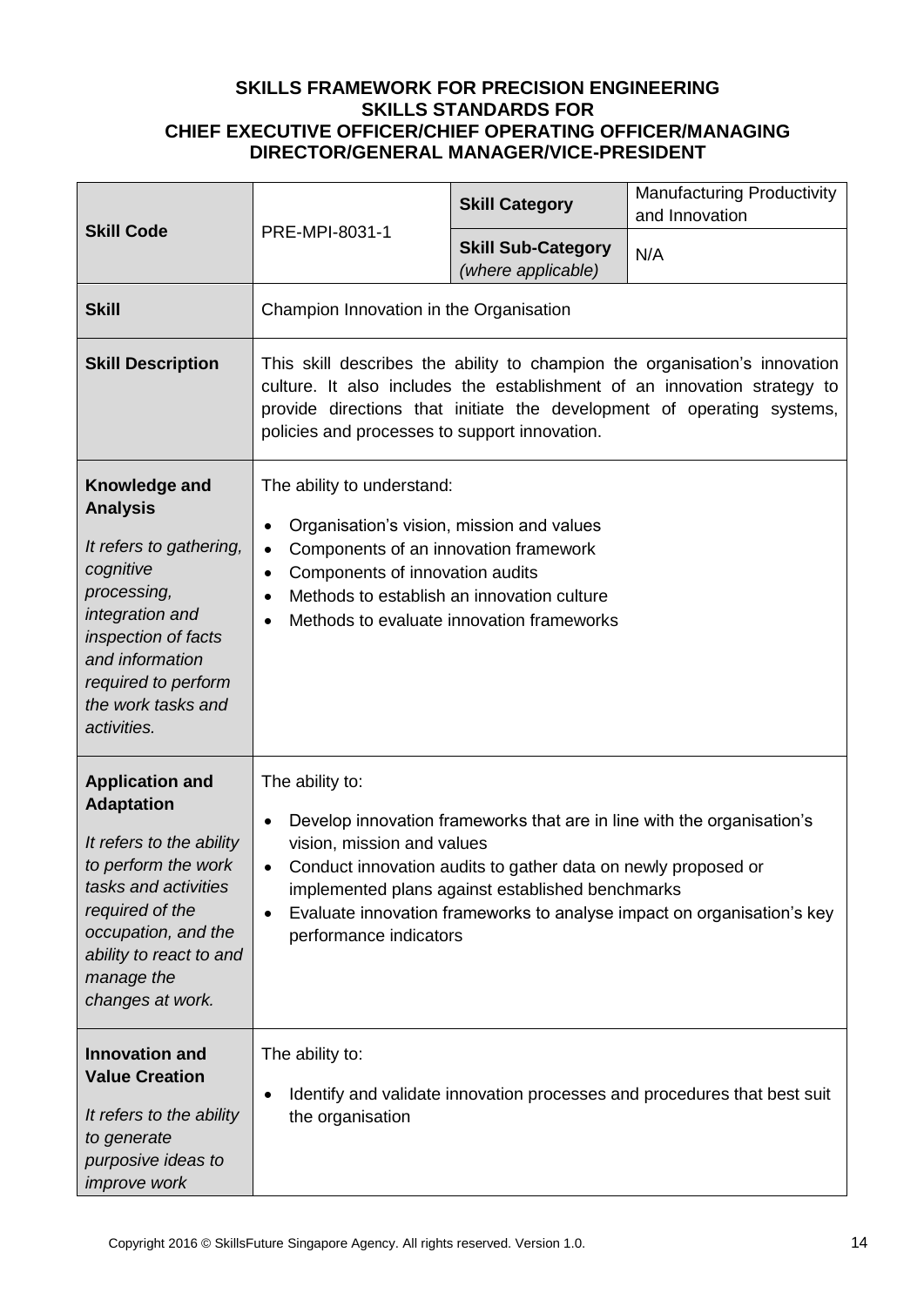**SKILLS FRAMEWORK FOR PRECISION ENGINEERING**
**SKILLS STANDARDS FOR**
**CHIEF EXECUTIVE OFFICER/CHIEF OPERATING OFFICER/MANAGING DIRECTOR/GENERAL MANAGER/VICE-PRESIDENT**

| **Skill Code** | PRE-MPI-8031-1 | **Skill Category** | Manufacturing Productivity and Innovation |
|---|---|---|---|
| | | **Skill Sub-Category** *(where applicable)* | N/A |
| **Skill** | Champion Innovation in the Organisation | | |
| **Skill Description** | This skill describes the ability to champion the organisation's innovation culture. It also includes the establishment of an innovation strategy to provide directions that initiate the development of operating systems, policies and processes to support innovation. | | |
| **Knowledge and Analysis**<br><br>*It refers to gathering, cognitive processing, integration and inspection of facts and information required to perform the work tasks and activities.* | The ability to understand:<br>• Organisation's vision, mission and values<br>• Components of an innovation framework<br>• Components of innovation audits<br>• Methods to establish an innovation culture<br>• Methods to evaluate innovation frameworks | | |
| **Application and Adaptation**<br><br>*It refers to the ability to perform the work tasks and activities required of the occupation, and the ability to react to and manage the changes at work.* | The ability to:<br>• Develop innovation frameworks that are in line with the organisation's vision, mission and values<br>• Conduct innovation audits to gather data on newly proposed or implemented plans against established benchmarks<br>• Evaluate innovation frameworks to analyse impact on organisation's key performance indicators | | |
| **Innovation and Value Creation**<br><br>*It refers to the ability to generate purposive ideas to improve work* | The ability to:<br>• Identify and validate innovation processes and procedures that best suit the organisation | | |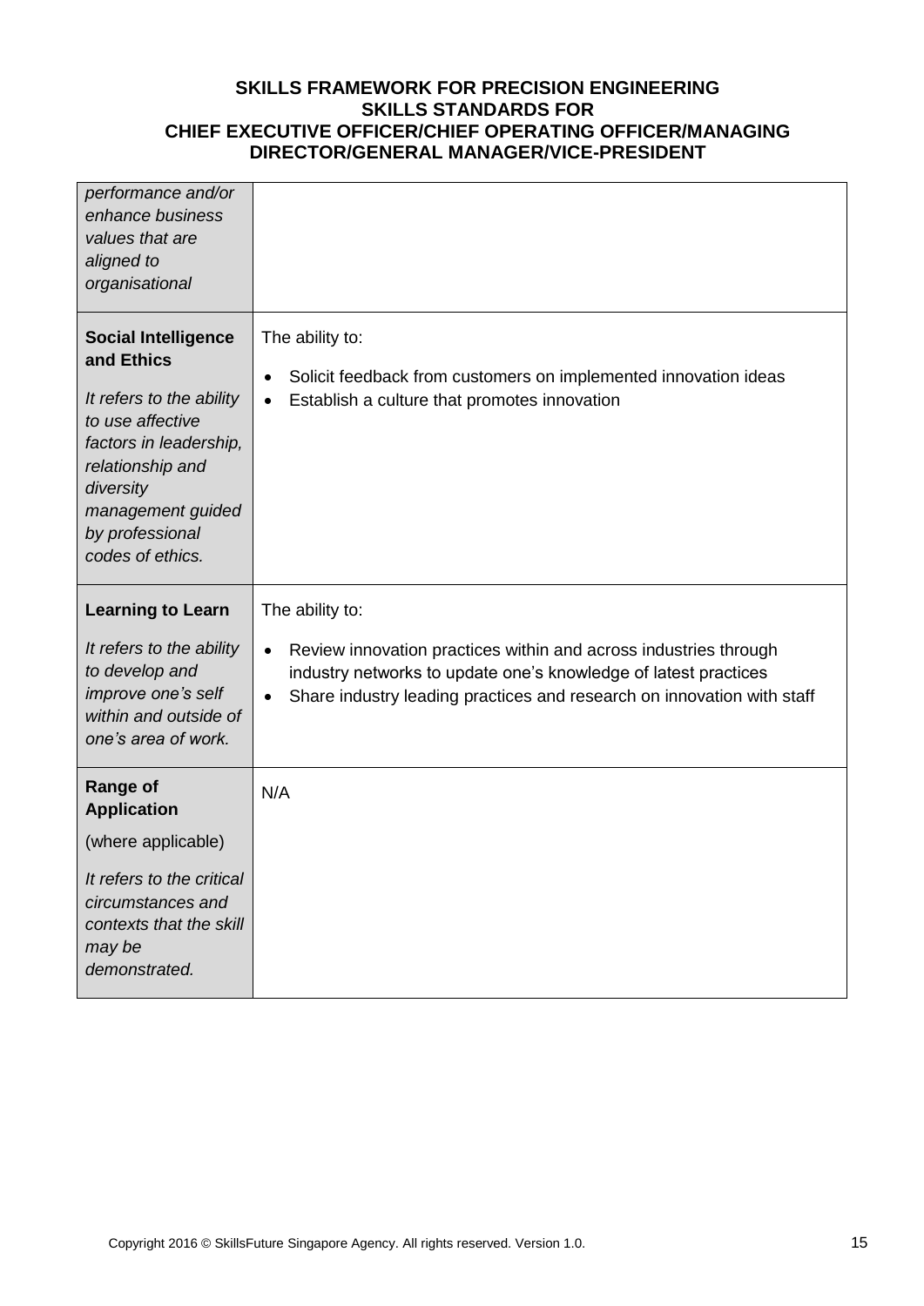| | |
|---|---|
| *performance and/or enhance business values that are aligned to organisational* | |
| **Social Intelligence and Ethics**<br><br>*It refers to the ability to use affective factors in leadership, relationship and diversity management guided by professional codes of ethics.* | The ability to:<br><br>• Solicit feedback from customers on implemented innovation ideas<br>• Establish a culture that promotes innovation |
| **Learning to Learn**<br><br>*It refers to the ability to develop and improve one's self within and outside of one's area of work.* | The ability to:<br><br>• Review innovation practices within and across industries through industry networks to update one's knowledge of latest practices<br>• Share industry leading practices and research on innovation with staff |
| **Range of Application**<br><br>(where applicable)<br><br>*It refers to the critical circumstances and contexts that the skill may be demonstrated.* | N/A |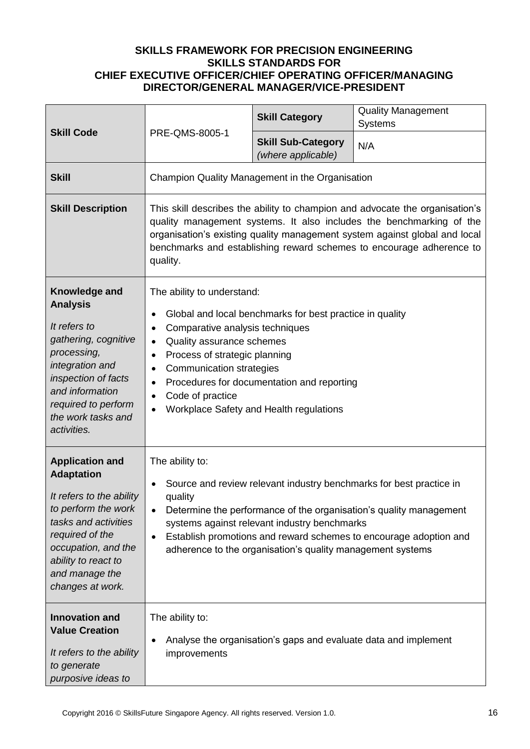**SKILLS FRAMEWORK FOR PRECISION ENGINEERING**
**SKILLS STANDARDS FOR**
**CHIEF EXECUTIVE OFFICER/CHIEF OPERATING OFFICER/MANAGING DIRECTOR/GENERAL MANAGER/VICE-PRESIDENT**

| **Skill Code** | PRE-QMS-8005-1 | **Skill Category** | Quality Management Systems |
|---|---|---|---|
| | | **Skill Sub-Category** *(where applicable)* | N/A |
| **Skill** | Champion Quality Management in the Organisation | | |
| **Skill Description** | This skill describes the ability to champion and advocate the organisation's quality management systems. It also includes the benchmarking of the organisation's existing quality management system against global and local benchmarks and establishing reward schemes to encourage adherence to quality. | | |
| **Knowledge and Analysis** <br> *It refers to gathering, cognitive processing, integration and inspection of facts and information required to perform the work tasks and activities.* | The ability to understand: <br> • Global and local benchmarks for best practice in quality <br> • Comparative analysis techniques <br> • Quality assurance schemes <br> • Process of strategic planning <br> • Communication strategies <br> • Procedures for documentation and reporting <br> • Code of practice <br> • Workplace Safety and Health regulations | | |
| **Application and Adaptation** <br> *It refers to the ability to perform the work tasks and activities required of the occupation, and the ability to react to and manage the changes at work.* | The ability to: <br> • Source and review relevant industry benchmarks for best practice in quality <br> • Determine the performance of the organisation's quality management systems against relevant industry benchmarks <br> • Establish promotions and reward schemes to encourage adoption and adherence to the organisation's quality management systems | | |
| **Innovation and Value Creation** <br> *It refers to the ability to generate purposive ideas to* | The ability to: <br> • Analyse the organisation's gaps and evaluate data and implement improvements | | |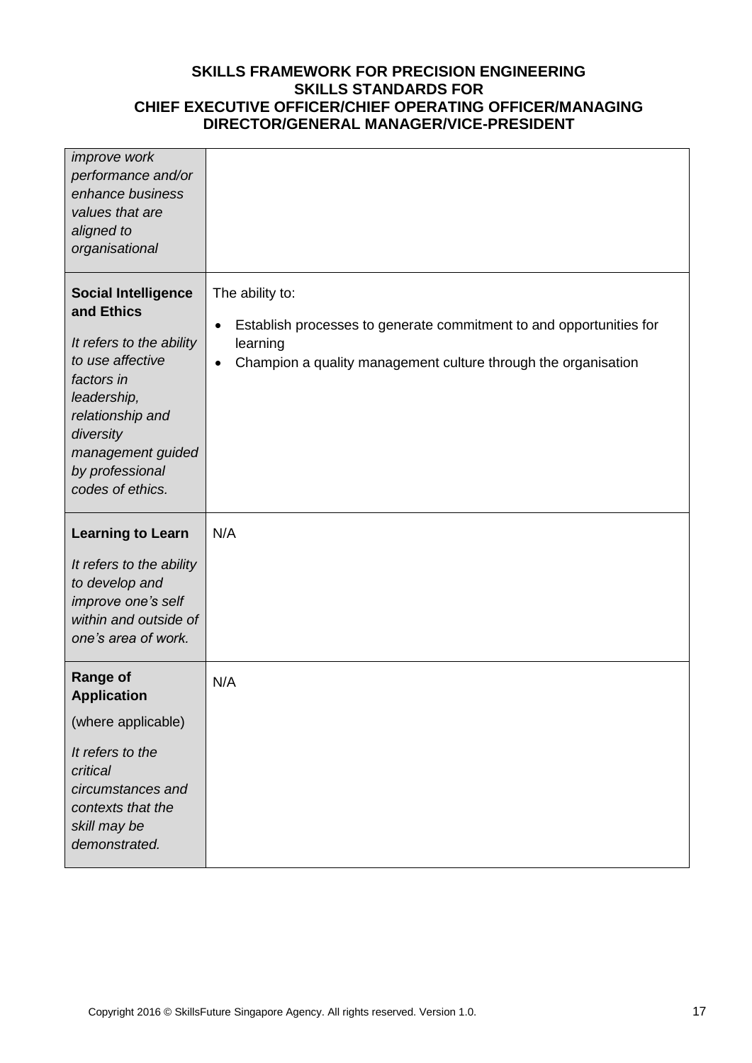| | |
|---|---|
| *improve work performance and/or enhance business values that are aligned to organisational* | |
| **Social Intelligence and Ethics**<br><br>*It refers to the ability to use affective factors in leadership, relationship and diversity management guided by professional codes of ethics.* | The ability to:<br><br>• Establish processes to generate commitment to and opportunities for learning<br>• Champion a quality management culture through the organisation |
| **Learning to Learn**<br><br>*It refers to the ability to develop and improve one's self within and outside of one's area of work.* | N/A |
| **Range of Application**<br><br>(where applicable)<br><br>*It refers to the critical circumstances and contexts that the skill may be demonstrated.* | N/A |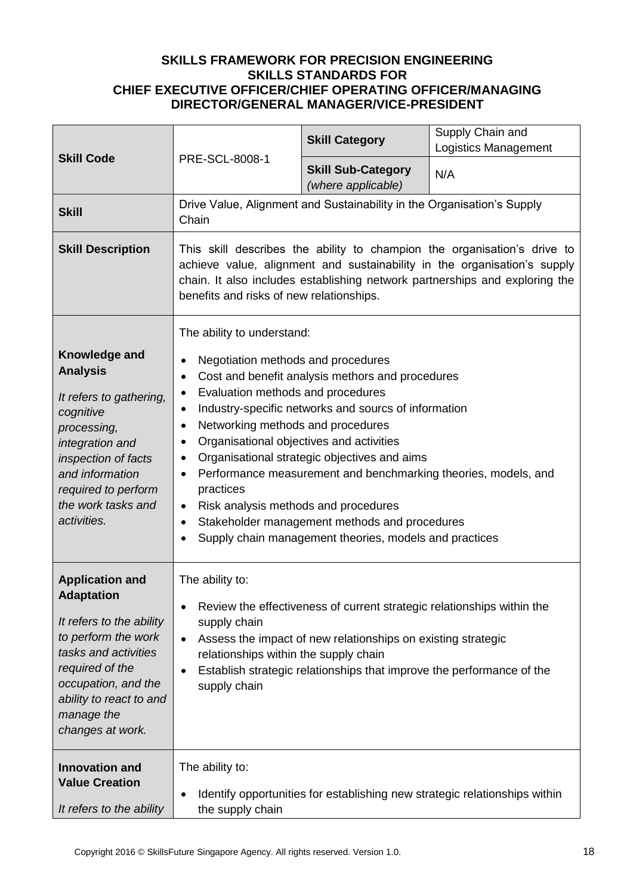**SKILLS FRAMEWORK FOR PRECISION ENGINEERING**
**SKILLS STANDARDS FOR**
**CHIEF EXECUTIVE OFFICER/CHIEF OPERATING OFFICER/MANAGING DIRECTOR/GENERAL MANAGER/VICE-PRESIDENT**

| | | | |
|---|---|---|---|
| **Skill Code** | PRE-SCL-8008-1 | **Skill Category** | Supply Chain and Logistics Management |
| | | **Skill Sub-Category** *(where applicable)* | N/A |
| **Skill** | Drive Value, Alignment and Sustainability in the Organisation's Supply Chain | | |
| **Skill Description** | This skill describes the ability to champion the organisation's drive to achieve value, alignment and sustainability in the organisation's supply chain. It also includes establishing network partnerships and exploring the benefits and risks of new relationships. | | |
| **Knowledge and Analysis**<br><br>*It refers to gathering, cognitive processing, integration and inspection of facts and information required to perform the work tasks and activities.* | The ability to understand:<br>• Negotiation methods and procedures<br>• Cost and benefit analysis methors and procedures<br>• Evaluation methods and procedures<br>• Industry-specific networks and sourcs of information<br>• Networking methods and procedures<br>• Organisational objectives and activities<br>• Organisational strategic objectives and aims<br>• Performance measurement and benchmarking theories, models, and practices<br>• Risk analysis methods and procedures<br>• Stakeholder management methods and procedures<br>• Supply chain management theories, models and practices | | |
| **Application and Adaptation**<br><br>*It refers to the ability to perform the work tasks and activities required of the occupation, and the ability to react to and manage the changes at work.* | The ability to:<br>• Review the effectiveness of current strategic relationships within the supply chain<br>• Assess the impact of new relationships on existing strategic relationships within the supply chain<br>• Establish strategic relationships that improve the performance of the supply chain | | |
| **Innovation and Value Creation**<br><br>*It refers to the ability* | The ability to:<br>• Identify opportunities for establishing new strategic relationships within the supply chain | | |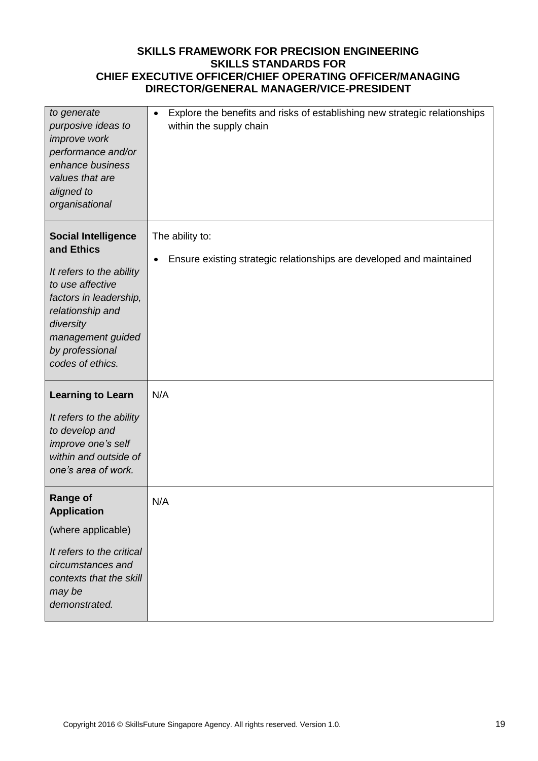| | |
|---|---|
| *to generate purposive ideas to improve work performance and/or enhance business values that are aligned to organisational* | • Explore the benefits and risks of establishing new strategic relationships within the supply chain |
| **Social Intelligence and Ethics**<br><br>*It refers to the ability to use affective factors in leadership, relationship and diversity management guided by professional codes of ethics.* | The ability to:<br><br>• Ensure existing strategic relationships are developed and maintained |
| **Learning to Learn**<br><br>*It refers to the ability to develop and improve one's self within and outside of one's area of work.* | N/A |
| **Range of Application**<br><br>(where applicable)<br><br>*It refers to the critical circumstances and contexts that the skill may be demonstrated.* | N/A |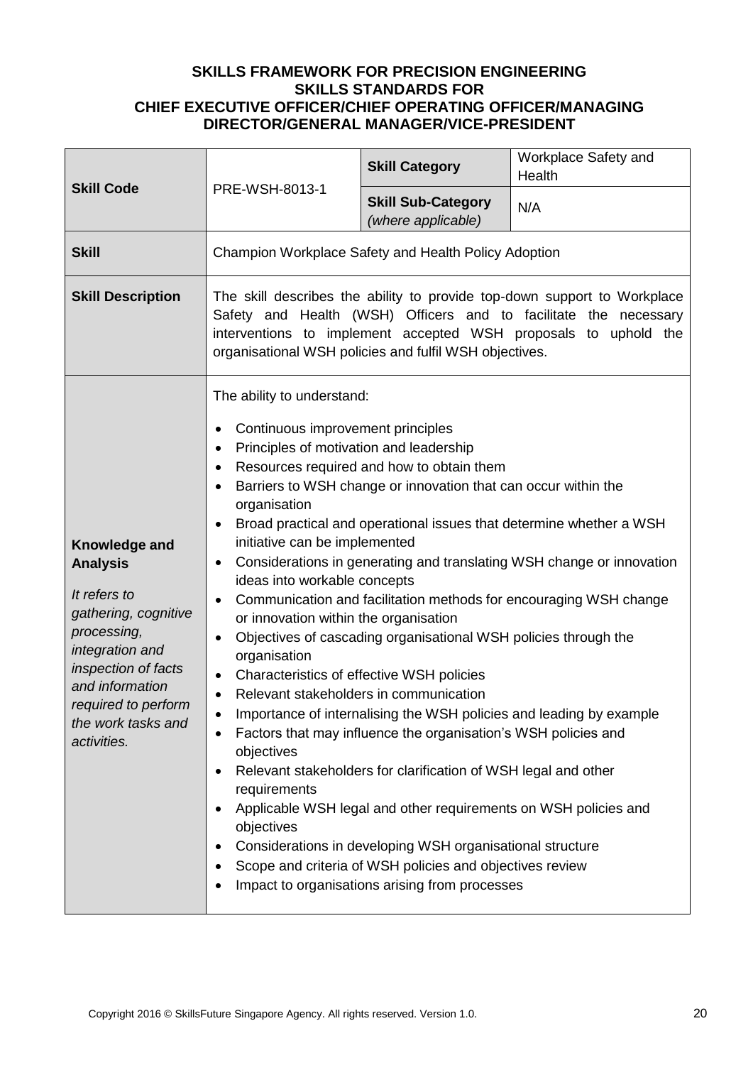**SKILLS FRAMEWORK FOR PRECISION ENGINEERING**
**SKILLS STANDARDS FOR**
**CHIEF EXECUTIVE OFFICER/CHIEF OPERATING OFFICER/MANAGING DIRECTOR/GENERAL MANAGER/VICE-PRESIDENT**

| **Skill Code** | PRE-WSH-8013-1 | **Skill Category** | Workplace Safety and Health |
|---|---|---|---|
| | | **Skill Sub-Category** *(where applicable)* | N/A |
| **Skill** | Champion Workplace Safety and Health Policy Adoption | | |
| **Skill Description** | The skill describes the ability to provide top-down support to Workplace Safety and Health (WSH) Officers and to facilitate the necessary interventions to implement accepted WSH proposals to uphold the organisational WSH policies and fulfil WSH objectives. | | |
| **Knowledge and Analysis** *It refers to gathering, cognitive processing, integration and inspection of facts and information required to perform the work tasks and activities.* | The ability to understand: <br>• Continuous improvement principles <br>• Principles of motivation and leadership <br>• Resources required and how to obtain them <br>• Barriers to WSH change or innovation that can occur within the organisation <br>• Broad practical and operational issues that determine whether a WSH initiative can be implemented <br>• Considerations in generating and translating WSH change or innovation ideas into workable concepts <br>• Communication and facilitation methods for encouraging WSH change or innovation within the organisation <br>• Objectives of cascading organisational WSH policies through the organisation <br>• Characteristics of effective WSH policies <br>• Relevant stakeholders in communication <br>• Importance of internalising the WSH policies and leading by example <br>• Factors that may influence the organisation's WSH policies and objectives <br>• Relevant stakeholders for clarification of WSH legal and other requirements <br>• Applicable WSH legal and other requirements on WSH policies and objectives <br>• Considerations in developing WSH organisational structure <br>• Scope and criteria of WSH policies and objectives review <br>• Impact to organisations arising from processes | | |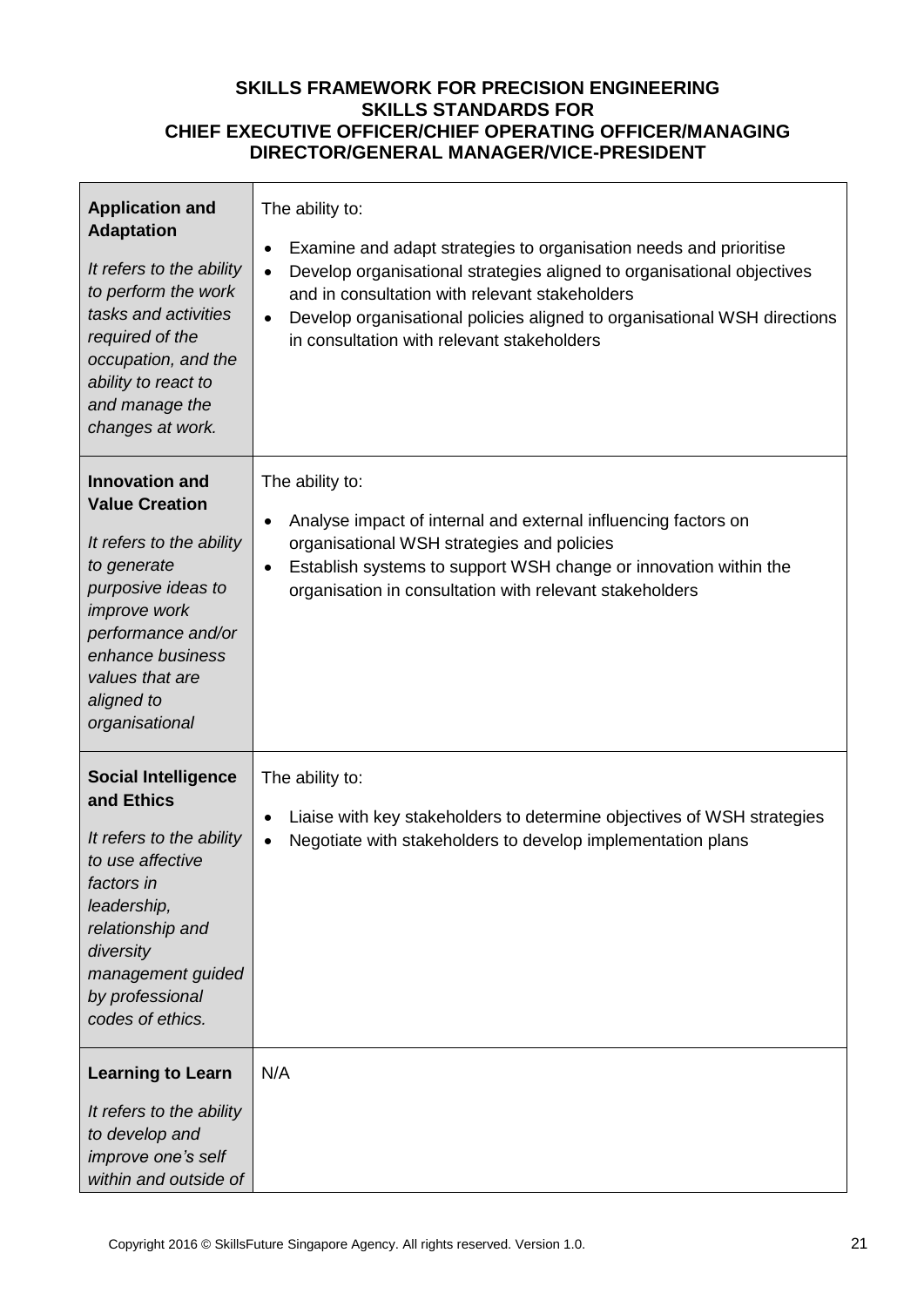**SKILLS FRAMEWORK FOR PRECISION ENGINEERING**
**SKILLS STANDARDS FOR**
**CHIEF EXECUTIVE OFFICER/CHIEF OPERATING OFFICER/MANAGING DIRECTOR/GENERAL MANAGER/VICE-PRESIDENT**

| | |
|---|---|
| **Application and Adaptation**<br><br>*It refers to the ability to perform the work tasks and activities required of the occupation, and the ability to react to and manage the changes at work.* | The ability to:<br><br>• Examine and adapt strategies to organisation needs and prioritise<br>• Develop organisational strategies aligned to organisational objectives and in consultation with relevant stakeholders<br>• Develop organisational policies aligned to organisational WSH directions in consultation with relevant stakeholders |
| **Innovation and Value Creation**<br><br>*It refers to the ability to generate purposive ideas to improve work performance and/or enhance business values that are aligned to organisational* | The ability to:<br><br>• Analyse impact of internal and external influencing factors on organisational WSH strategies and policies<br>• Establish systems to support WSH change or innovation within the organisation in consultation with relevant stakeholders |
| **Social Intelligence and Ethics**<br><br>*It refers to the ability to use affective factors in leadership, relationship and diversity management guided by professional codes of ethics.* | The ability to:<br><br>• Liaise with key stakeholders to determine objectives of WSH strategies<br>• Negotiate with stakeholders to develop implementation plans |
| **Learning to Learn**<br><br>*It refers to the ability to develop and improve one's self within and outside of* | N/A |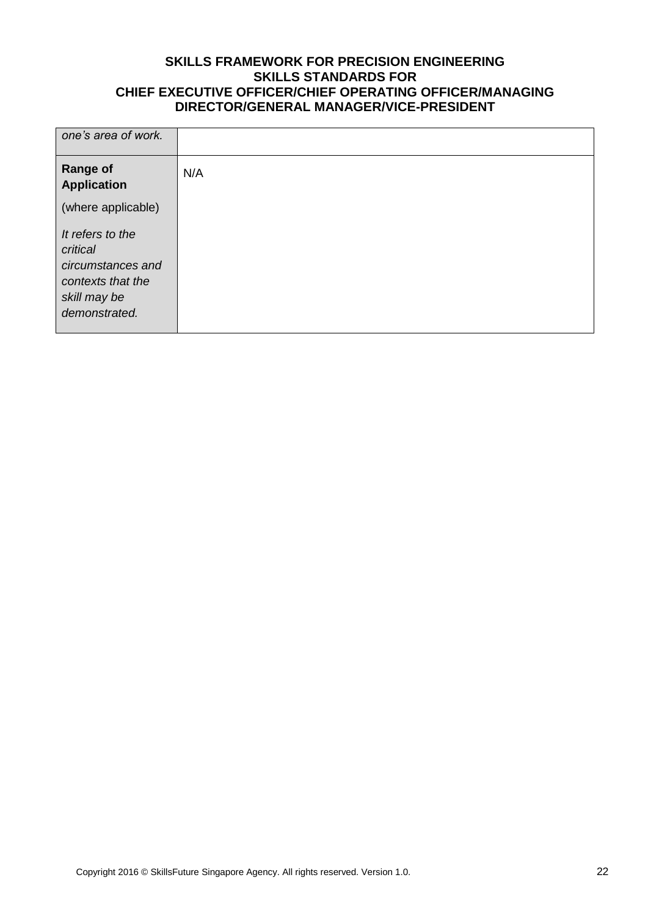| | |
|---|---|
| *one's area of work.* | |
| **Range of Application**<br><br>(where applicable)<br><br>*It refers to the critical circumstances and contexts that the skill may be demonstrated.* | N/A |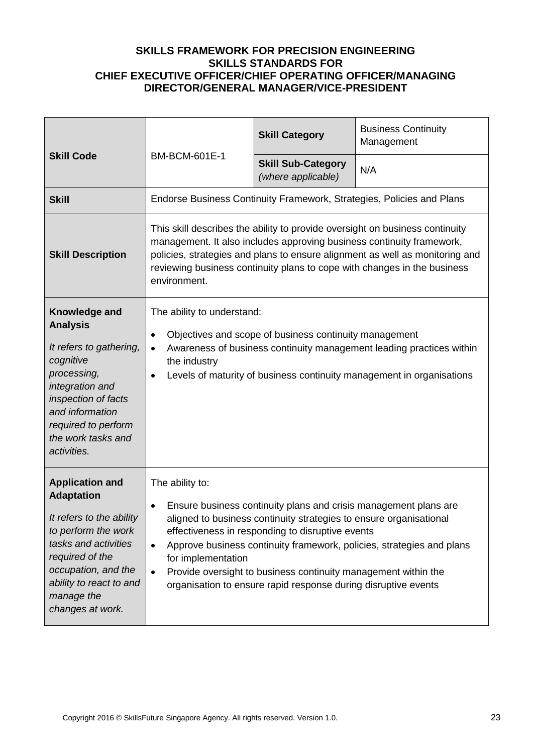**SKILLS FRAMEWORK FOR PRECISION ENGINEERING**
**SKILLS STANDARDS FOR**
**CHIEF EXECUTIVE OFFICER/CHIEF OPERATING OFFICER/MANAGING DIRECTOR/GENERAL MANAGER/VICE-PRESIDENT**

| **Skill Code** | BM-BCM-601E-1 | **Skill Category** | Business Continuity Management |
|---|---|---|---|
| | | **Skill Sub-Category** *(where applicable)* | N/A |
| **Skill** | Endorse Business Continuity Framework, Strategies, Policies and Plans | | |
| **Skill Description** | This skill describes the ability to provide oversight on business continuity management. It also includes approving business continuity framework, policies, strategies and plans to ensure alignment as well as monitoring and reviewing business continuity plans to cope with changes in the business environment. | | |
| **Knowledge and Analysis**<br><br>*It refers to gathering, cognitive processing, integration and inspection of facts and information required to perform the work tasks and activities.* | The ability to understand:<br><br>• Objectives and scope of business continuity management<br>• Awareness of business continuity management leading practices within the industry<br>• Levels of maturity of business continuity management in organisations | | |
| **Application and Adaptation**<br><br>*It refers to the ability to perform the work tasks and activities required of the occupation, and the ability to react to and manage the changes at work.* | The ability to:<br><br>• Ensure business continuity plans and crisis management plans are aligned to business continuity strategies to ensure organisational effectiveness in responding to disruptive events<br>• Approve business continuity framework, policies, strategies and plans for implementation<br>• Provide oversight to business continuity management within the organisation to ensure rapid response during disruptive events | | |

Copyright 2016 © SkillsFuture Singapore Agency. All rights reserved. Version 1.0.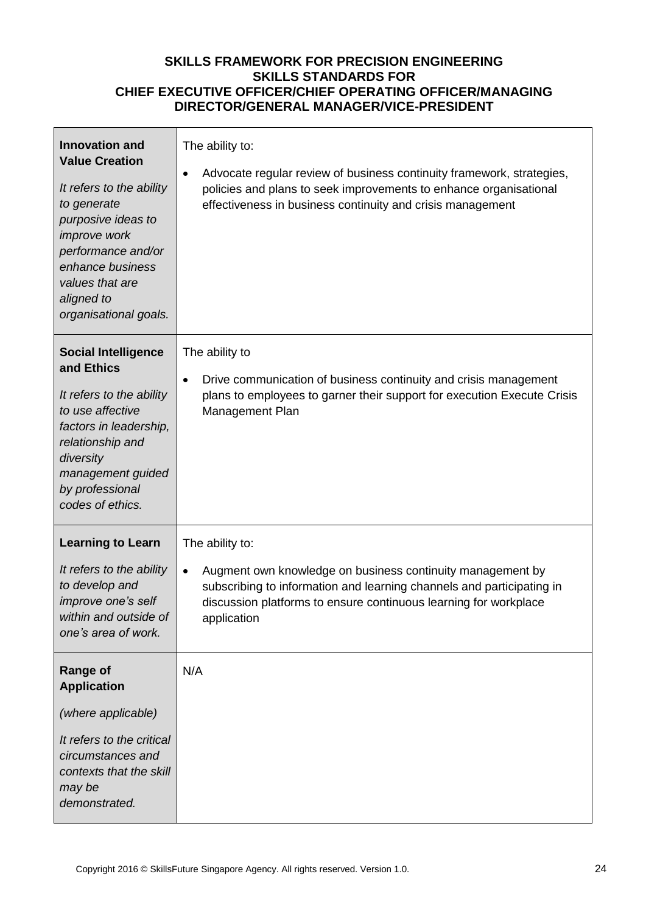**SKILLS FRAMEWORK FOR PRECISION ENGINEERING**
**SKILLS STANDARDS FOR**
**CHIEF EXECUTIVE OFFICER/CHIEF OPERATING OFFICER/MANAGING DIRECTOR/GENERAL MANAGER/VICE-PRESIDENT**

| | |
|---|---|
| **Innovation and Value Creation**<br><br>*It refers to the ability to generate purposive ideas to improve work performance and/or enhance business values that are aligned to organisational goals.* | The ability to:<br><br>• Advocate regular review of business continuity framework, strategies, policies and plans to seek improvements to enhance organisational effectiveness in business continuity and crisis management |
| **Social Intelligence and Ethics**<br><br>*It refers to the ability to use affective factors in leadership, relationship and diversity management guided by professional codes of ethics.* | The ability to<br><br>• Drive communication of business continuity and crisis management plans to employees to garner their support for execution Execute Crisis Management Plan |
| **Learning to Learn**<br><br>*It refers to the ability to develop and improve one's self within and outside of one's area of work.* | The ability to:<br><br>• Augment own knowledge on business continuity management by subscribing to information and learning channels and participating in discussion platforms to ensure continuous learning for workplace application |
| **Range of Application**<br><br>*(where applicable)*<br><br>*It refers to the critical circumstances and contexts that the skill may be demonstrated.* | N/A |

Copyright 2016 © SkillsFuture Singapore Agency. All rights reserved. Version 1.0.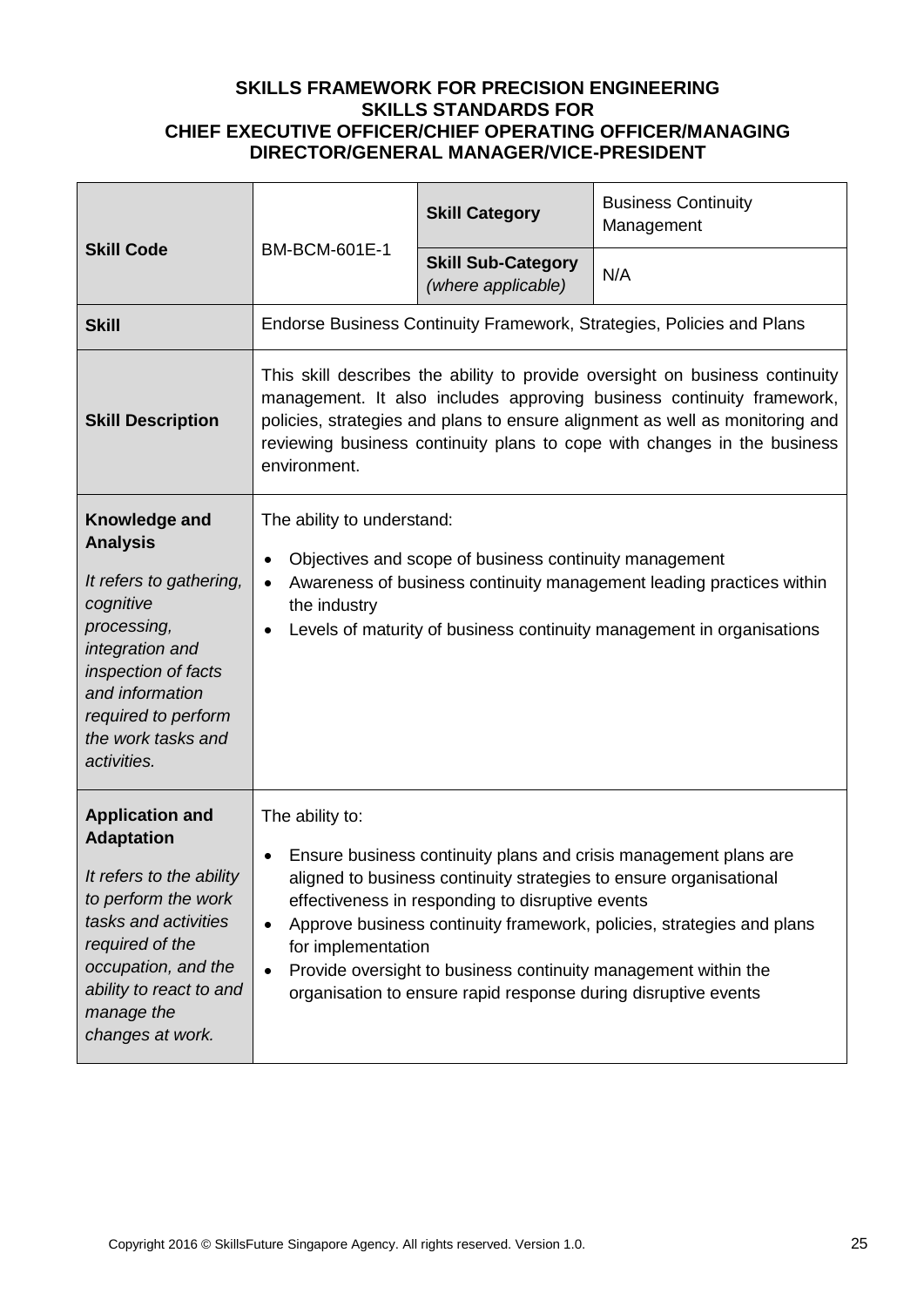**SKILLS FRAMEWORK FOR PRECISION ENGINEERING**
**SKILLS STANDARDS FOR**
**CHIEF EXECUTIVE OFFICER/CHIEF OPERATING OFFICER/MANAGING DIRECTOR/GENERAL MANAGER/VICE-PRESIDENT**

| **Skill Code** | BM-BCM-601E-1 | **Skill Category** | Business Continuity Management |
|---|---|---|---|
| | | **Skill Sub-Category** *(where applicable)* | N/A |
| **Skill** | Endorse Business Continuity Framework, Strategies, Policies and Plans | | |
| **Skill Description** | This skill describes the ability to provide oversight on business continuity management. It also includes approving business continuity framework, policies, strategies and plans to ensure alignment as well as monitoring and reviewing business continuity plans to cope with changes in the business environment. | | |
| **Knowledge and Analysis**<br><br>*It refers to gathering, cognitive processing, integration and inspection of facts and information required to perform the work tasks and activities.* | The ability to understand:<br><br>• Objectives and scope of business continuity management<br>• Awareness of business continuity management leading practices within the industry<br>• Levels of maturity of business continuity management in organisations | | |
| **Application and Adaptation**<br><br>*It refers to the ability to perform the work tasks and activities required of the occupation, and the ability to react to and manage the changes at work.* | The ability to:<br><br>• Ensure business continuity plans and crisis management plans are aligned to business continuity strategies to ensure organisational effectiveness in responding to disruptive events<br>• Approve business continuity framework, policies, strategies and plans for implementation<br>• Provide oversight to business continuity management within the organisation to ensure rapid response during disruptive events | | |

Copyright 2016 © SkillsFuture Singapore Agency. All rights reserved. Version 1.0.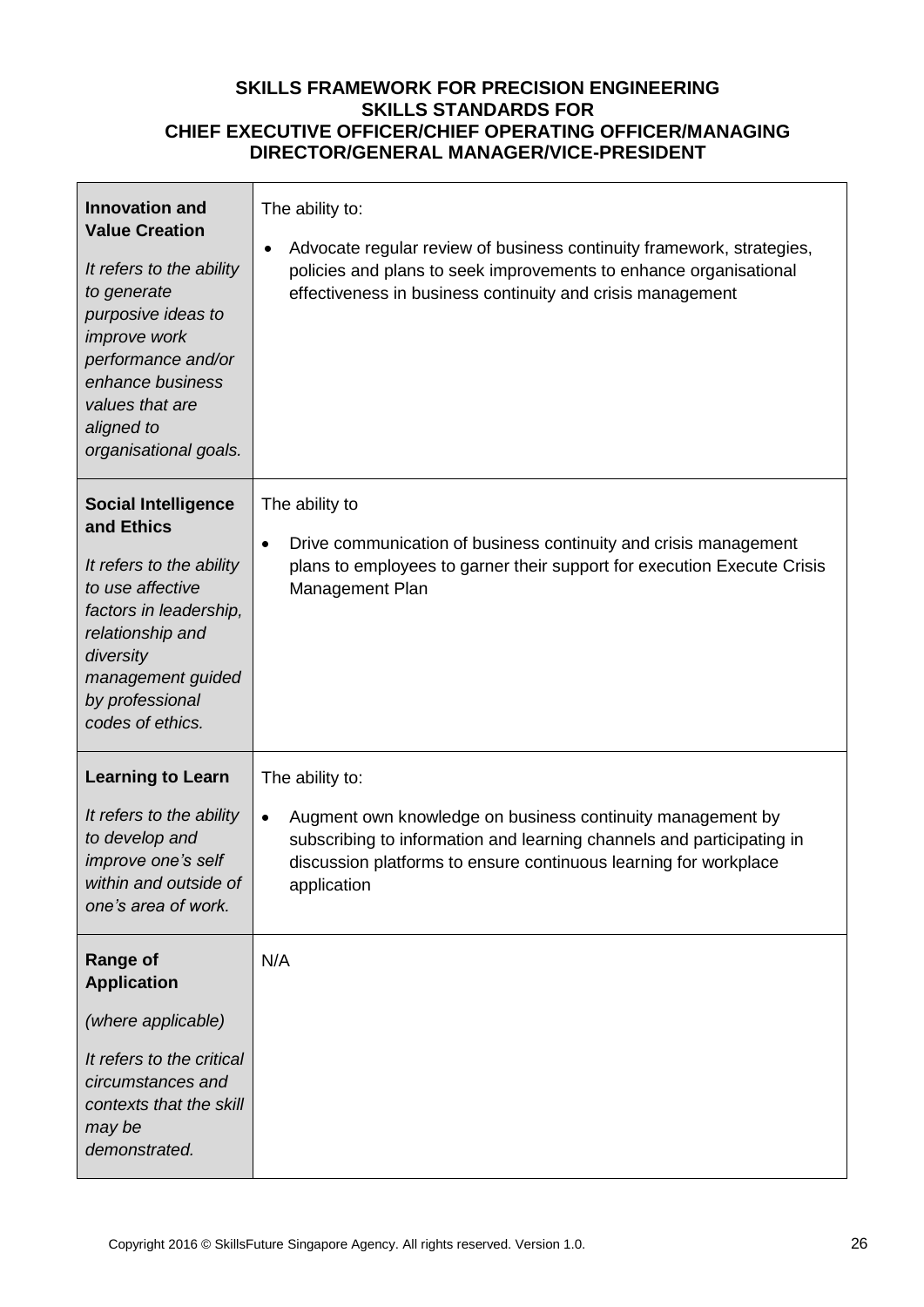**SKILLS FRAMEWORK FOR PRECISION ENGINEERING**
**SKILLS STANDARDS FOR**
**CHIEF EXECUTIVE OFFICER/CHIEF OPERATING OFFICER/MANAGING DIRECTOR/GENERAL MANAGER/VICE-PRESIDENT**

| | |
|---|---|
| **Innovation and Value Creation**<br><br>*It refers to the ability to generate purposive ideas to improve work performance and/or enhance business values that are aligned to organisational goals.* | The ability to:<br><br>• Advocate regular review of business continuity framework, strategies, policies and plans to seek improvements to enhance organisational effectiveness in business continuity and crisis management |
| **Social Intelligence and Ethics**<br><br>*It refers to the ability to use affective factors in leadership, relationship and diversity management guided by professional codes of ethics.* | The ability to<br><br>• Drive communication of business continuity and crisis management plans to employees to garner their support for execution Execute Crisis Management Plan |
| **Learning to Learn**<br><br>*It refers to the ability to develop and improve one's self within and outside of one's area of work.* | The ability to:<br><br>• Augment own knowledge on business continuity management by subscribing to information and learning channels and participating in discussion platforms to ensure continuous learning for workplace application |
| **Range of Application**<br><br>*(where applicable)*<br><br>*It refers to the critical circumstances and contexts that the skill may be demonstrated.* | N/A |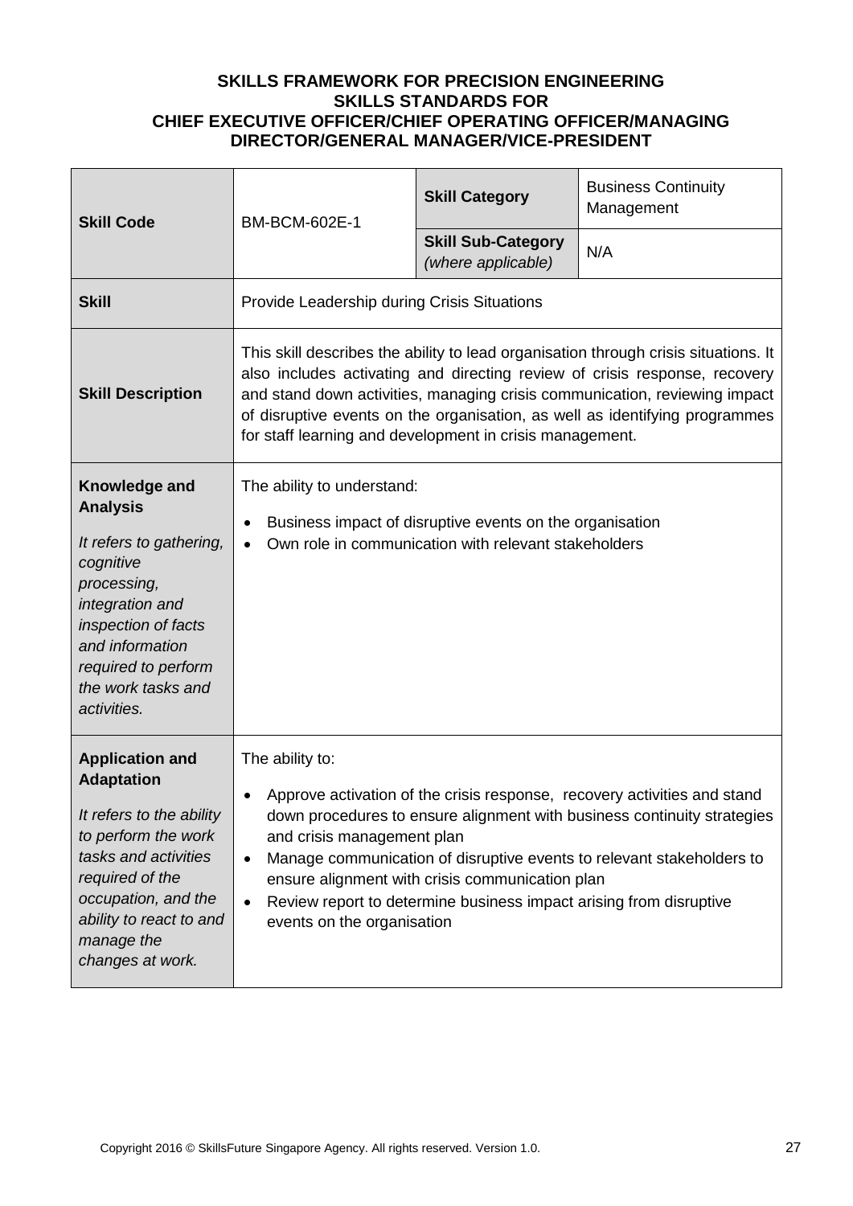**SKILLS FRAMEWORK FOR PRECISION ENGINEERING**
**SKILLS STANDARDS FOR**
**CHIEF EXECUTIVE OFFICER/CHIEF OPERATING OFFICER/MANAGING DIRECTOR/GENERAL MANAGER/VICE-PRESIDENT**

| **Skill Code** | BM-BCM-602E-1 | **Skill Category** | Business Continuity Management |
|---|---|---|---|
| | | **Skill Sub-Category** *(where applicable)* | N/A |
| **Skill** | Provide Leadership during Crisis Situations | | |
| **Skill Description** | This skill describes the ability to lead organisation through crisis situations. It also includes activating and directing review of crisis response, recovery and stand down activities, managing crisis communication, reviewing impact of disruptive events on the organisation, as well as identifying programmes for staff learning and development in crisis management. | | |
| **Knowledge and Analysis** *It refers to gathering, cognitive processing, integration and inspection of facts and information required to perform the work tasks and activities.* | The ability to understand: <br>• Business impact of disruptive events on the organisation <br>• Own role in communication with relevant stakeholders | | |
| **Application and Adaptation** *It refers to the ability to perform the work tasks and activities required of the occupation, and the ability to react to and manage the changes at work.* | The ability to: <br>• Approve activation of the crisis response, recovery activities and stand down procedures to ensure alignment with business continuity strategies and crisis management plan <br>• Manage communication of disruptive events to relevant stakeholders to ensure alignment with crisis communication plan <br>• Review report to determine business impact arising from disruptive events on the organisation | | |

Copyright 2016 © SkillsFuture Singapore Agency. All rights reserved. Version 1.0.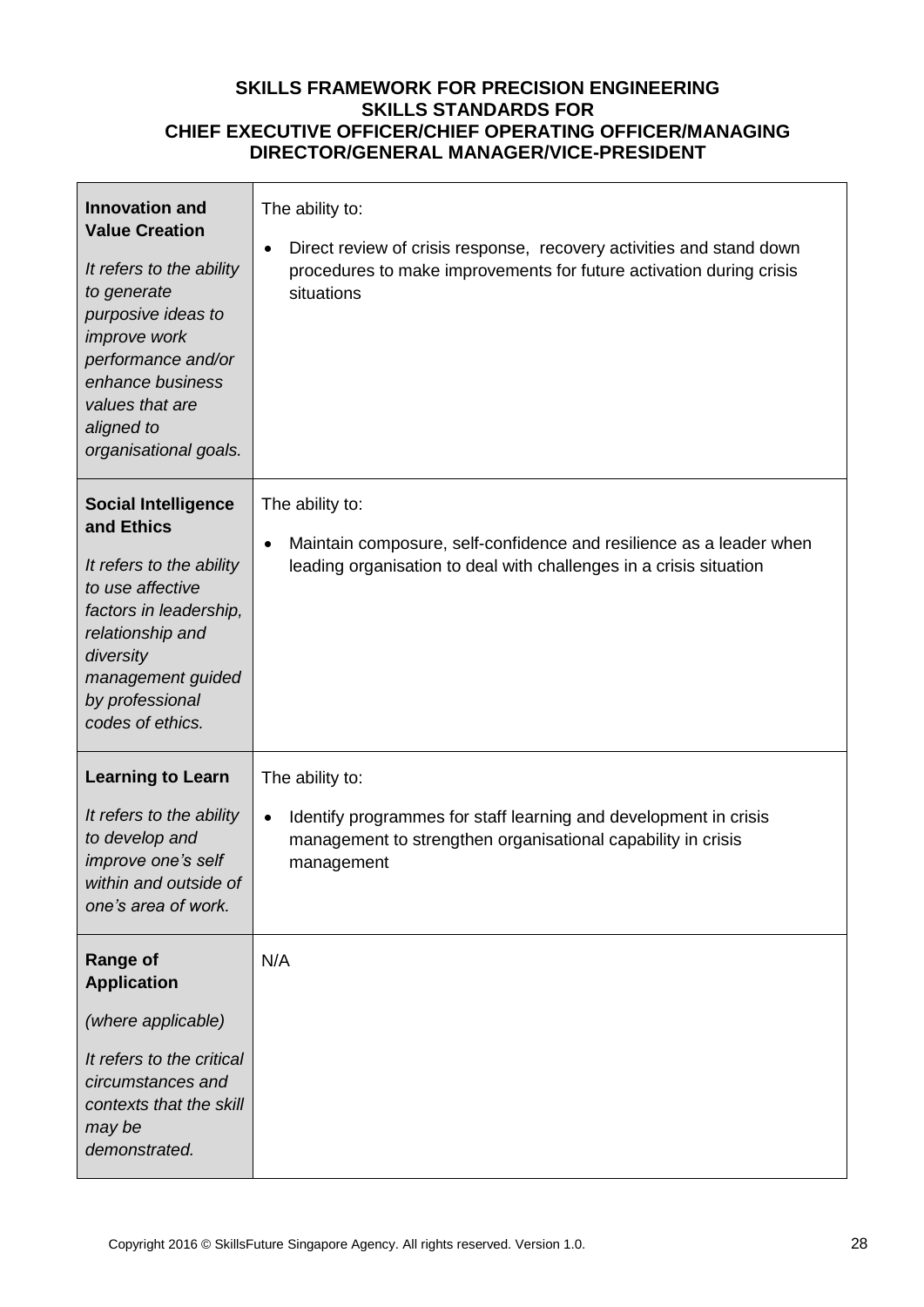**SKILLS FRAMEWORK FOR PRECISION ENGINEERING**
**SKILLS STANDARDS FOR**
**CHIEF EXECUTIVE OFFICER/CHIEF OPERATING OFFICER/MANAGING DIRECTOR/GENERAL MANAGER/VICE-PRESIDENT**

| | |
|---|---|
| **Innovation and Value Creation**<br><br>*It refers to the ability to generate purposive ideas to improve work performance and/or enhance business values that are aligned to organisational goals.* | The ability to:<br><br>• Direct review of crisis response, recovery activities and stand down procedures to make improvements for future activation during crisis situations |
| **Social Intelligence and Ethics**<br><br>*It refers to the ability to use affective factors in leadership, relationship and diversity management guided by professional codes of ethics.* | The ability to:<br><br>• Maintain composure, self-confidence and resilience as a leader when leading organisation to deal with challenges in a crisis situation |
| **Learning to Learn**<br><br>*It refers to the ability to develop and improve one's self within and outside of one's area of work.* | The ability to:<br><br>• Identify programmes for staff learning and development in crisis management to strengthen organisational capability in crisis management |
| **Range of Application**<br><br>*(where applicable)*<br><br>*It refers to the critical circumstances and contexts that the skill may be demonstrated.* | N/A |

Copyright 2016 © SkillsFuture Singapore Agency. All rights reserved. Version 1.0.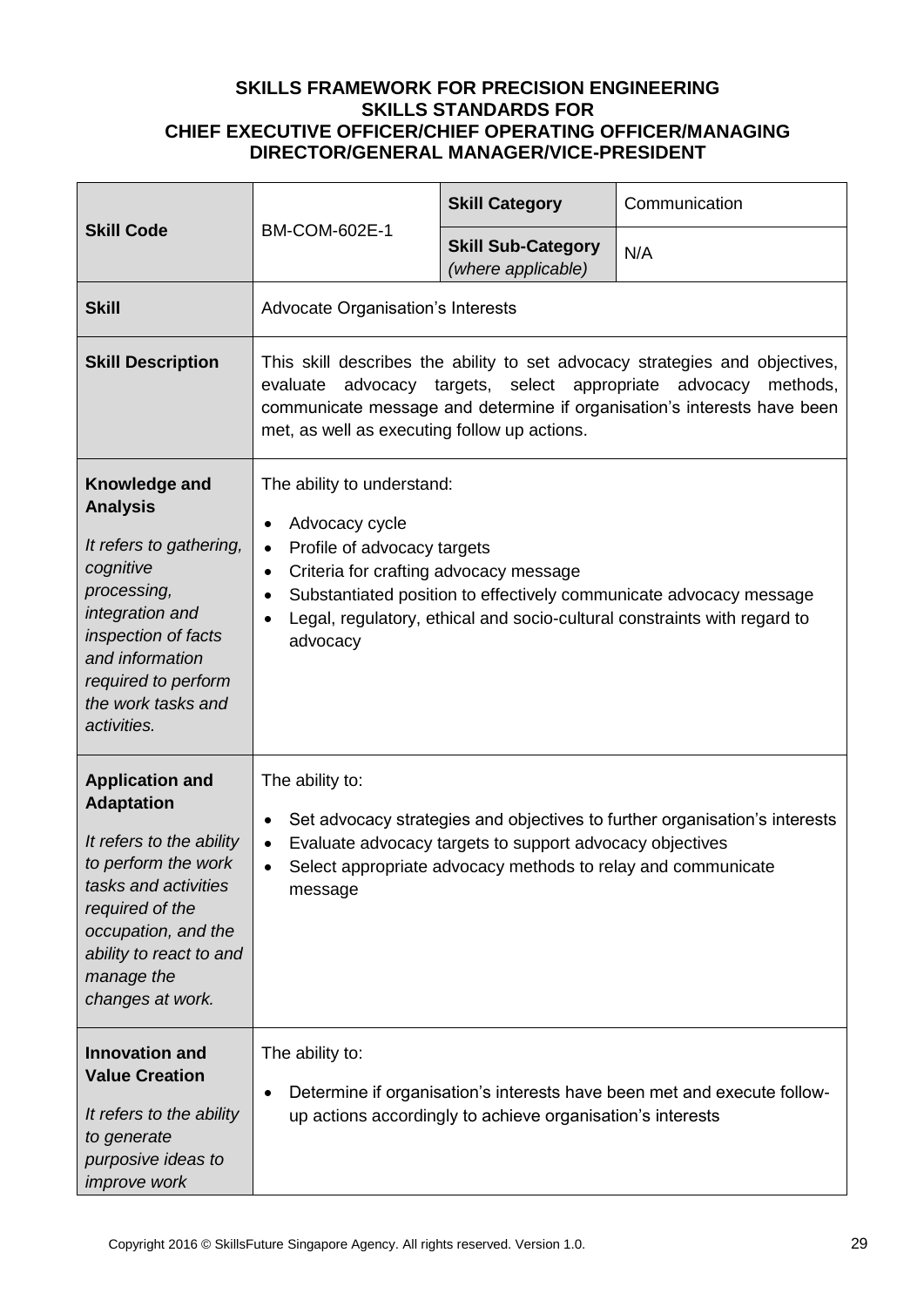**SKILLS FRAMEWORK FOR PRECISION ENGINEERING**
**SKILLS STANDARDS FOR**
**CHIEF EXECUTIVE OFFICER/CHIEF OPERATING OFFICER/MANAGING DIRECTOR/GENERAL MANAGER/VICE-PRESIDENT**

| **Skill Code** | BM-COM-602E-1 | **Skill Category** | Communication |
|---|---|---|---|
| | | **Skill Sub-Category** *(where applicable)* | N/A |
| **Skill** | Advocate Organisation's Interests | | |
| **Skill Description** | This skill describes the ability to set advocacy strategies and objectives, evaluate advocacy targets, select appropriate advocacy methods, communicate message and determine if organisation's interests have been met, as well as executing follow up actions. | | |
| **Knowledge and Analysis**<br><br>*It refers to gathering, cognitive processing, integration and inspection of facts and information required to perform the work tasks and activities.* | The ability to understand:<br>• Advocacy cycle<br>• Profile of advocacy targets<br>• Criteria for crafting advocacy message<br>• Substantiated position to effectively communicate advocacy message<br>• Legal, regulatory, ethical and socio-cultural constraints with regard to advocacy | | |
| **Application and Adaptation**<br><br>*It refers to the ability to perform the work tasks and activities required of the occupation, and the ability to react to and manage the changes at work.* | The ability to:<br>• Set advocacy strategies and objectives to further organisation's interests<br>• Evaluate advocacy targets to support advocacy objectives<br>• Select appropriate advocacy methods to relay and communicate message | | |
| **Innovation and Value Creation**<br><br>*It refers to the ability to generate purposive ideas to improve work* | The ability to:<br>• Determine if organisation's interests have been met and execute follow-up actions accordingly to achieve organisation's interests | | |

Copyright 2016 © SkillsFuture Singapore Agency. All rights reserved. Version 1.0.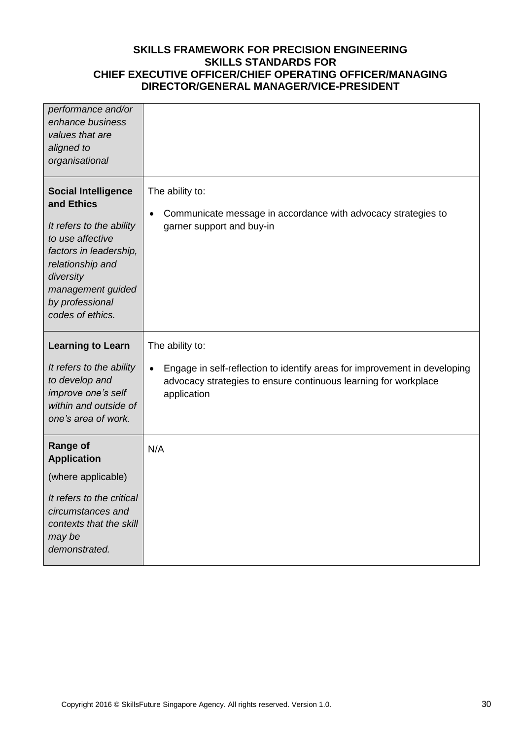| | |
|---|---|
| *performance and/or enhance business values that are aligned to organisational* | |
| **Social Intelligence and Ethics**<br><br>*It refers to the ability to use affective factors in leadership, relationship and diversity management guided by professional codes of ethics.* | The ability to:<br><br>• Communicate message in accordance with advocacy strategies to garner support and buy-in |
| **Learning to Learn**<br><br>*It refers to the ability to develop and improve one's self within and outside of one's area of work.* | The ability to:<br><br>• Engage in self-reflection to identify areas for improvement in developing advocacy strategies to ensure continuous learning for workplace application |
| **Range of Application**<br><br>(where applicable)<br><br>*It refers to the critical circumstances and contexts that the skill may be demonstrated.* | N/A |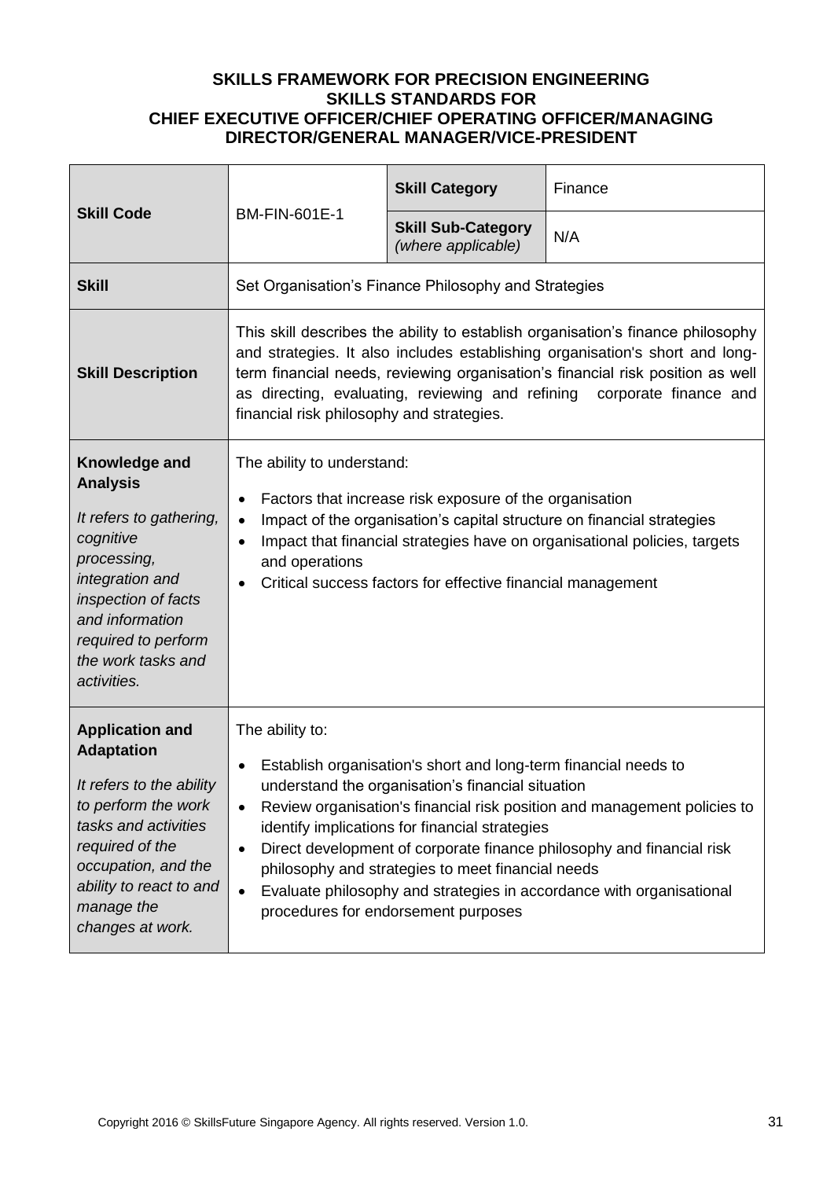**SKILLS FRAMEWORK FOR PRECISION ENGINEERING**
**SKILLS STANDARDS FOR**
**CHIEF EXECUTIVE OFFICER/CHIEF OPERATING OFFICER/MANAGING DIRECTOR/GENERAL MANAGER/VICE-PRESIDENT**

| **Skill Code** | BM-FIN-601E-1 | **Skill Category** | Finance |
|---|---|---|---|
| | | **Skill Sub-Category** *(where applicable)* | N/A |
| **Skill** | Set Organisation's Finance Philosophy and Strategies | | |
| **Skill Description** | This skill describes the ability to establish organisation's finance philosophy and strategies. It also includes establishing organisation's short and long-term financial needs, reviewing organisation's financial risk position as well as directing, evaluating, reviewing and refining corporate finance and financial risk philosophy and strategies. | | |
| **Knowledge and Analysis**<br><br>*It refers to gathering, cognitive processing, integration and inspection of facts and information required to perform the work tasks and activities.* | The ability to understand:<br><br>• Factors that increase risk exposure of the organisation<br>• Impact of the organisation's capital structure on financial strategies<br>• Impact that financial strategies have on organisational policies, targets and operations<br>• Critical success factors for effective financial management | | |
| **Application and Adaptation**<br><br>*It refers to the ability to perform the work tasks and activities required of the occupation, and the ability to react to and manage the changes at work.* | The ability to:<br><br>• Establish organisation's short and long-term financial needs to understand the organisation's financial situation<br>• Review organisation's financial risk position and management policies to identify implications for financial strategies<br>• Direct development of corporate finance philosophy and financial risk philosophy and strategies to meet financial needs<br>• Evaluate philosophy and strategies in accordance with organisational procedures for endorsement purposes | | |

Copyright 2016 © SkillsFuture Singapore Agency. All rights reserved. Version 1.0.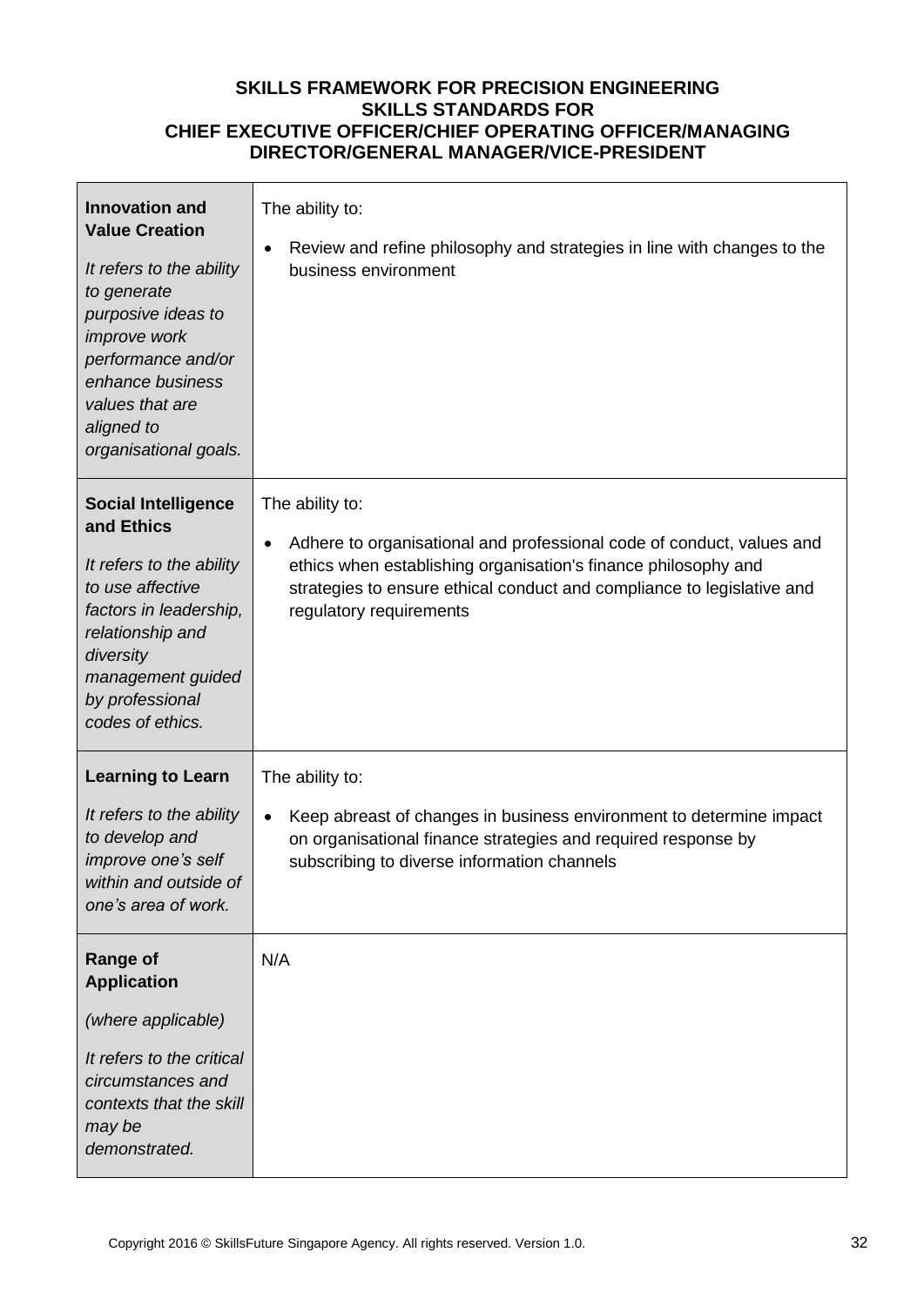**SKILLS FRAMEWORK FOR PRECISION ENGINEERING**
**SKILLS STANDARDS FOR**
**CHIEF EXECUTIVE OFFICER/CHIEF OPERATING OFFICER/MANAGING DIRECTOR/GENERAL MANAGER/VICE-PRESIDENT**

| | |
|---|---|
| **Innovation and Value Creation**<br><br>*It refers to the ability to generate purposive ideas to improve work performance and/or enhance business values that are aligned to organisational goals.* | The ability to:<br><br>• Review and refine philosophy and strategies in line with changes to the business environment |
| **Social Intelligence and Ethics**<br><br>*It refers to the ability to use affective factors in leadership, relationship and diversity management guided by professional codes of ethics.* | The ability to:<br><br>• Adhere to organisational and professional code of conduct, values and ethics when establishing organisation's finance philosophy and strategies to ensure ethical conduct and compliance to legislative and regulatory requirements |
| **Learning to Learn**<br><br>*It refers to the ability to develop and improve one's self within and outside of one's area of work.* | The ability to:<br><br>• Keep abreast of changes in business environment to determine impact on organisational finance strategies and required response by subscribing to diverse information channels |
| **Range of Application**<br><br>*(where applicable)*<br><br>*It refers to the critical circumstances and contexts that the skill may be demonstrated.* | N/A |

Copyright 2016 © SkillsFuture Singapore Agency. All rights reserved. Version 1.0.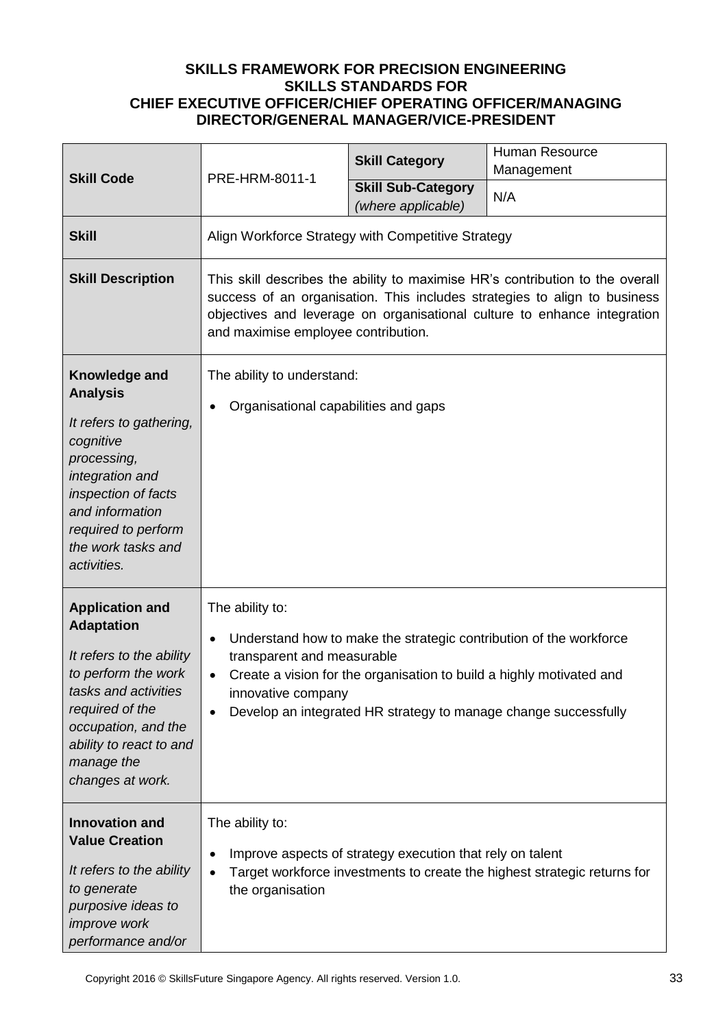**SKILLS FRAMEWORK FOR PRECISION ENGINEERING**
**SKILLS STANDARDS FOR**
**CHIEF EXECUTIVE OFFICER/CHIEF OPERATING OFFICER/MANAGING DIRECTOR/GENERAL MANAGER/VICE-PRESIDENT**

| **Skill Code** | PRE-HRM-8011-1 | **Skill Category** | Human Resource Management |
|---|---|---|---|
| | | **Skill Sub-Category** *(where applicable)* | N/A |
| **Skill** | Align Workforce Strategy with Competitive Strategy | | |
| **Skill Description** | This skill describes the ability to maximise HR's contribution to the overall success of an organisation. This includes strategies to align to business objectives and leverage on organisational culture to enhance integration and maximise employee contribution. | | |
| **Knowledge and Analysis** <br> *It refers to gathering, cognitive processing, integration and inspection of facts and information required to perform the work tasks and activities.* | The ability to understand: <br> • Organisational capabilities and gaps | | |
| **Application and Adaptation** <br> *It refers to the ability to perform the work tasks and activities required of the occupation, and the ability to react to and manage the changes at work.* | The ability to: <br> • Understand how to make the strategic contribution of the workforce transparent and measurable <br> • Create a vision for the organisation to build a highly motivated and innovative company <br> • Develop an integrated HR strategy to manage change successfully | | |
| **Innovation and Value Creation** <br> *It refers to the ability to generate purposive ideas to improve work performance and/or* | The ability to: <br> • Improve aspects of strategy execution that rely on talent <br> • Target workforce investments to create the highest strategic returns for the organisation | | |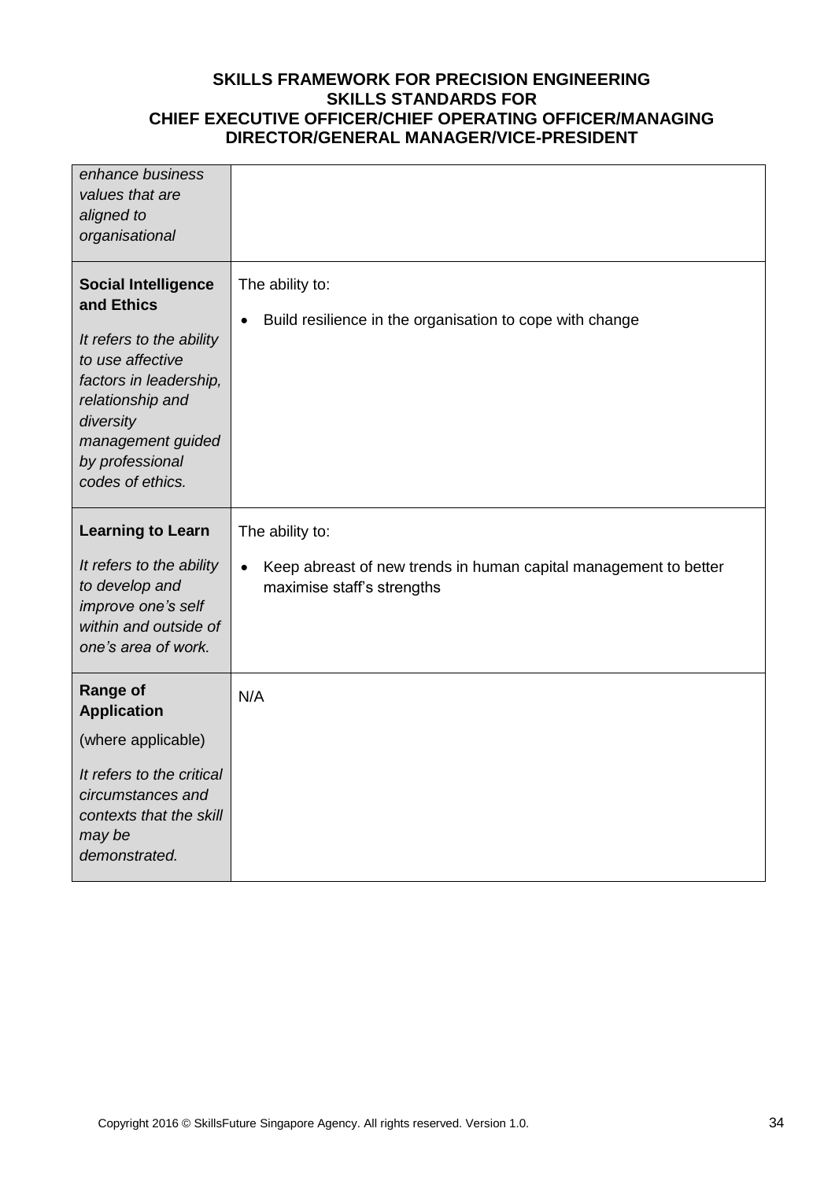| | |
|---|---|
| *enhance business values that are aligned to organisational* | |
| **Social Intelligence and Ethics**<br><br>*It refers to the ability to use affective factors in leadership, relationship and diversity management guided by professional codes of ethics.* | The ability to:<br><br>• Build resilience in the organisation to cope with change |
| **Learning to Learn**<br><br>*It refers to the ability to develop and improve one's self within and outside of one's area of work.* | The ability to:<br><br>• Keep abreast of new trends in human capital management to better maximise staff's strengths |
| **Range of Application**<br><br>(where applicable)<br><br>*It refers to the critical circumstances and contexts that the skill may be demonstrated.* | N/A |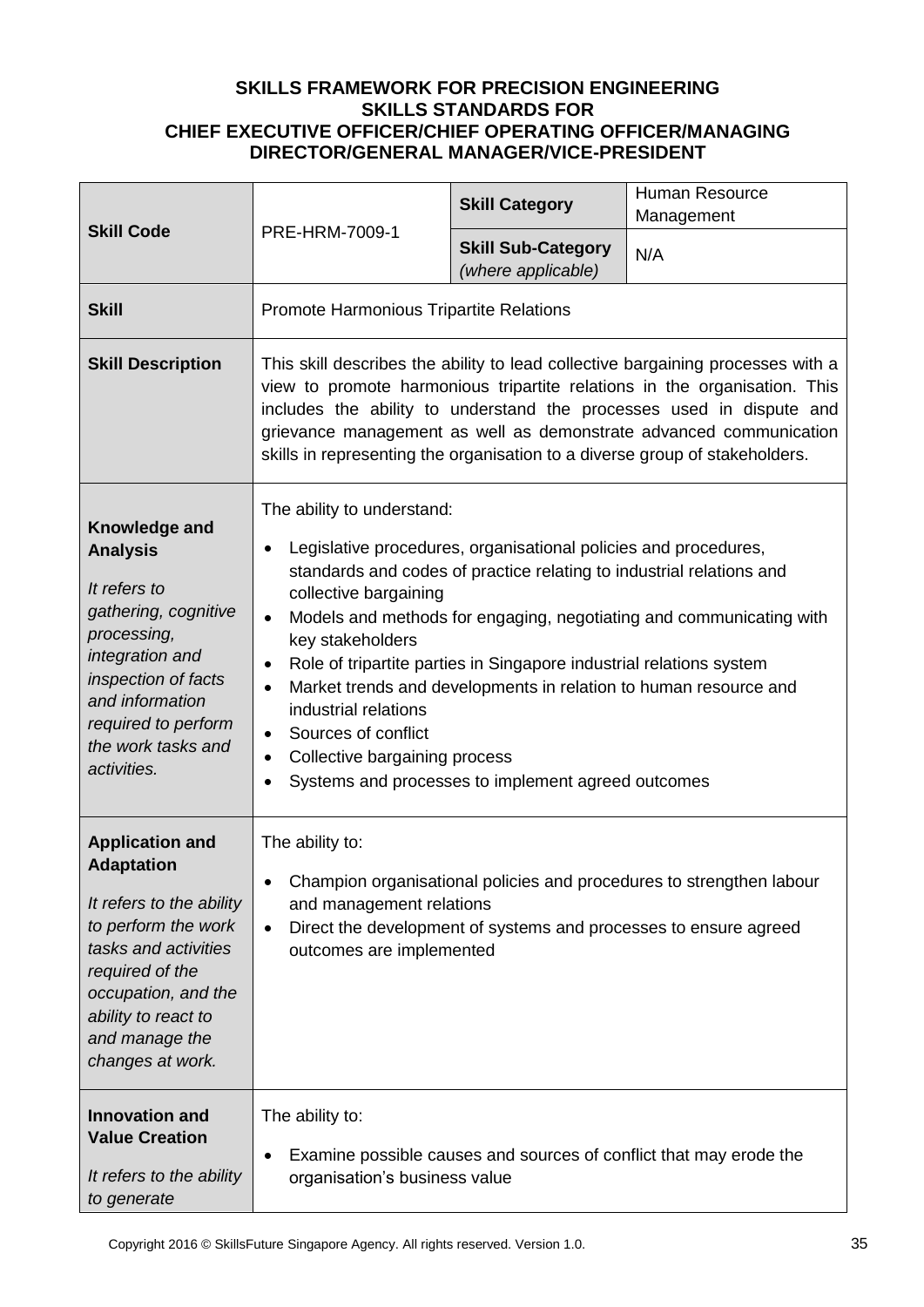**SKILLS FRAMEWORK FOR PRECISION ENGINEERING**
**SKILLS STANDARDS FOR**
**CHIEF EXECUTIVE OFFICER/CHIEF OPERATING OFFICER/MANAGING DIRECTOR/GENERAL MANAGER/VICE-PRESIDENT**

| **Skill Code** | PRE-HRM-7009-1 | **Skill Category** | Human Resource Management |
|---|---|---|---|
| | | **Skill Sub-Category** *(where applicable)* | N/A |
| **Skill** | Promote Harmonious Tripartite Relations | | |
| **Skill Description** | This skill describes the ability to lead collective bargaining processes with a view to promote harmonious tripartite relations in the organisation. This includes the ability to understand the processes used in dispute and grievance management as well as demonstrate advanced communication skills in representing the organisation to a diverse group of stakeholders. | | |
| **Knowledge and Analysis** *It refers to gathering, cognitive processing, integration and inspection of facts and information required to perform the work tasks and activities.* | The ability to understand: <br>• Legislative procedures, organisational policies and procedures, standards and codes of practice relating to industrial relations and collective bargaining <br>• Models and methods for engaging, negotiating and communicating with key stakeholders <br>• Role of tripartite parties in Singapore industrial relations system <br>• Market trends and developments in relation to human resource and industrial relations <br>• Sources of conflict <br>• Collective bargaining process <br>• Systems and processes to implement agreed outcomes | | |
| **Application and Adaptation** *It refers to the ability to perform the work tasks and activities required of the occupation, and the ability to react to and manage the changes at work.* | The ability to: <br>• Champion organisational policies and procedures to strengthen labour and management relations <br>• Direct the development of systems and processes to ensure agreed outcomes are implemented | | |
| **Innovation and Value Creation** *It refers to the ability to generate* | The ability to: <br>• Examine possible causes and sources of conflict that may erode the organisation's business value | | |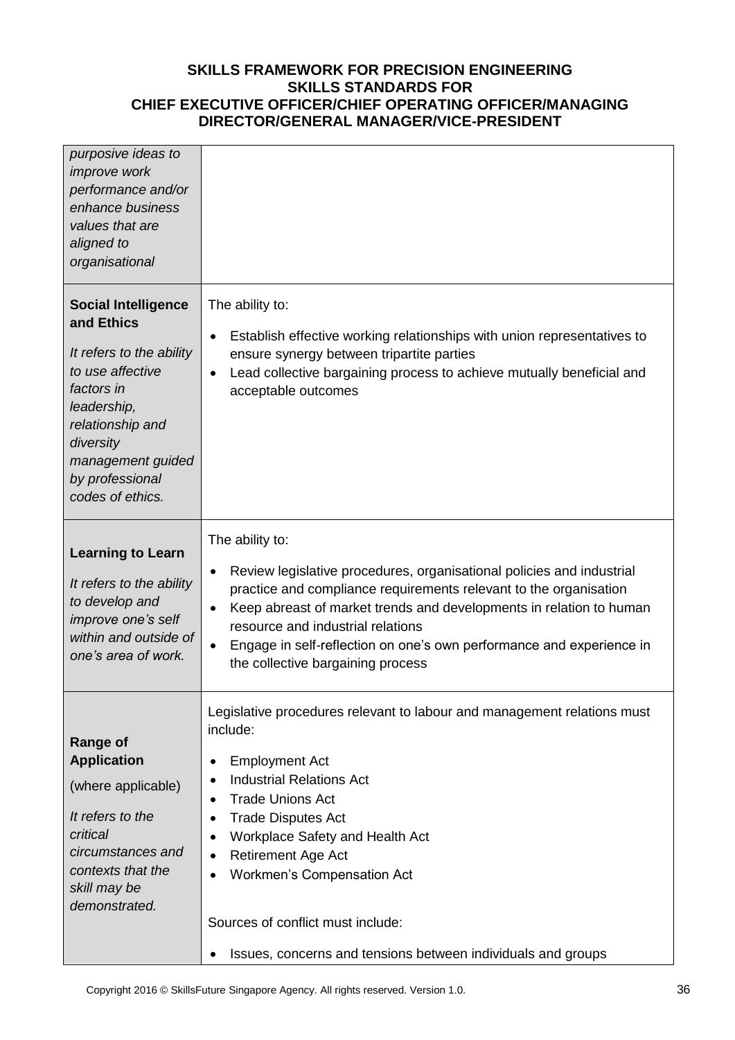| | |
|---|---|
| *purposive ideas to improve work performance and/or enhance business values that are aligned to organisational* | |
| **Social Intelligence and Ethics**<br><br>*It refers to the ability to use affective factors in leadership, relationship and diversity management guided by professional codes of ethics.* | The ability to:<br><br>• Establish effective working relationships with union representatives to ensure synergy between tripartite parties<br>• Lead collective bargaining process to achieve mutually beneficial and acceptable outcomes |
| **Learning to Learn**<br><br>*It refers to the ability to develop and improve one's self within and outside of one's area of work.* | The ability to:<br><br>• Review legislative procedures, organisational policies and industrial practice and compliance requirements relevant to the organisation<br>• Keep abreast of market trends and developments in relation to human resource and industrial relations<br>• Engage in self-reflection on one's own performance and experience in the collective bargaining process |
| **Range of Application**<br><br>(where applicable)<br><br>*It refers to the critical circumstances and contexts that the skill may be demonstrated.* | Legislative procedures relevant to labour and management relations must include:<br><br>• Employment Act<br>• Industrial Relations Act<br>• Trade Unions Act<br>• Trade Disputes Act<br>• Workplace Safety and Health Act<br>• Retirement Age Act<br>• Workmen's Compensation Act<br><br>Sources of conflict must include:<br><br>• Issues, concerns and tensions between individuals and groups |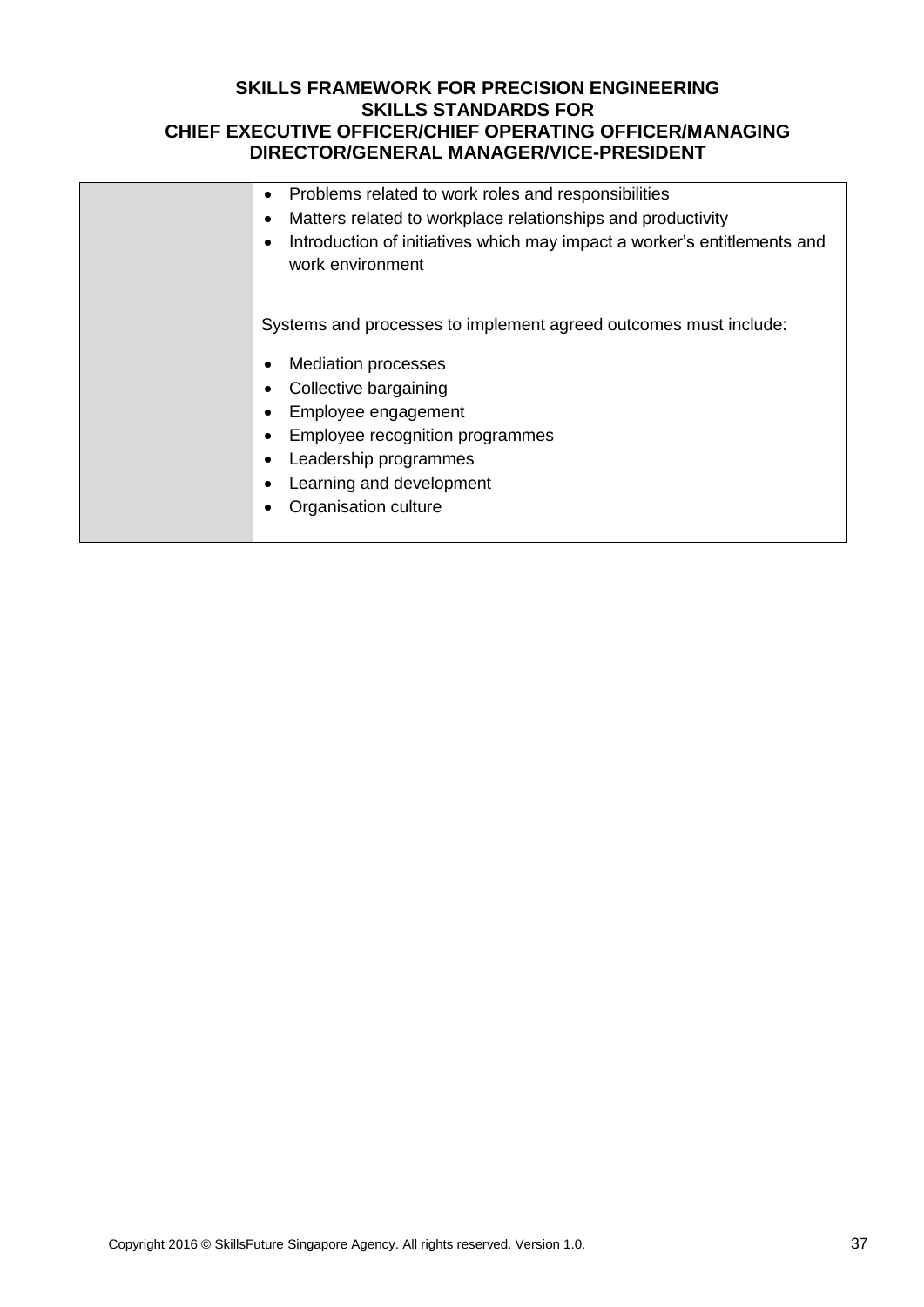|  |  |
|---|---|
|  | • Problems related to work roles and responsibilities<br>• Matters related to workplace relationships and productivity<br>• Introduction of initiatives which may impact a worker's entitlements and work environment<br><br>Systems and processes to implement agreed outcomes must include:<br><br>• Mediation processes<br>• Collective bargaining<br>• Employee engagement<br>• Employee recognition programmes<br>• Leadership programmes<br>• Learning and development<br>• Organisation culture |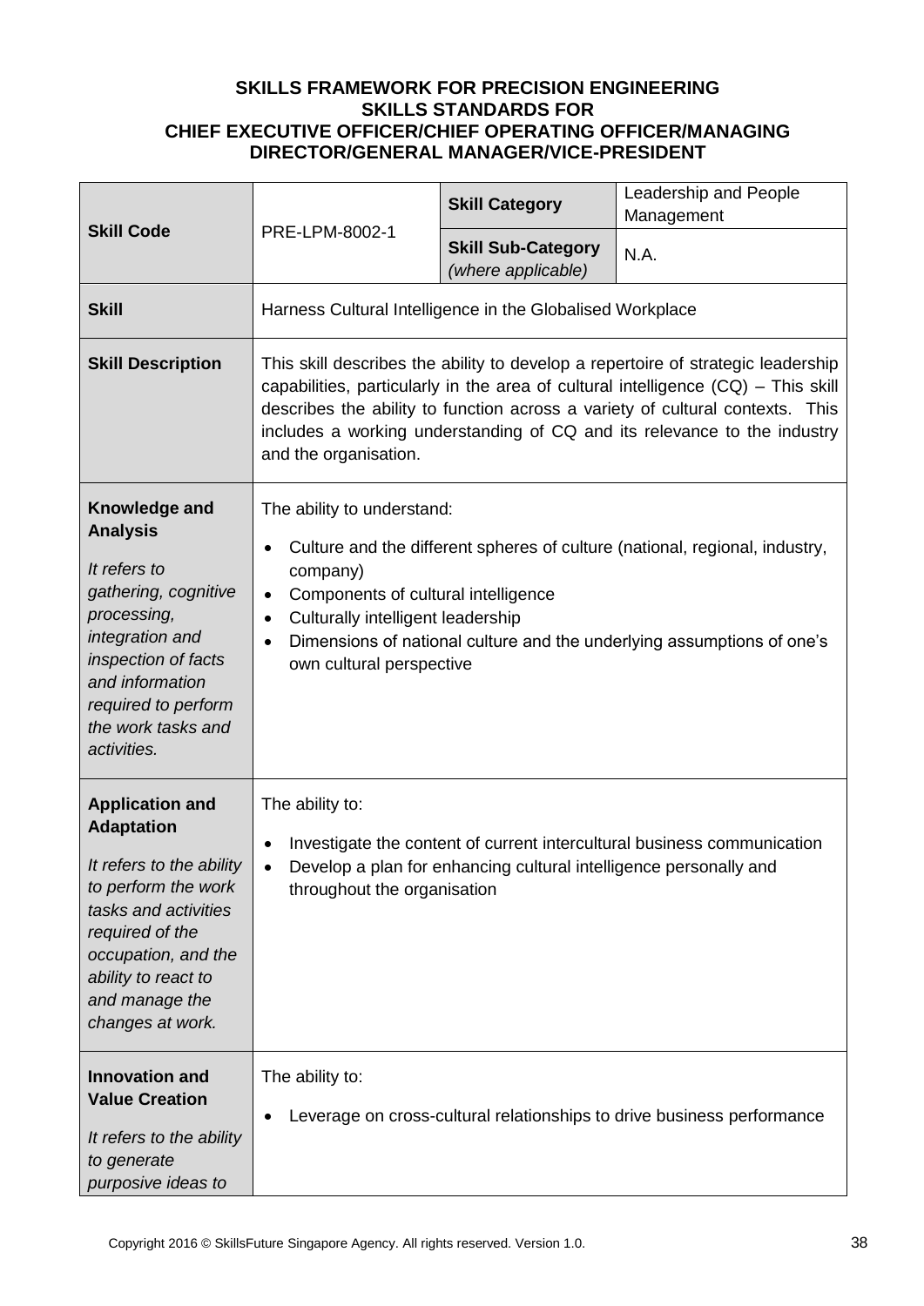**SKILLS FRAMEWORK FOR PRECISION ENGINEERING**
**SKILLS STANDARDS FOR**
**CHIEF EXECUTIVE OFFICER/CHIEF OPERATING OFFICER/MANAGING DIRECTOR/GENERAL MANAGER/VICE-PRESIDENT**

| **Skill Code** | PRE-LPM-8002-1 | **Skill Category** | Leadership and People Management |
|---|---|---|---|
| | | **Skill Sub-Category** *(where applicable)* | N.A. |
| **Skill** | Harness Cultural Intelligence in the Globalised Workplace | | |
| **Skill Description** | This skill describes the ability to develop a repertoire of strategic leadership capabilities, particularly in the area of cultural intelligence (CQ) – This skill describes the ability to function across a variety of cultural contexts. This includes a working understanding of CQ and its relevance to the industry and the organisation. | | |
| **Knowledge and Analysis** *It refers to gathering, cognitive processing, integration and inspection of facts and information required to perform the work tasks and activities.* | The ability to understand: <br>• Culture and the different spheres of culture (national, regional, industry, company) <br>• Components of cultural intelligence <br>• Culturally intelligent leadership <br>• Dimensions of national culture and the underlying assumptions of one's own cultural perspective | | |
| **Application and Adaptation** *It refers to the ability to perform the work tasks and activities required of the occupation, and the ability to react to and manage the changes at work.* | The ability to: <br>• Investigate the content of current intercultural business communication <br>• Develop a plan for enhancing cultural intelligence personally and throughout the organisation | | |
| **Innovation and Value Creation** *It refers to the ability to generate purposive ideas to* | The ability to: <br>• Leverage on cross-cultural relationships to drive business performance | | |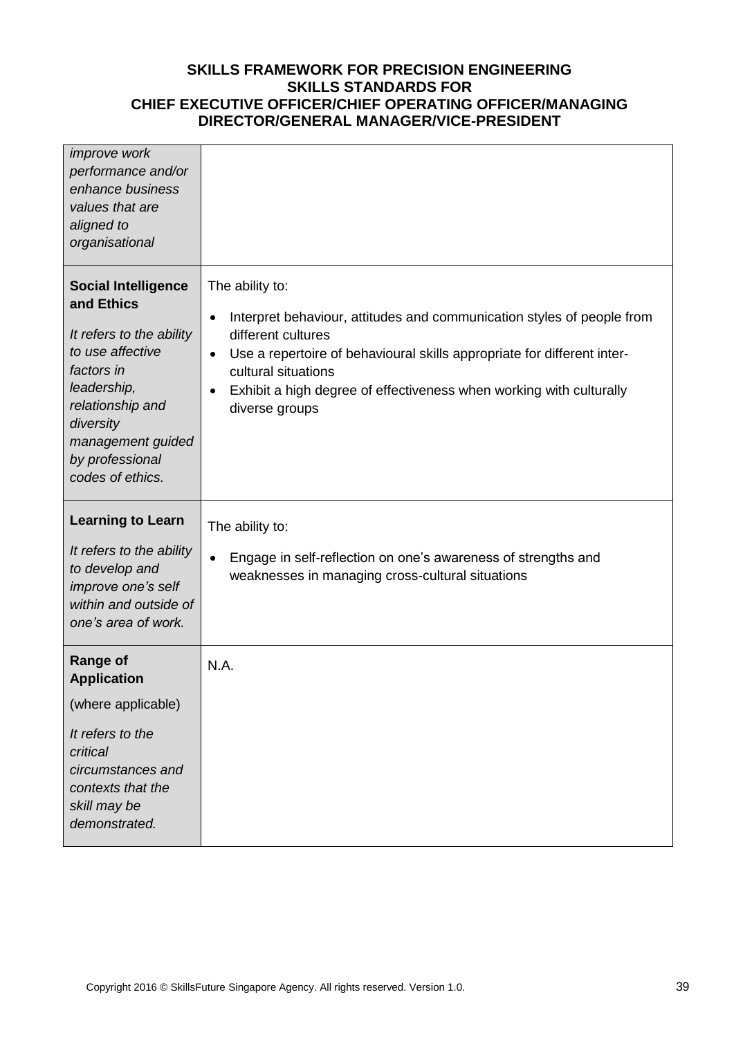| | |
|---|---|
| *improve work performance and/or enhance business values that are aligned to organisational* | |
| **Social Intelligence and Ethics**<br><br>*It refers to the ability to use affective factors in leadership, relationship and diversity management guided by professional codes of ethics.* | The ability to:<br><br>• Interpret behaviour, attitudes and communication styles of people from different cultures<br>• Use a repertoire of behavioural skills appropriate for different inter-cultural situations<br>• Exhibit a high degree of effectiveness when working with culturally diverse groups |
| **Learning to Learn**<br><br>*It refers to the ability to develop and improve one's self within and outside of one's area of work.* | The ability to:<br><br>• Engage in self-reflection on one's awareness of strengths and weaknesses in managing cross-cultural situations |
| **Range of Application**<br><br>(where applicable)<br><br>*It refers to the critical circumstances and contexts that the skill may be demonstrated.* | N.A. |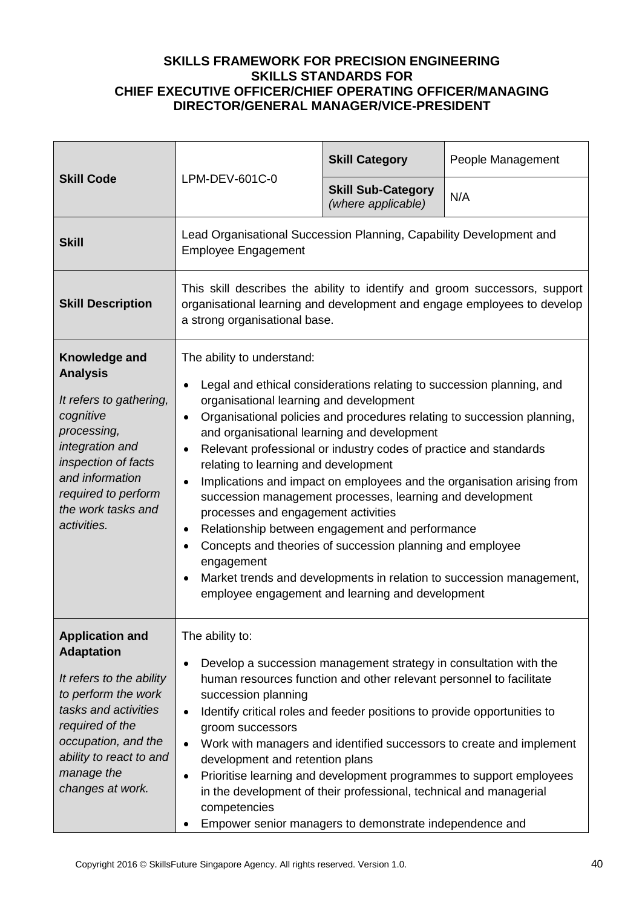**SKILLS FRAMEWORK FOR PRECISION ENGINEERING**
**SKILLS STANDARDS FOR**
**CHIEF EXECUTIVE OFFICER/CHIEF OPERATING OFFICER/MANAGING DIRECTOR/GENERAL MANAGER/VICE-PRESIDENT**

| **Skill Code** | LPM-DEV-601C-0 | **Skill Category** | People Management |
|---|---|---|---|
| | | **Skill Sub-Category** *(where applicable)* | N/A |
| **Skill** | Lead Organisational Succession Planning, Capability Development and Employee Engagement | | |
| **Skill Description** | This skill describes the ability to identify and groom successors, support organisational learning and development and engage employees to develop a strong organisational base. | | |
| **Knowledge and Analysis**<br><br>*It refers to gathering, cognitive processing, integration and inspection of facts and information required to perform the work tasks and activities.* | The ability to understand:<br>• Legal and ethical considerations relating to succession planning, and organisational learning and development<br>• Organisational policies and procedures relating to succession planning, and organisational learning and development<br>• Relevant professional or industry codes of practice and standards relating to learning and development<br>• Implications and impact on employees and the organisation arising from succession management processes, learning and development processes and engagement activities<br>• Relationship between engagement and performance<br>• Concepts and theories of succession planning and employee engagement<br>• Market trends and developments in relation to succession management, employee engagement and learning and development | | |
| **Application and Adaptation**<br><br>*It refers to the ability to perform the work tasks and activities required of the occupation, and the ability to react to and manage the changes at work.* | The ability to:<br>• Develop a succession management strategy in consultation with the human resources function and other relevant personnel to facilitate succession planning<br>• Identify critical roles and feeder positions to provide opportunities to groom successors<br>• Work with managers and identified successors to create and implement development and retention plans<br>• Prioritise learning and development programmes to support employees in the development of their professional, technical and managerial competencies<br>• Empower senior managers to demonstrate independence and | | |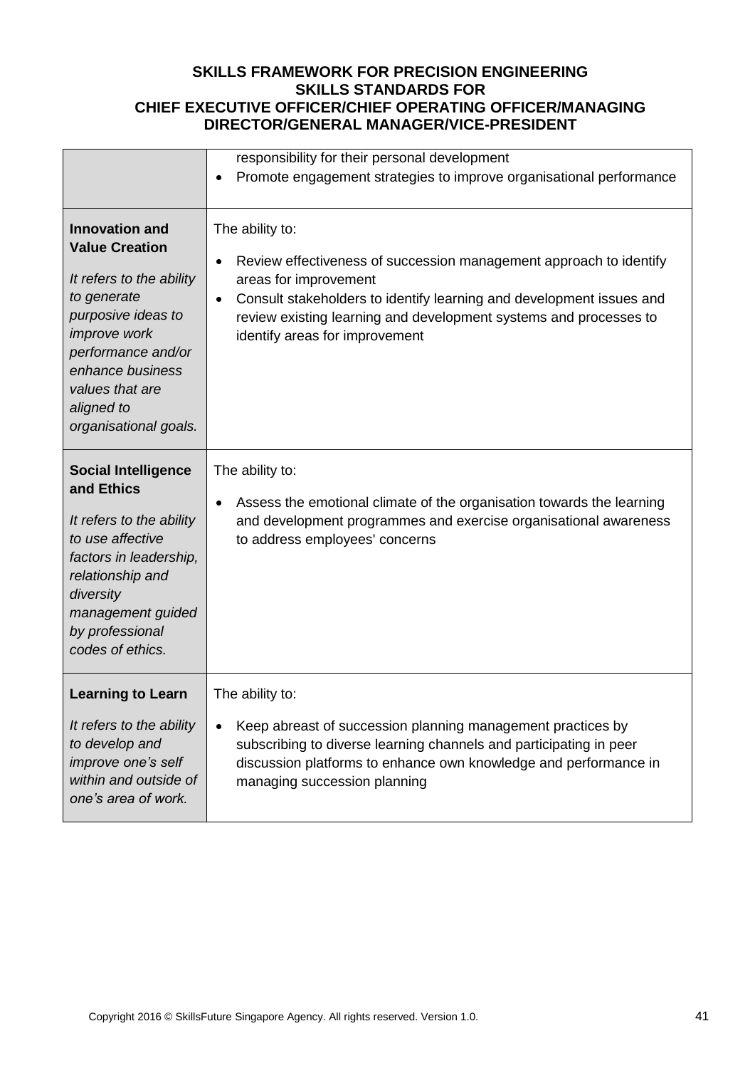| | |
|---|---|
| | responsibility for their personal development<br>• Promote engagement strategies to improve organisational performance |
| **Innovation and Value Creation**<br><br>*It refers to the ability to generate purposive ideas to improve work performance and/or enhance business values that are aligned to organisational goals.* | The ability to:<br><br>• Review effectiveness of succession management approach to identify areas for improvement<br>• Consult stakeholders to identify learning and development issues and review existing learning and development systems and processes to identify areas for improvement |
| **Social Intelligence and Ethics**<br><br>*It refers to the ability to use affective factors in leadership, relationship and diversity management guided by professional codes of ethics.* | The ability to:<br><br>• Assess the emotional climate of the organisation towards the learning and development programmes and exercise organisational awareness to address employees' concerns |
| **Learning to Learn**<br><br>*It refers to the ability to develop and improve one's self within and outside of one's area of work.* | The ability to:<br><br>• Keep abreast of succession planning management practices by subscribing to diverse learning channels and participating in peer discussion platforms to enhance own knowledge and performance in managing succession planning |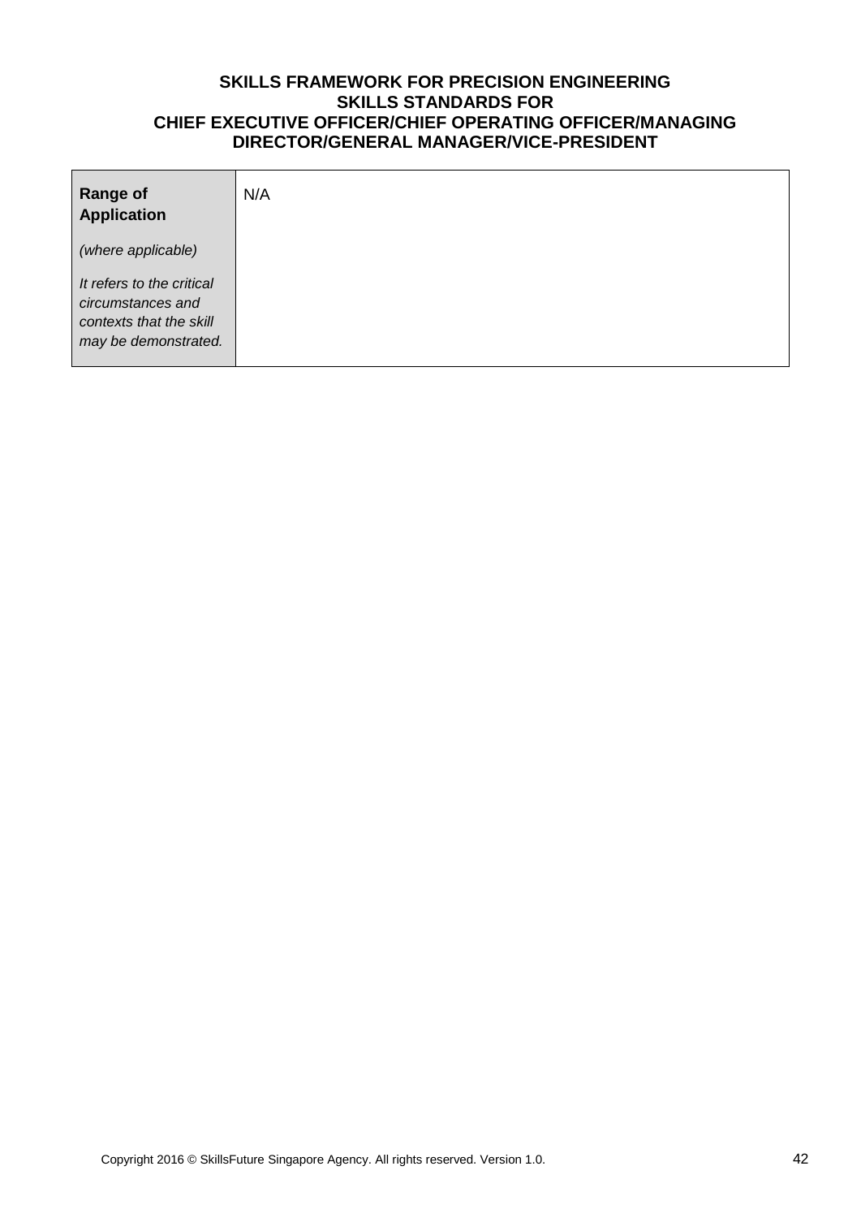**SKILLS FRAMEWORK FOR PRECISION ENGINEERING**
**SKILLS STANDARDS FOR**
**CHIEF EXECUTIVE OFFICER/CHIEF OPERATING OFFICER/MANAGING DIRECTOR/GENERAL MANAGER/VICE-PRESIDENT**

| | |
|---|---|
| **Range of Application**<br><br>*(where applicable)*<br><br>*It refers to the critical circumstances and contexts that the skill may be demonstrated.* | N/A |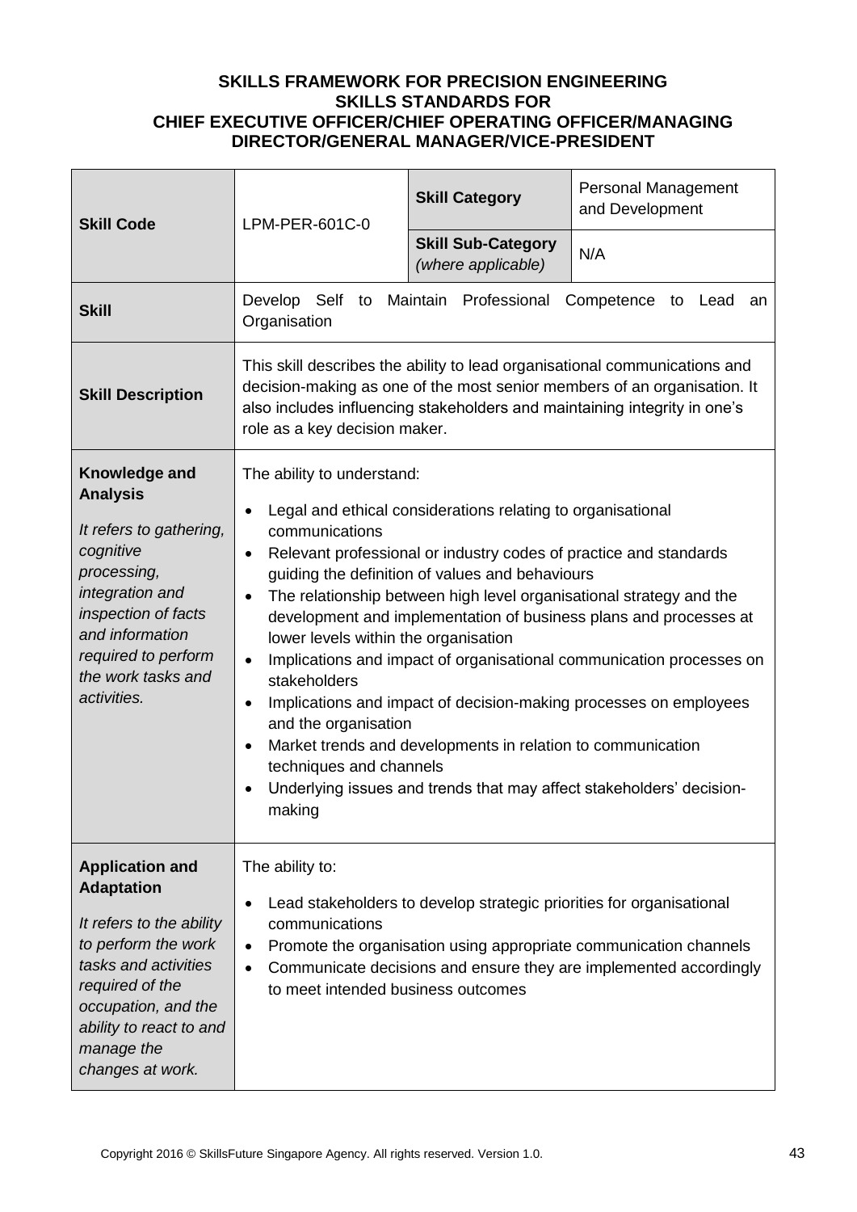**SKILLS FRAMEWORK FOR PRECISION ENGINEERING**
**SKILLS STANDARDS FOR**
**CHIEF EXECUTIVE OFFICER/CHIEF OPERATING OFFICER/MANAGING DIRECTOR/GENERAL MANAGER/VICE-PRESIDENT**

| | | | |
|---|---|---|---|
| **Skill Code** | LPM-PER-601C-0 | **Skill Category** | Personal Management and Development |
| | | **Skill Sub-Category** *(where applicable)* | N/A |
| **Skill** | Develop Self to Maintain Professional Competence to Lead an Organisation | | |
| **Skill Description** | This skill describes the ability to lead organisational communications and decision-making as one of the most senior members of an organisation. It also includes influencing stakeholders and maintaining integrity in one's role as a key decision maker. | | |
| **Knowledge and Analysis**<br><br>*It refers to gathering, cognitive processing, integration and inspection of facts and information required to perform the work tasks and activities.* | The ability to understand:<br>• Legal and ethical considerations relating to organisational communications<br>• Relevant professional or industry codes of practice and standards guiding the definition of values and behaviours<br>• The relationship between high level organisational strategy and the development and implementation of business plans and processes at lower levels within the organisation<br>• Implications and impact of organisational communication processes on stakeholders<br>• Implications and impact of decision-making processes on employees and the organisation<br>• Market trends and developments in relation to communication techniques and channels<br>• Underlying issues and trends that may affect stakeholders' decision-making | | |
| **Application and Adaptation**<br><br>*It refers to the ability to perform the work tasks and activities required of the occupation, and the ability to react to and manage the changes at work.* | The ability to:<br>• Lead stakeholders to develop strategic priorities for organisational communications<br>• Promote the organisation using appropriate communication channels<br>• Communicate decisions and ensure they are implemented accordingly to meet intended business outcomes | | |

Copyright 2016 © SkillsFuture Singapore Agency. All rights reserved. Version 1.0.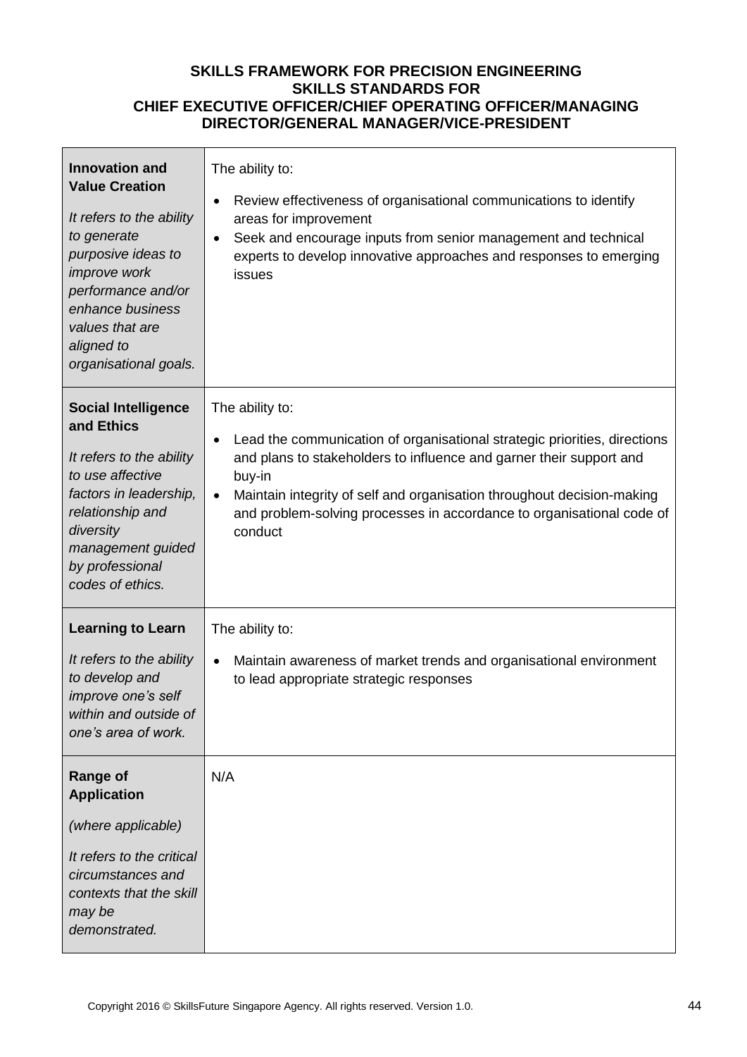**SKILLS FRAMEWORK FOR PRECISION ENGINEERING**
**SKILLS STANDARDS FOR**
**CHIEF EXECUTIVE OFFICER/CHIEF OPERATING OFFICER/MANAGING DIRECTOR/GENERAL MANAGER/VICE-PRESIDENT**

| | |
|---|---|
| **Innovation and Value Creation**<br><br>*It refers to the ability to generate purposive ideas to improve work performance and/or enhance business values that are aligned to organisational goals.* | The ability to:<br><br>• Review effectiveness of organisational communications to identify areas for improvement<br>• Seek and encourage inputs from senior management and technical experts to develop innovative approaches and responses to emerging issues |
| **Social Intelligence and Ethics**<br><br>*It refers to the ability to use affective factors in leadership, relationship and diversity management guided by professional codes of ethics.* | The ability to:<br><br>• Lead the communication of organisational strategic priorities, directions and plans to stakeholders to influence and garner their support and buy-in<br>• Maintain integrity of self and organisation throughout decision-making and problem-solving processes in accordance to organisational code of conduct |
| **Learning to Learn**<br><br>*It refers to the ability to develop and improve one's self within and outside of one's area of work.* | The ability to:<br><br>• Maintain awareness of market trends and organisational environment to lead appropriate strategic responses |
| **Range of Application**<br><br>*(where applicable)*<br><br>*It refers to the critical circumstances and contexts that the skill may be demonstrated.* | N/A |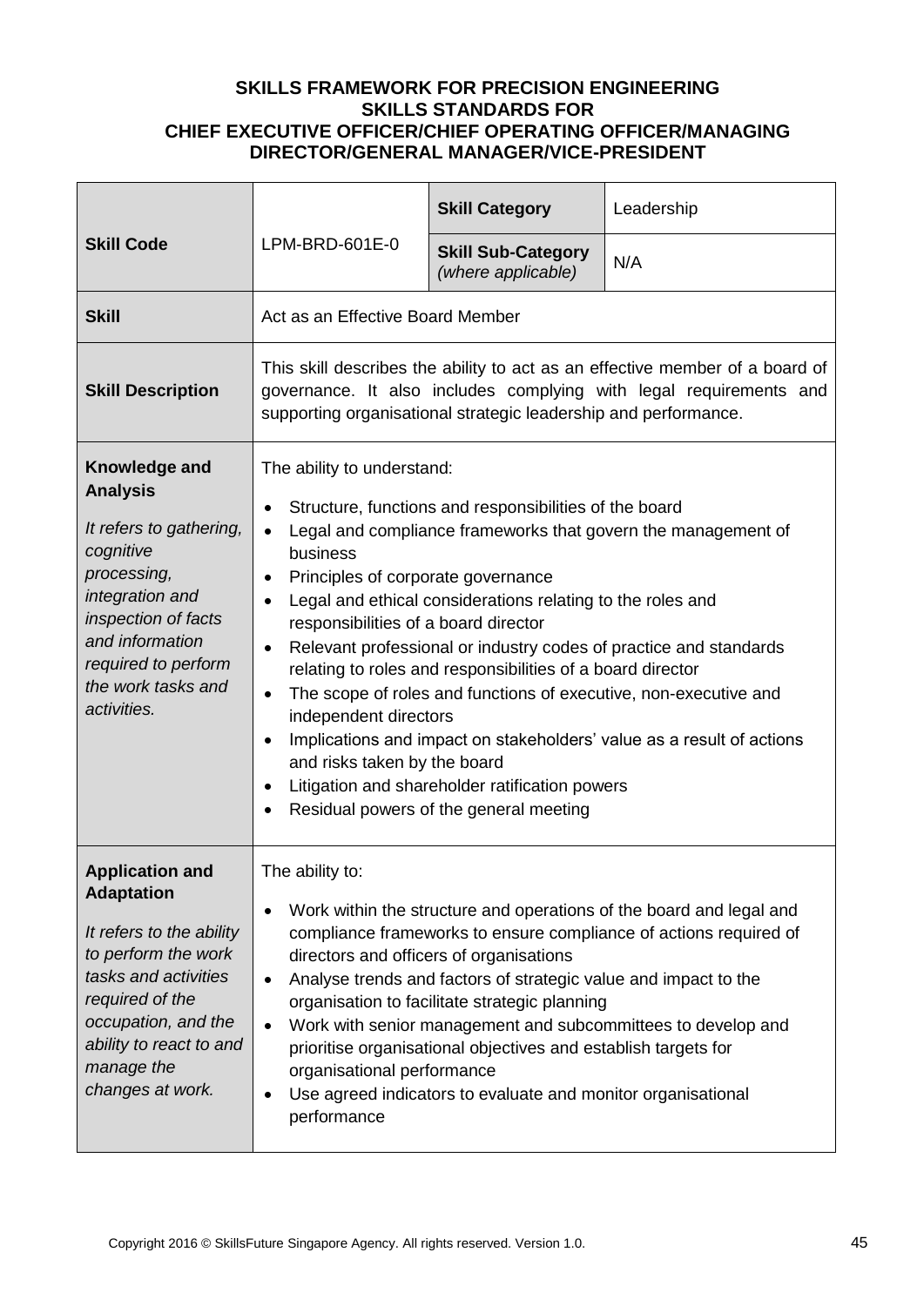**SKILLS FRAMEWORK FOR PRECISION ENGINEERING**
**SKILLS STANDARDS FOR**
**CHIEF EXECUTIVE OFFICER/CHIEF OPERATING OFFICER/MANAGING DIRECTOR/GENERAL MANAGER/VICE-PRESIDENT**

| **Skill Code** | LPM-BRD-601E-0 | **Skill Category** | Leadership |
|---|---|---|---|
| | | **Skill Sub-Category** *(where applicable)* | N/A |
| **Skill** | Act as an Effective Board Member | | |
| **Skill Description** | This skill describes the ability to act as an effective member of a board of governance. It also includes complying with legal requirements and supporting organisational strategic leadership and performance. | | |
| **Knowledge and Analysis**<br><br>*It refers to gathering, cognitive processing, integration and inspection of facts and information required to perform the work tasks and activities.* | The ability to understand:<br><br>• Structure, functions and responsibilities of the board<br>• Legal and compliance frameworks that govern the management of business<br>• Principles of corporate governance<br>• Legal and ethical considerations relating to the roles and responsibilities of a board director<br>• Relevant professional or industry codes of practice and standards relating to roles and responsibilities of a board director<br>• The scope of roles and functions of executive, non-executive and independent directors<br>• Implications and impact on stakeholders' value as a result of actions and risks taken by the board<br>• Litigation and shareholder ratification powers<br>• Residual powers of the general meeting | | |
| **Application and Adaptation**<br><br>*It refers to the ability to perform the work tasks and activities required of the occupation, and the ability to react to and manage the changes at work.* | The ability to:<br><br>• Work within the structure and operations of the board and legal and compliance frameworks to ensure compliance of actions required of directors and officers of organisations<br>• Analyse trends and factors of strategic value and impact to the organisation to facilitate strategic planning<br>• Work with senior management and subcommittees to develop and prioritise organisational objectives and establish targets for organisational performance<br>• Use agreed indicators to evaluate and monitor organisational performance | | |

Copyright 2016 © SkillsFuture Singapore Agency. All rights reserved. Version 1.0.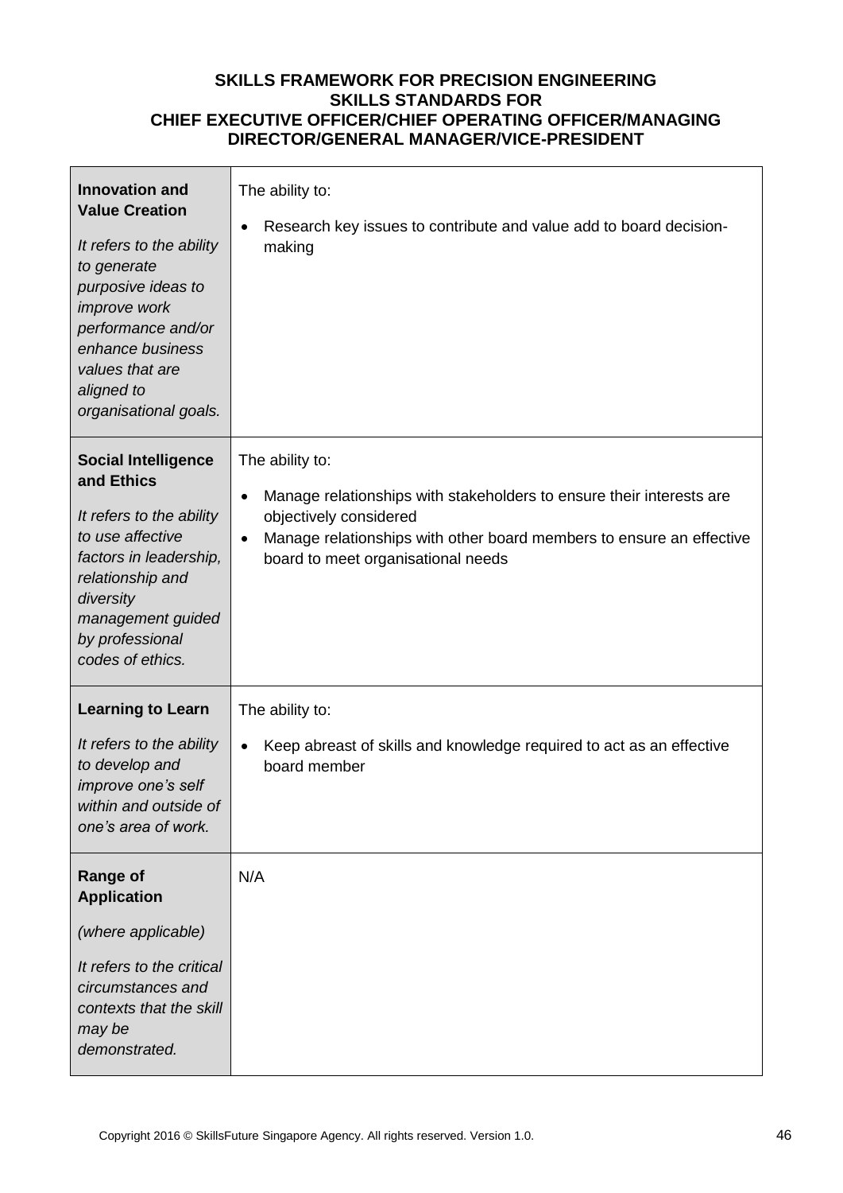**SKILLS FRAMEWORK FOR PRECISION ENGINEERING**
**SKILLS STANDARDS FOR**
**CHIEF EXECUTIVE OFFICER/CHIEF OPERATING OFFICER/MANAGING DIRECTOR/GENERAL MANAGER/VICE-PRESIDENT**

| | |
|---|---|
| **Innovation and Value Creation**<br><br>*It refers to the ability to generate purposive ideas to improve work performance and/or enhance business values that are aligned to organisational goals.* | The ability to:<br><br>• Research key issues to contribute and value add to board decision-making |
| **Social Intelligence and Ethics**<br><br>*It refers to the ability to use affective factors in leadership, relationship and diversity management guided by professional codes of ethics.* | The ability to:<br><br>• Manage relationships with stakeholders to ensure their interests are objectively considered<br>• Manage relationships with other board members to ensure an effective board to meet organisational needs |
| **Learning to Learn**<br><br>*It refers to the ability to develop and improve one's self within and outside of one's area of work.* | The ability to:<br><br>• Keep abreast of skills and knowledge required to act as an effective board member |
| **Range of Application**<br><br>*(where applicable)*<br><br>*It refers to the critical circumstances and contexts that the skill may be demonstrated.* | N/A |

Copyright 2016 © SkillsFuture Singapore Agency. All rights reserved. Version 1.0.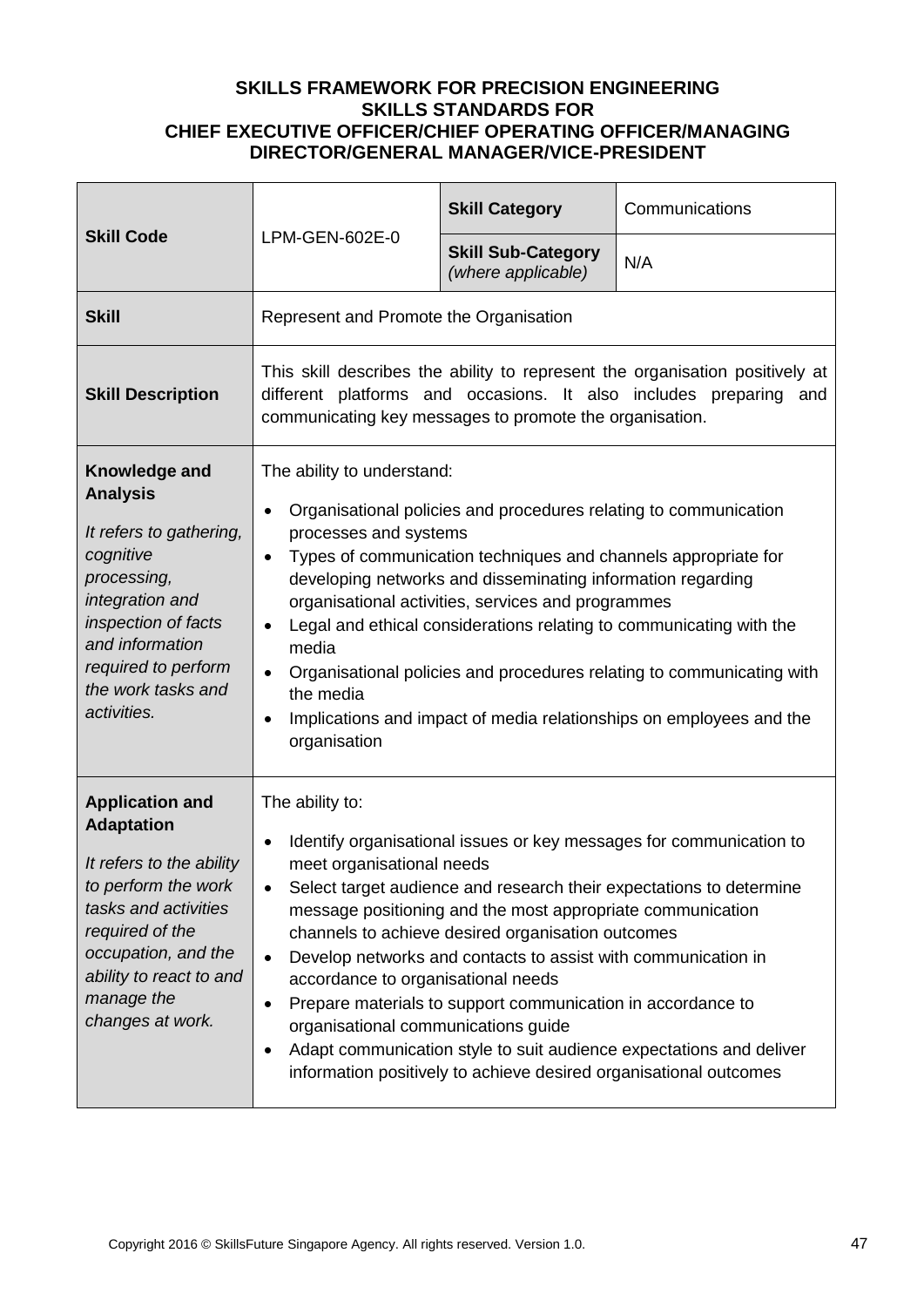**SKILLS FRAMEWORK FOR PRECISION ENGINEERING**
**SKILLS STANDARDS FOR**
**CHIEF EXECUTIVE OFFICER/CHIEF OPERATING OFFICER/MANAGING DIRECTOR/GENERAL MANAGER/VICE-PRESIDENT**

| | | | |
|---|---|---|---|
| **Skill Code** | LPM-GEN-602E-0 | **Skill Category** | Communications |
| | | **Skill Sub-Category** *(where applicable)* | N/A |
| **Skill** | Represent and Promote the Organisation | | |
| **Skill Description** | This skill describes the ability to represent the organisation positively at different platforms and occasions. It also includes preparing and communicating key messages to promote the organisation. | | |
| **Knowledge and Analysis**<br><br>*It refers to gathering, cognitive processing, integration and inspection of facts and information required to perform the work tasks and activities.* | The ability to understand:<br>• Organisational policies and procedures relating to communication processes and systems<br>• Types of communication techniques and channels appropriate for developing networks and disseminating information regarding organisational activities, services and programmes<br>• Legal and ethical considerations relating to communicating with the media<br>• Organisational policies and procedures relating to communicating with the media<br>• Implications and impact of media relationships on employees and the organisation | | |
| **Application and Adaptation**<br><br>*It refers to the ability to perform the work tasks and activities required of the occupation, and the ability to react to and manage the changes at work.* | The ability to:<br>• Identify organisational issues or key messages for communication to meet organisational needs<br>• Select target audience and research their expectations to determine message positioning and the most appropriate communication channels to achieve desired organisation outcomes<br>• Develop networks and contacts to assist with communication in accordance to organisational needs<br>• Prepare materials to support communication in accordance to organisational communications guide<br>• Adapt communication style to suit audience expectations and deliver information positively to achieve desired organisational outcomes | | |

Copyright 2016 © SkillsFuture Singapore Agency. All rights reserved. Version 1.0.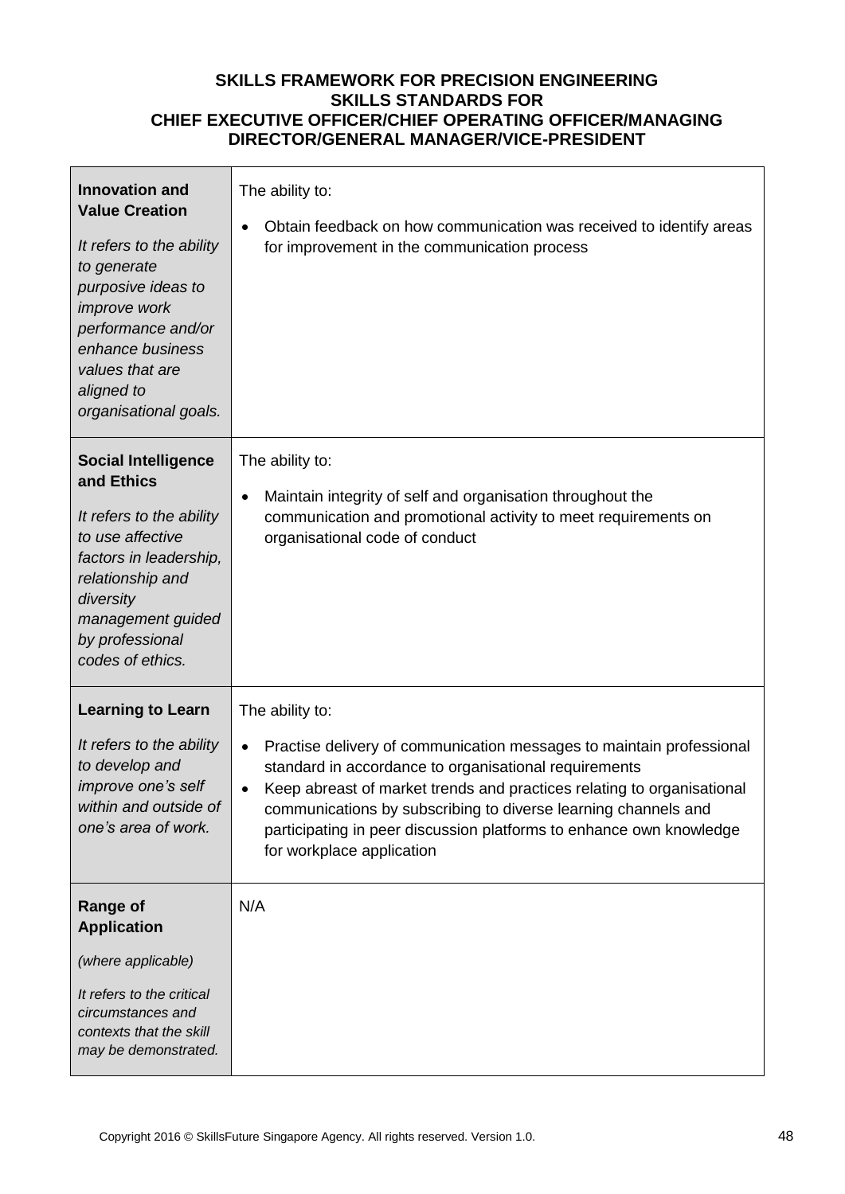**SKILLS FRAMEWORK FOR PRECISION ENGINEERING**
**SKILLS STANDARDS FOR**
**CHIEF EXECUTIVE OFFICER/CHIEF OPERATING OFFICER/MANAGING DIRECTOR/GENERAL MANAGER/VICE-PRESIDENT**

| | |
|---|---|
| **Innovation and Value Creation**<br><br>*It refers to the ability to generate purposive ideas to improve work performance and/or enhance business values that are aligned to organisational goals.* | The ability to:<br><br>• Obtain feedback on how communication was received to identify areas for improvement in the communication process |
| **Social Intelligence and Ethics**<br><br>*It refers to the ability to use affective factors in leadership, relationship and diversity management guided by professional codes of ethics.* | The ability to:<br><br>• Maintain integrity of self and organisation throughout the communication and promotional activity to meet requirements on organisational code of conduct |
| **Learning to Learn**<br><br>*It refers to the ability to develop and improve one's self within and outside of one's area of work.* | The ability to:<br><br>• Practise delivery of communication messages to maintain professional standard in accordance to organisational requirements<br>• Keep abreast of market trends and practices relating to organisational communications by subscribing to diverse learning channels and participating in peer discussion platforms to enhance own knowledge for workplace application |
| **Range of Application**<br><br>*(where applicable)*<br><br>*It refers to the critical circumstances and contexts that the skill may be demonstrated.* | N/A |

Copyright 2016 © SkillsFuture Singapore Agency. All rights reserved. Version 1.0.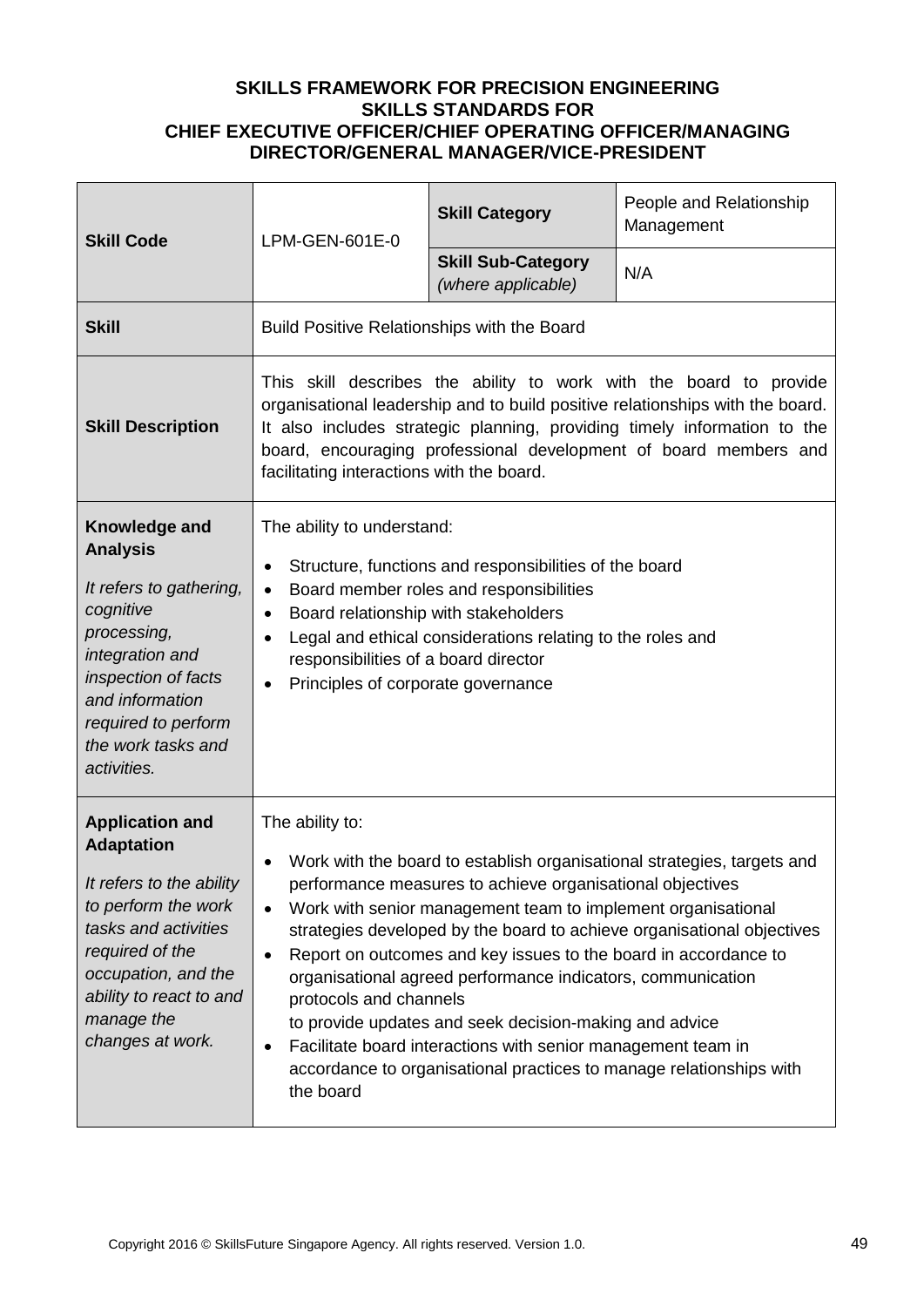**SKILLS FRAMEWORK FOR PRECISION ENGINEERING**
**SKILLS STANDARDS FOR**
**CHIEF EXECUTIVE OFFICER/CHIEF OPERATING OFFICER/MANAGING DIRECTOR/GENERAL MANAGER/VICE-PRESIDENT**

| **Skill Code** | LPM-GEN-601E-0 | **Skill Category** | People and Relationship Management |
|---|---|---|---|
| | | **Skill Sub-Category** *(where applicable)* | N/A |
| **Skill** | Build Positive Relationships with the Board | | |
| **Skill Description** | This skill describes the ability to work with the board to provide organisational leadership and to build positive relationships with the board. It also includes strategic planning, providing timely information to the board, encouraging professional development of board members and facilitating interactions with the board. | | |
| **Knowledge and Analysis**<br><br>*It refers to gathering, cognitive processing, integration and inspection of facts and information required to perform the work tasks and activities.* | The ability to understand:<br>• Structure, functions and responsibilities of the board<br>• Board member roles and responsibilities<br>• Board relationship with stakeholders<br>• Legal and ethical considerations relating to the roles and responsibilities of a board director<br>• Principles of corporate governance | | |
| **Application and Adaptation**<br><br>*It refers to the ability to perform the work tasks and activities required of the occupation, and the ability to react to and manage the changes at work.* | The ability to:<br>• Work with the board to establish organisational strategies, targets and performance measures to achieve organisational objectives<br>• Work with senior management team to implement organisational strategies developed by the board to achieve organisational objectives<br>• Report on outcomes and key issues to the board in accordance to organisational agreed performance indicators, communication protocols and channels to provide updates and seek decision-making and advice<br>• Facilitate board interactions with senior management team in accordance to organisational practices to manage relationships with the board | | |

Copyright 2016 © SkillsFuture Singapore Agency. All rights reserved. Version 1.0.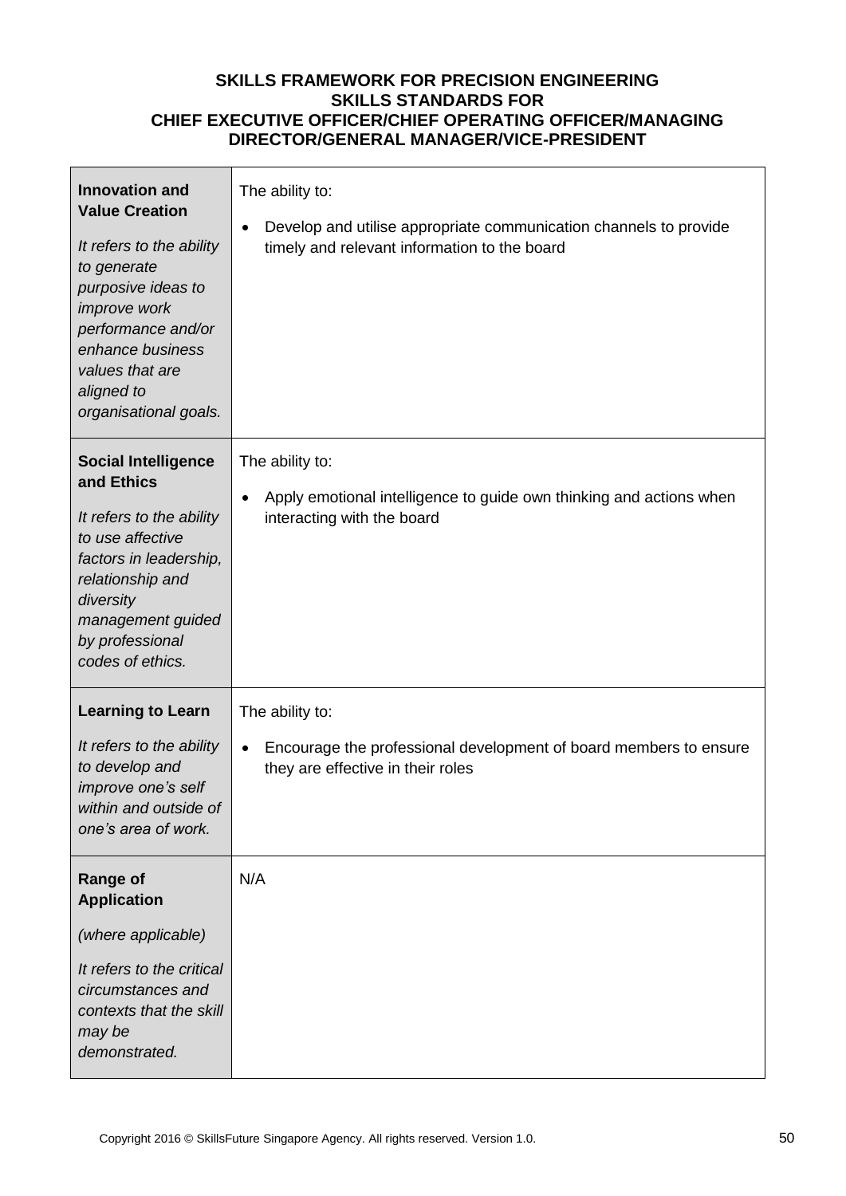**SKILLS FRAMEWORK FOR PRECISION ENGINEERING**
**SKILLS STANDARDS FOR**
**CHIEF EXECUTIVE OFFICER/CHIEF OPERATING OFFICER/MANAGING DIRECTOR/GENERAL MANAGER/VICE-PRESIDENT**

| | |
|---|---|
| **Innovation and Value Creation**<br><br>*It refers to the ability to generate purposive ideas to improve work performance and/or enhance business values that are aligned to organisational goals.* | The ability to:<br><br>• Develop and utilise appropriate communication channels to provide timely and relevant information to the board |
| **Social Intelligence and Ethics**<br><br>*It refers to the ability to use affective factors in leadership, relationship and diversity management guided by professional codes of ethics.* | The ability to:<br><br>• Apply emotional intelligence to guide own thinking and actions when interacting with the board |
| **Learning to Learn**<br><br>*It refers to the ability to develop and improve one's self within and outside of one's area of work.* | The ability to:<br><br>• Encourage the professional development of board members to ensure they are effective in their roles |
| **Range of Application**<br><br>*(where applicable)*<br><br>*It refers to the critical circumstances and contexts that the skill may be demonstrated.* | N/A |

Copyright 2016 © SkillsFuture Singapore Agency. All rights reserved. Version 1.0.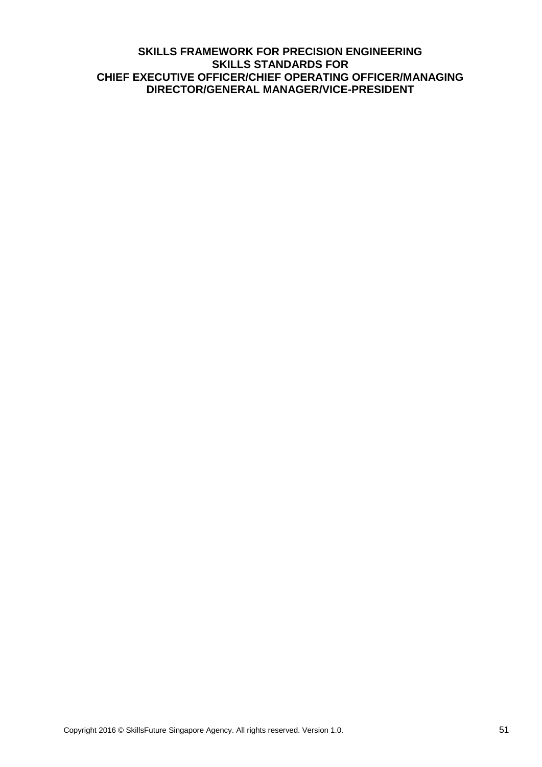**SKILLS FRAMEWORK FOR PRECISION ENGINEERING**
**SKILLS STANDARDS FOR**
**CHIEF EXECUTIVE OFFICER/CHIEF OPERATING OFFICER/MANAGING DIRECTOR/GENERAL MANAGER/VICE-PRESIDENT**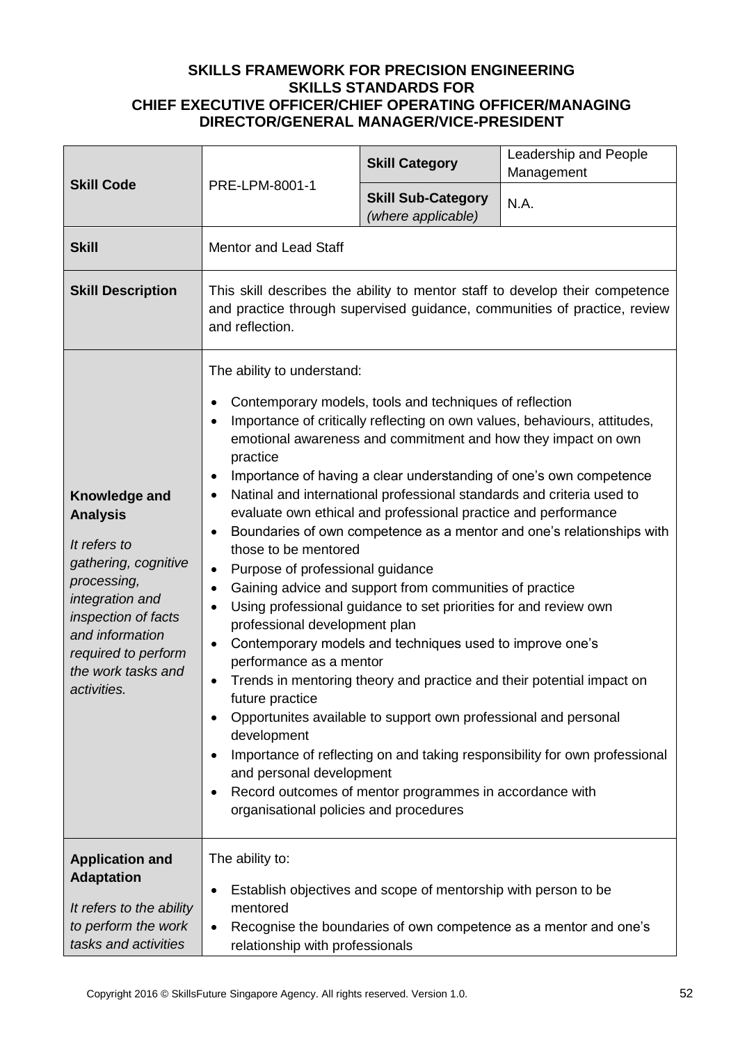**SKILLS FRAMEWORK FOR PRECISION ENGINEERING**
**SKILLS STANDARDS FOR**
**CHIEF EXECUTIVE OFFICER/CHIEF OPERATING OFFICER/MANAGING DIRECTOR/GENERAL MANAGER/VICE-PRESIDENT**

| **Skill Code** | PRE-LPM-8001-1 | **Skill Category** | Leadership and People Management |
|---|---|---|---|
| | | **Skill Sub-Category** *(where applicable)* | N.A. |
| **Skill** | Mentor and Lead Staff | | |
| **Skill Description** | This skill describes the ability to mentor staff to develop their competence and practice through supervised guidance, communities of practice, review and reflection. | | |
| **Knowledge and Analysis** <br> *It refers to gathering, cognitive processing, integration and inspection of facts and information required to perform the work tasks and activities.* | The ability to understand: <br> • Contemporary models, tools and techniques of reflection <br> • Importance of critically reflecting on own values, behaviours, attitudes, emotional awareness and commitment and how they impact on own practice <br> • Importance of having a clear understanding of one's own competence <br> • Natinal and international professional standards and criteria used to evaluate own ethical and professional practice and performance <br> • Boundaries of own competence as a mentor and one's relationships with those to be mentored <br> • Purpose of professional guidance <br> • Gaining advice and support from communities of practice <br> • Using professional guidance to set priorities for and review own professional development plan <br> • Contemporary models and techniques used to improve one's performance as a mentor <br> • Trends in mentoring theory and practice and their potential impact on future practice <br> • Opportunites available to support own professional and personal development <br> • Importance of reflecting on and taking responsibility for own professional and personal development <br> • Record outcomes of mentor programmes in accordance with organisational policies and procedures | | |
| **Application and Adaptation** <br> *It refers to the ability to perform the work tasks and activities* | The ability to: <br> • Establish objectives and scope of mentorship with person to be mentored <br> • Recognise the boundaries of own competence as a mentor and one's relationship with professionals | | |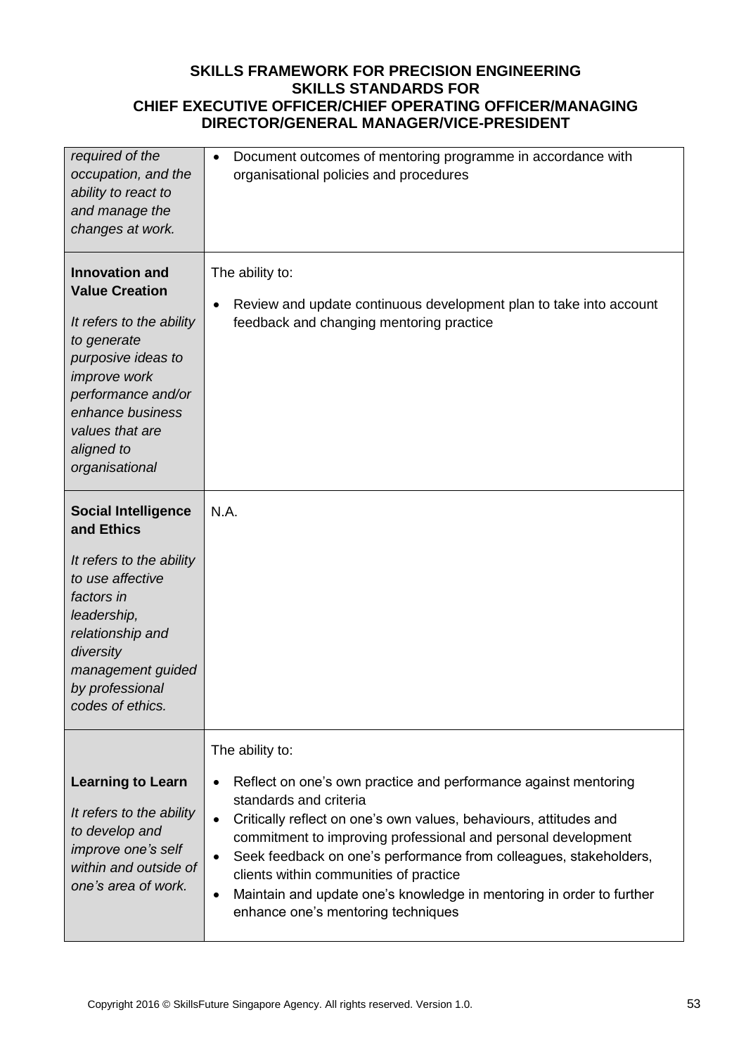| | |
|---|---|
| *required of the occupation, and the ability to react to and manage the changes at work.* | • Document outcomes of mentoring programme in accordance with organisational policies and procedures |
| **Innovation and Value Creation**<br><br>*It refers to the ability to generate purposive ideas to improve work performance and/or enhance business values that are aligned to organisational* | The ability to:<br><br>• Review and update continuous development plan to take into account feedback and changing mentoring practice |
| **Social Intelligence and Ethics**<br><br>*It refers to the ability to use affective factors in leadership, relationship and diversity management guided by professional codes of ethics.* | N.A. |
| **Learning to Learn**<br><br>*It refers to the ability to develop and improve one's self within and outside of one's area of work.* | The ability to:<br><br>• Reflect on one's own practice and performance against mentoring standards and criteria<br>• Critically reflect on one's own values, behaviours, attitudes and commitment to improving professional and personal development<br>• Seek feedback on one's performance from colleagues, stakeholders, clients within communities of practice<br>• Maintain and update one's knowledge in mentoring in order to further enhance one's mentoring techniques |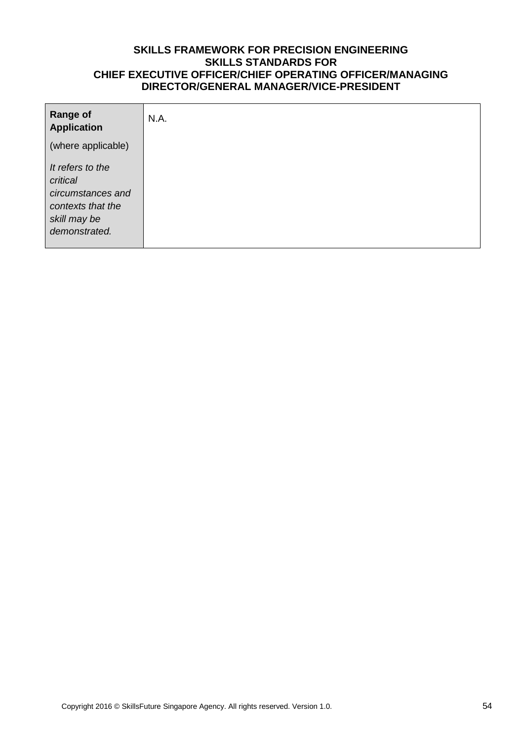| **Range of Application**<br><br>(where applicable)<br><br>*It refers to the critical circumstances and contexts that the skill may be demonstrated.* | N.A. |
|---|---|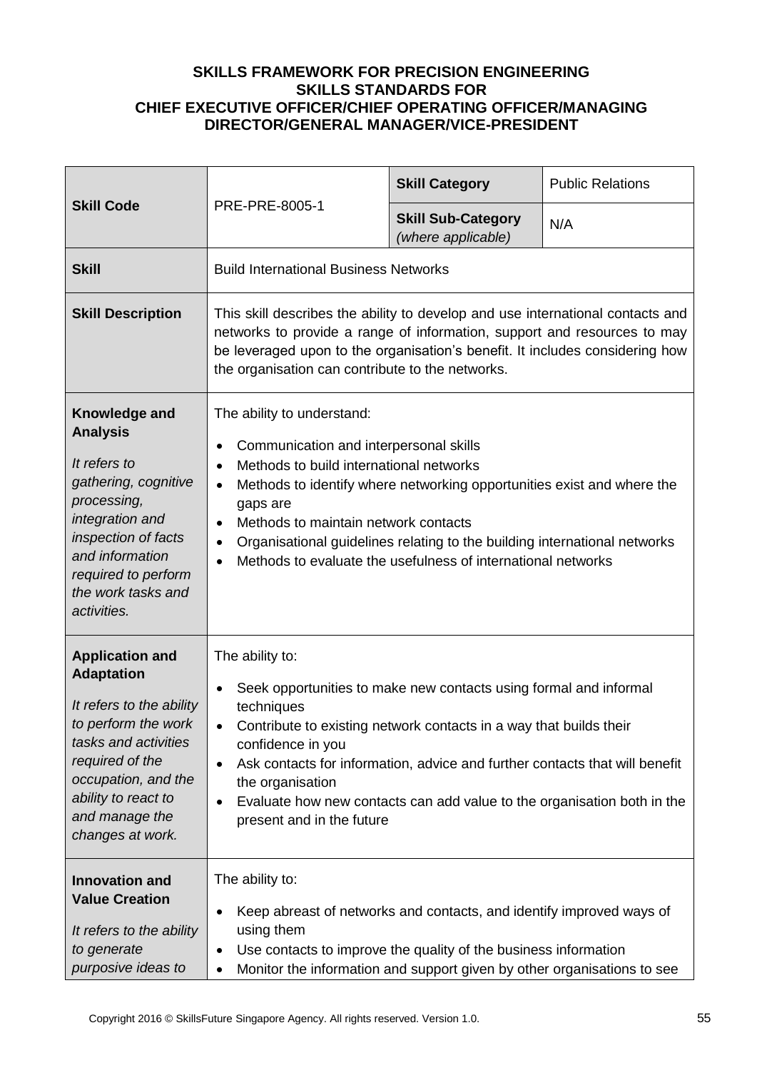**SKILLS FRAMEWORK FOR PRECISION ENGINEERING**
**SKILLS STANDARDS FOR**
**CHIEF EXECUTIVE OFFICER/CHIEF OPERATING OFFICER/MANAGING DIRECTOR/GENERAL MANAGER/VICE-PRESIDENT**

| **Skill Code** | PRE-PRE-8005-1 | **Skill Category** | Public Relations |
|---|---|---|---|
| | | **Skill Sub-Category** *(where applicable)* | N/A |
| **Skill** | Build International Business Networks | | |
| **Skill Description** | This skill describes the ability to develop and use international contacts and networks to provide a range of information, support and resources to may be leveraged upon to the organisation's benefit. It includes considering how the organisation can contribute to the networks. | | |
| **Knowledge and Analysis** *It refers to gathering, cognitive processing, integration and inspection of facts and information required to perform the work tasks and activities.* | The ability to understand: <br>• Communication and interpersonal skills <br>• Methods to build international networks <br>• Methods to identify where networking opportunities exist and where the gaps are <br>• Methods to maintain network contacts <br>• Organisational guidelines relating to the building international networks <br>• Methods to evaluate the usefulness of international networks | | |
| **Application and Adaptation** *It refers to the ability to perform the work tasks and activities required of the occupation, and the ability to react to and manage the changes at work.* | The ability to: <br>• Seek opportunities to make new contacts using formal and informal techniques <br>• Contribute to existing network contacts in a way that builds their confidence in you <br>• Ask contacts for information, advice and further contacts that will benefit the organisation <br>• Evaluate how new contacts can add value to the organisation both in the present and in the future | | |
| **Innovation and Value Creation** *It refers to the ability to generate purposive ideas to* | The ability to: <br>• Keep abreast of networks and contacts, and identify improved ways of using them <br>• Use contacts to improve the quality of the business information <br>• Monitor the information and support given by other organisations to see | | |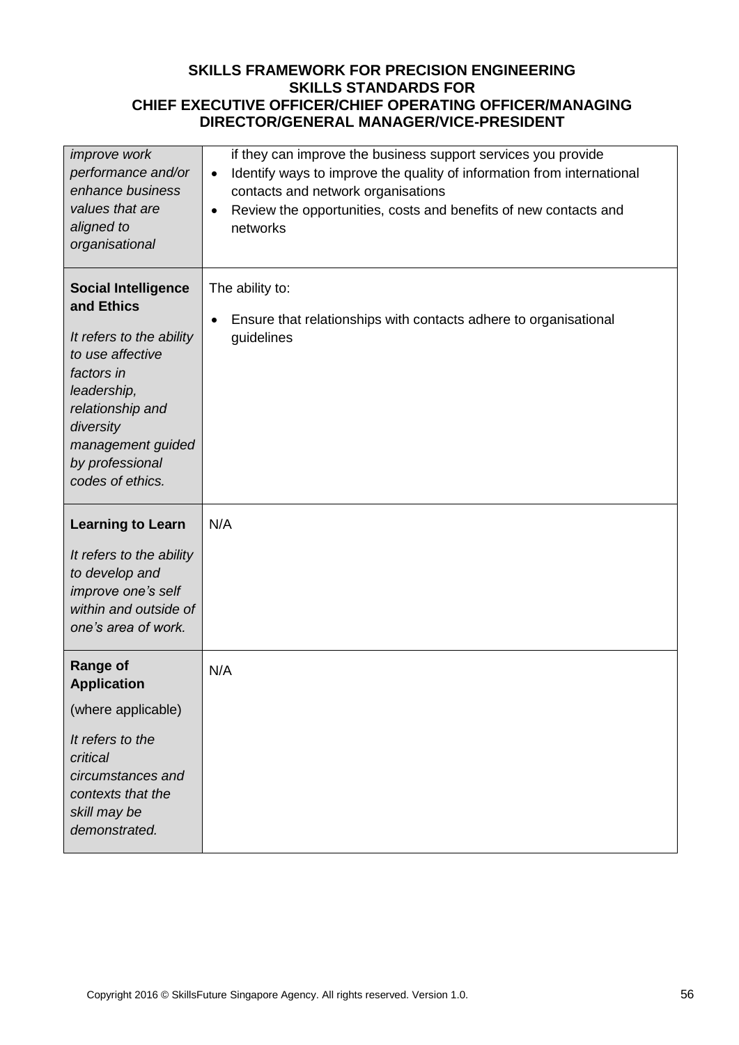| | |
|---|---|
| *improve work performance and/or enhance business values that are aligned to organisational* | if they can improve the business support services you provide<br>• Identify ways to improve the quality of information from international contacts and network organisations<br>• Review the opportunities, costs and benefits of new contacts and networks |
| **Social Intelligence and Ethics**<br><br>*It refers to the ability to use affective factors in leadership, relationship and diversity management guided by professional codes of ethics.* | The ability to:<br><br>• Ensure that relationships with contacts adhere to organisational guidelines |
| **Learning to Learn**<br><br>*It refers to the ability to develop and improve one's self within and outside of one's area of work.* | N/A |
| **Range of Application**<br><br>(where applicable)<br><br>*It refers to the critical circumstances and contexts that the skill may be demonstrated.* | N/A |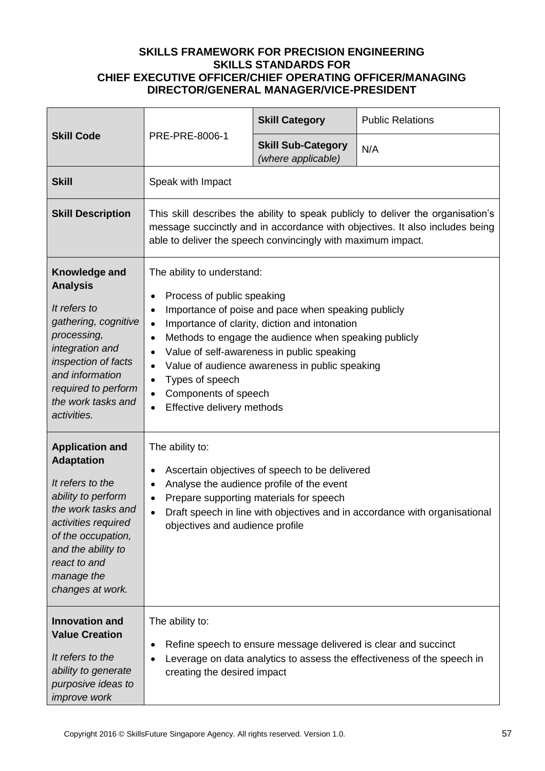**SKILLS FRAMEWORK FOR PRECISION ENGINEERING**
**SKILLS STANDARDS FOR**
**CHIEF EXECUTIVE OFFICER/CHIEF OPERATING OFFICER/MANAGING DIRECTOR/GENERAL MANAGER/VICE-PRESIDENT**

| **Skill Code** | PRE-PRE-8006-1 | **Skill Category** | Public Relations |
|---|---|---|---|
| | | **Skill Sub-Category** *(where applicable)* | N/A |
| **Skill** | Speak with Impact | | |
| **Skill Description** | This skill describes the ability to speak publicly to deliver the organisation's message succinctly and in accordance with objectives. It also includes being able to deliver the speech convincingly with maximum impact. | | |
| **Knowledge and Analysis** *It refers to gathering, cognitive processing, integration and inspection of facts and information required to perform the work tasks and activities.* | The ability to understand: <br>• Process of public speaking <br>• Importance of poise and pace when speaking publicly <br>• Importance of clarity, diction and intonation <br>• Methods to engage the audience when speaking publicly <br>• Value of self-awareness in public speaking <br>• Value of audience awareness in public speaking <br>• Types of speech <br>• Components of speech <br>• Effective delivery methods | | |
| **Application and Adaptation** *It refers to the ability to perform the work tasks and activities required of the occupation, and the ability to react to and manage the changes at work.* | The ability to: <br>• Ascertain objectives of speech to be delivered <br>• Analyse the audience profile of the event <br>• Prepare supporting materials for speech <br>• Draft speech in line with objectives and in accordance with organisational objectives and audience profile | | |
| **Innovation and Value Creation** *It refers to the ability to generate purposive ideas to improve work* | The ability to: <br>• Refine speech to ensure message delivered is clear and succinct <br>• Leverage on data analytics to assess the effectiveness of the speech in creating the desired impact | | |

Copyright 2016 © SkillsFuture Singapore Agency. All rights reserved. Version 1.0.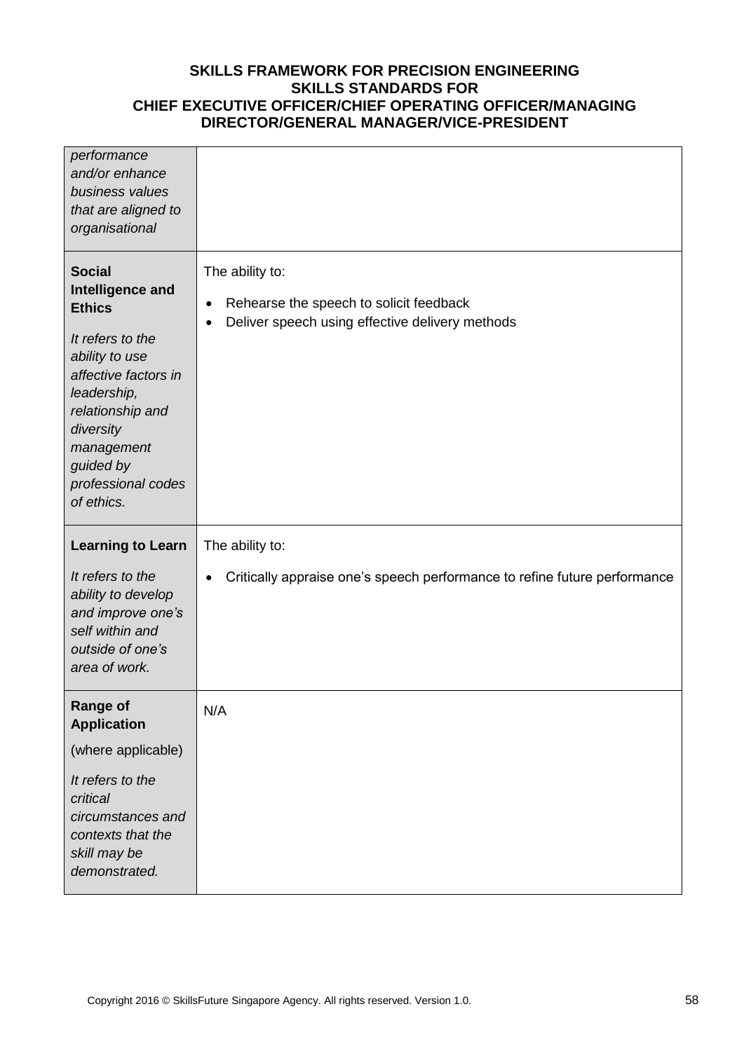| | |
|---|---|
| *performance and/or enhance business values that are aligned to organisational* | |
| **Social Intelligence and Ethics**<br><br>*It refers to the ability to use affective factors in leadership, relationship and diversity management guided by professional codes of ethics.* | The ability to:<br><br>• Rehearse the speech to solicit feedback<br>• Deliver speech using effective delivery methods |
| **Learning to Learn**<br><br>*It refers to the ability to develop and improve one's self within and outside of one's area of work.* | The ability to:<br><br>• Critically appraise one's speech performance to refine future performance |
| **Range of Application**<br><br>(where applicable)<br><br>*It refers to the critical circumstances and contexts that the skill may be demonstrated.* | N/A |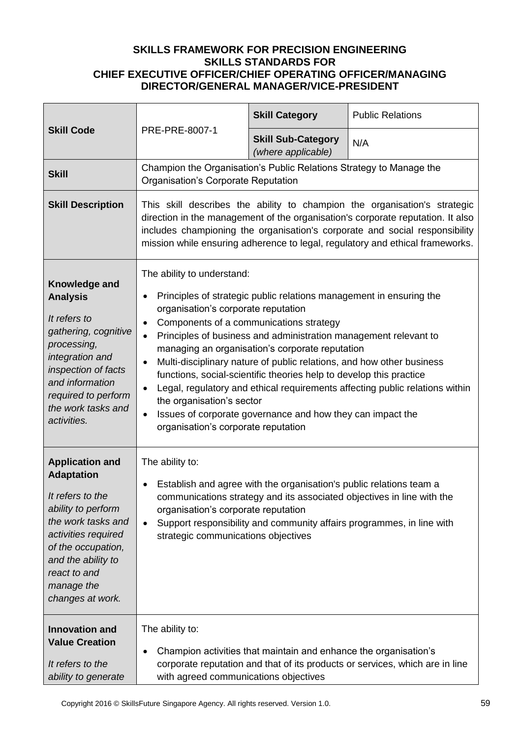**SKILLS FRAMEWORK FOR PRECISION ENGINEERING**
**SKILLS STANDARDS FOR**
**CHIEF EXECUTIVE OFFICER/CHIEF OPERATING OFFICER/MANAGING DIRECTOR/GENERAL MANAGER/VICE-PRESIDENT**

| **Skill Code** | PRE-PRE-8007-1 | **Skill Category** | Public Relations |
|---|---|---|---|
| | | **Skill Sub-Category** *(where applicable)* | N/A |
| **Skill** | Champion the Organisation's Public Relations Strategy to Manage the Organisation's Corporate Reputation | | |
| **Skill Description** | This skill describes the ability to champion the organisation's strategic direction in the management of the organisation's corporate reputation. It also includes championing the organisation's corporate and social responsibility mission while ensuring adherence to legal, regulatory and ethical frameworks. | | |
| **Knowledge and Analysis** *It refers to gathering, cognitive processing, integration and inspection of facts and information required to perform the work tasks and activities.* | The ability to understand: <br>• Principles of strategic public relations management in ensuring the organisation's corporate reputation <br>• Components of a communications strategy <br>• Principles of business and administration management relevant to managing an organisation's corporate reputation <br>• Multi-disciplinary nature of public relations, and how other business functions, social-scientific theories help to develop this practice <br>• Legal, regulatory and ethical requirements affecting public relations within the organisation's sector <br>• Issues of corporate governance and how they can impact the organisation's corporate reputation | | |
| **Application and Adaptation** *It refers to the ability to perform the work tasks and activities required of the occupation, and the ability to react to and manage the changes at work.* | The ability to: <br>• Establish and agree with the organisation's public relations team a communications strategy and its associated objectives in line with the organisation's corporate reputation <br>• Support responsibility and community affairs programmes, in line with strategic communications objectives | | |
| **Innovation and Value Creation** *It refers to the ability to generate* | The ability to: <br>• Champion activities that maintain and enhance the organisation's corporate reputation and that of its products or services, which are in line with agreed communications objectives | | |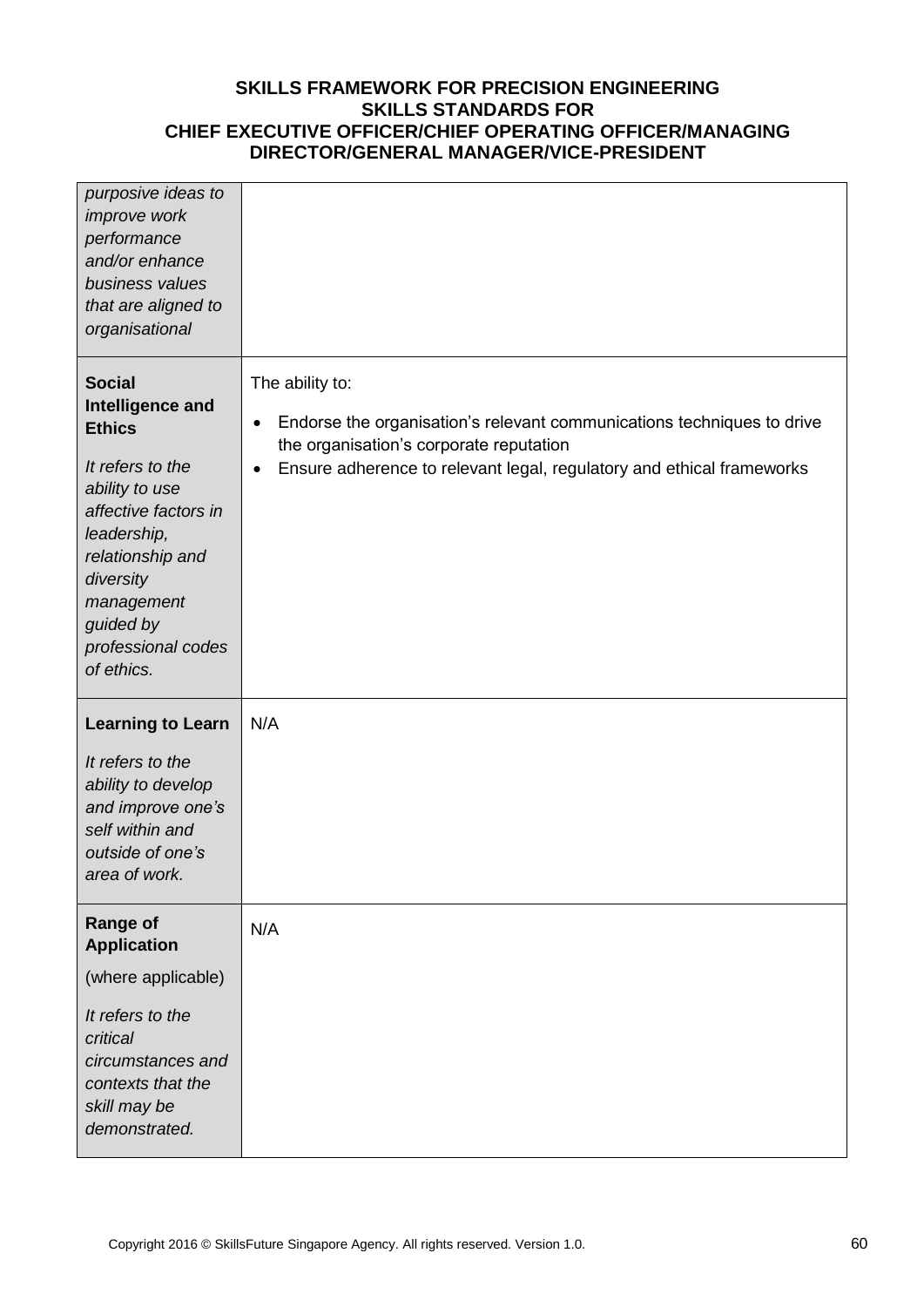| | |
|---|---|
| *purposive ideas to improve work performance and/or enhance business values that are aligned to organisational* | |
| **Social Intelligence and Ethics**<br><br>*It refers to the ability to use affective factors in leadership, relationship and diversity management guided by professional codes of ethics.* | The ability to:<br>• Endorse the organisation's relevant communications techniques to drive the organisation's corporate reputation<br>• Ensure adherence to relevant legal, regulatory and ethical frameworks |
| **Learning to Learn**<br><br>*It refers to the ability to develop and improve one's self within and outside of one's area of work.* | N/A |
| **Range of Application**<br><br>(where applicable)<br><br>*It refers to the critical circumstances and contexts that the skill may be demonstrated.* | N/A |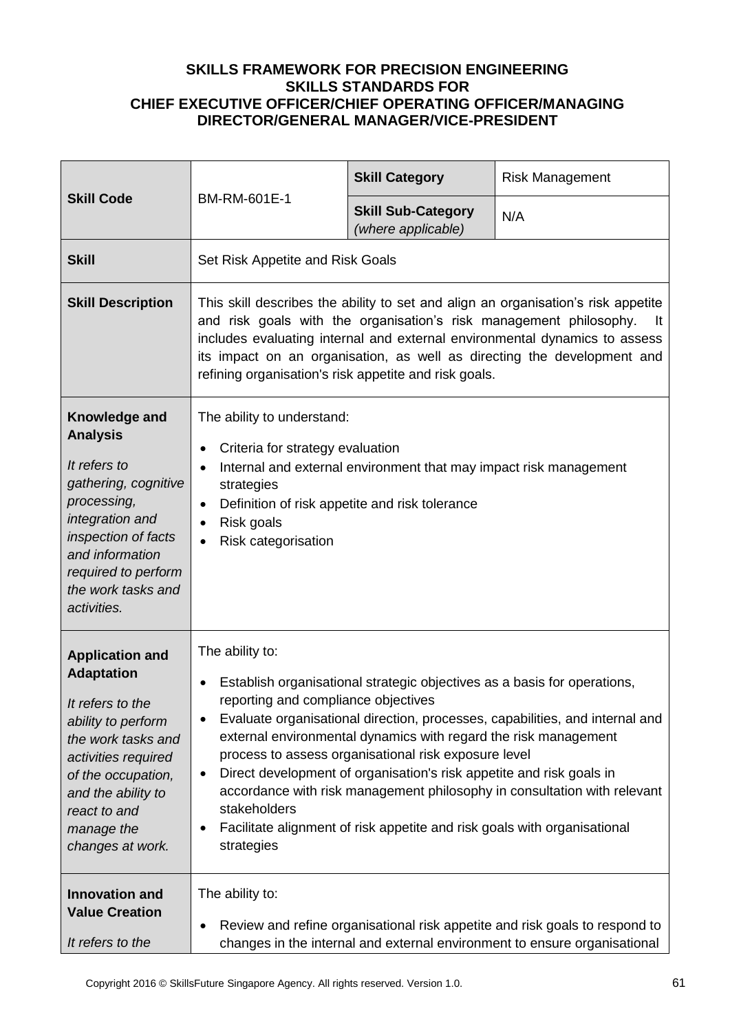**SKILLS FRAMEWORK FOR PRECISION ENGINEERING**
**SKILLS STANDARDS FOR**
**CHIEF EXECUTIVE OFFICER/CHIEF OPERATING OFFICER/MANAGING DIRECTOR/GENERAL MANAGER/VICE-PRESIDENT**

| **Skill Code** | BM-RM-601E-1 | **Skill Category** | Risk Management |
|---|---|---|---|
| | | **Skill Sub-Category** *(where applicable)* | N/A |
| **Skill** | Set Risk Appetite and Risk Goals | | |
| **Skill Description** | This skill describes the ability to set and align an organisation's risk appetite and risk goals with the organisation's risk management philosophy. It includes evaluating internal and external environmental dynamics to assess its impact on an organisation, as well as directing the development and refining organisation's risk appetite and risk goals. | | |
| **Knowledge and Analysis** *It refers to gathering, cognitive processing, integration and inspection of facts and information required to perform the work tasks and activities.* | The ability to understand: <br>• Criteria for strategy evaluation <br>• Internal and external environment that may impact risk management strategies <br>• Definition of risk appetite and risk tolerance <br>• Risk goals <br>• Risk categorisation | | |
| **Application and Adaptation** *It refers to the ability to perform the work tasks and activities required of the occupation, and the ability to react to and manage the changes at work.* | The ability to: <br>• Establish organisational strategic objectives as a basis for operations, reporting and compliance objectives <br>• Evaluate organisational direction, processes, capabilities, and internal and external environmental dynamics with regard the risk management process to assess organisational risk exposure level <br>• Direct development of organisation's risk appetite and risk goals in accordance with risk management philosophy in consultation with relevant stakeholders <br>• Facilitate alignment of risk appetite and risk goals with organisational strategies | | |
| **Innovation and Value Creation** *It refers to the* | The ability to: <br>• Review and refine organisational risk appetite and risk goals to respond to changes in the internal and external environment to ensure organisational | | |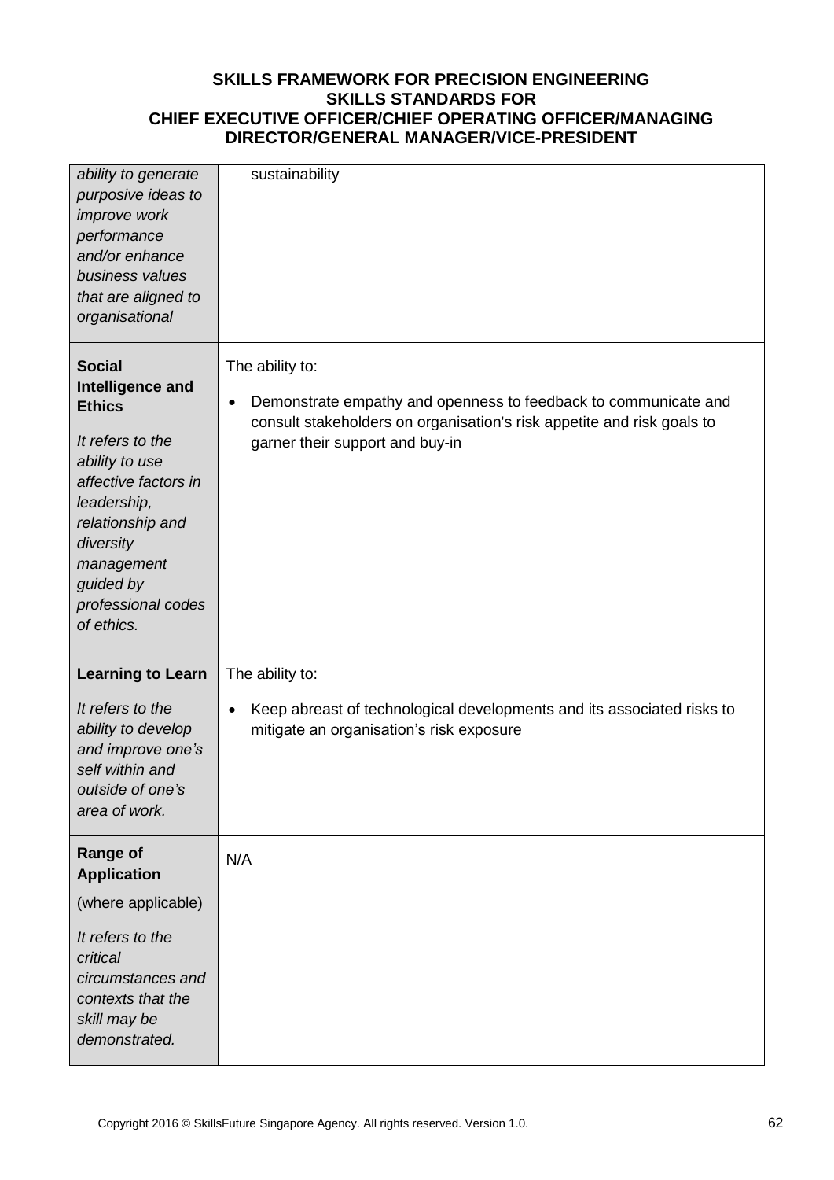| | |
|---|---|
| *ability to generate purposive ideas to improve work performance and/or enhance business values that are aligned to organisational* | sustainability |
| **Social Intelligence and Ethics**<br><br>*It refers to the ability to use affective factors in leadership, relationship and diversity management guided by professional codes of ethics.* | The ability to:<br><br>• Demonstrate empathy and openness to feedback to communicate and consult stakeholders on organisation's risk appetite and risk goals to garner their support and buy-in |
| **Learning to Learn**<br><br>*It refers to the ability to develop and improve one's self within and outside of one's area of work.* | The ability to:<br><br>• Keep abreast of technological developments and its associated risks to mitigate an organisation's risk exposure |
| **Range of Application**<br><br>(where applicable)<br><br>*It refers to the critical circumstances and contexts that the skill may be demonstrated.* | N/A |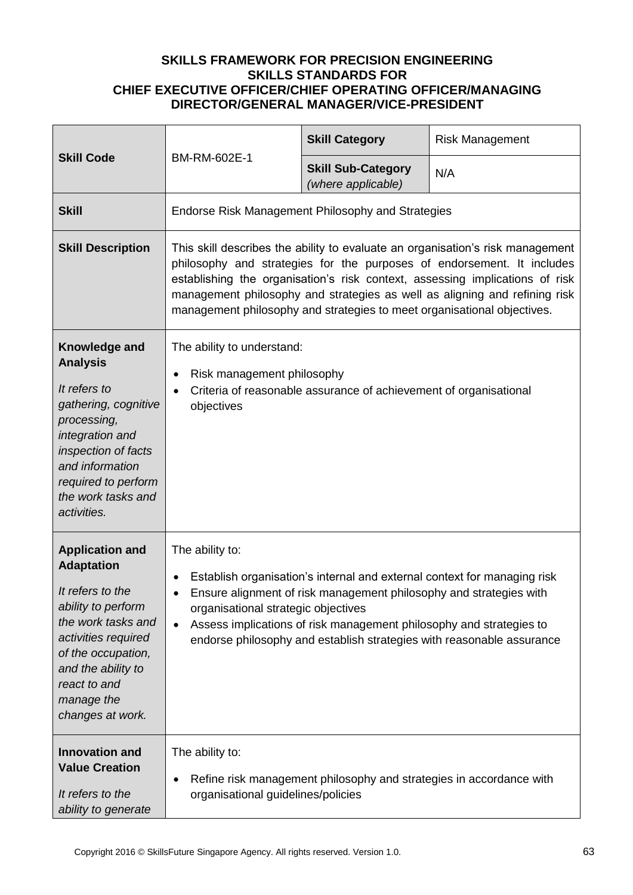**SKILLS FRAMEWORK FOR PRECISION ENGINEERING**
**SKILLS STANDARDS FOR**
**CHIEF EXECUTIVE OFFICER/CHIEF OPERATING OFFICER/MANAGING DIRECTOR/GENERAL MANAGER/VICE-PRESIDENT**

| **Skill Code** | BM-RM-602E-1 | **Skill Category** | Risk Management |
|---|---|---|---|
| | | **Skill Sub-Category** *(where applicable)* | N/A |
| **Skill** | Endorse Risk Management Philosophy and Strategies | | |
| **Skill Description** | This skill describes the ability to evaluate an organisation's risk management philosophy and strategies for the purposes of endorsement. It includes establishing the organisation's risk context, assessing implications of risk management philosophy and strategies as well as aligning and refining risk management philosophy and strategies to meet organisational objectives. | | |
| **Knowledge and Analysis** *It refers to gathering, cognitive processing, integration and inspection of facts and information required to perform the work tasks and activities.* | The ability to understand: <br>• Risk management philosophy <br>• Criteria of reasonable assurance of achievement of organisational objectives | | |
| **Application and Adaptation** *It refers to the ability to perform the work tasks and activities required of the occupation, and the ability to react to and manage the changes at work.* | The ability to: <br>• Establish organisation's internal and external context for managing risk <br>• Ensure alignment of risk management philosophy and strategies with organisational strategic objectives <br>• Assess implications of risk management philosophy and strategies to endorse philosophy and establish strategies with reasonable assurance | | |
| **Innovation and Value Creation** *It refers to the ability to generate* | The ability to: <br>• Refine risk management philosophy and strategies in accordance with organisational guidelines/policies | | |

Copyright 2016 © SkillsFuture Singapore Agency. All rights reserved. Version 1.0.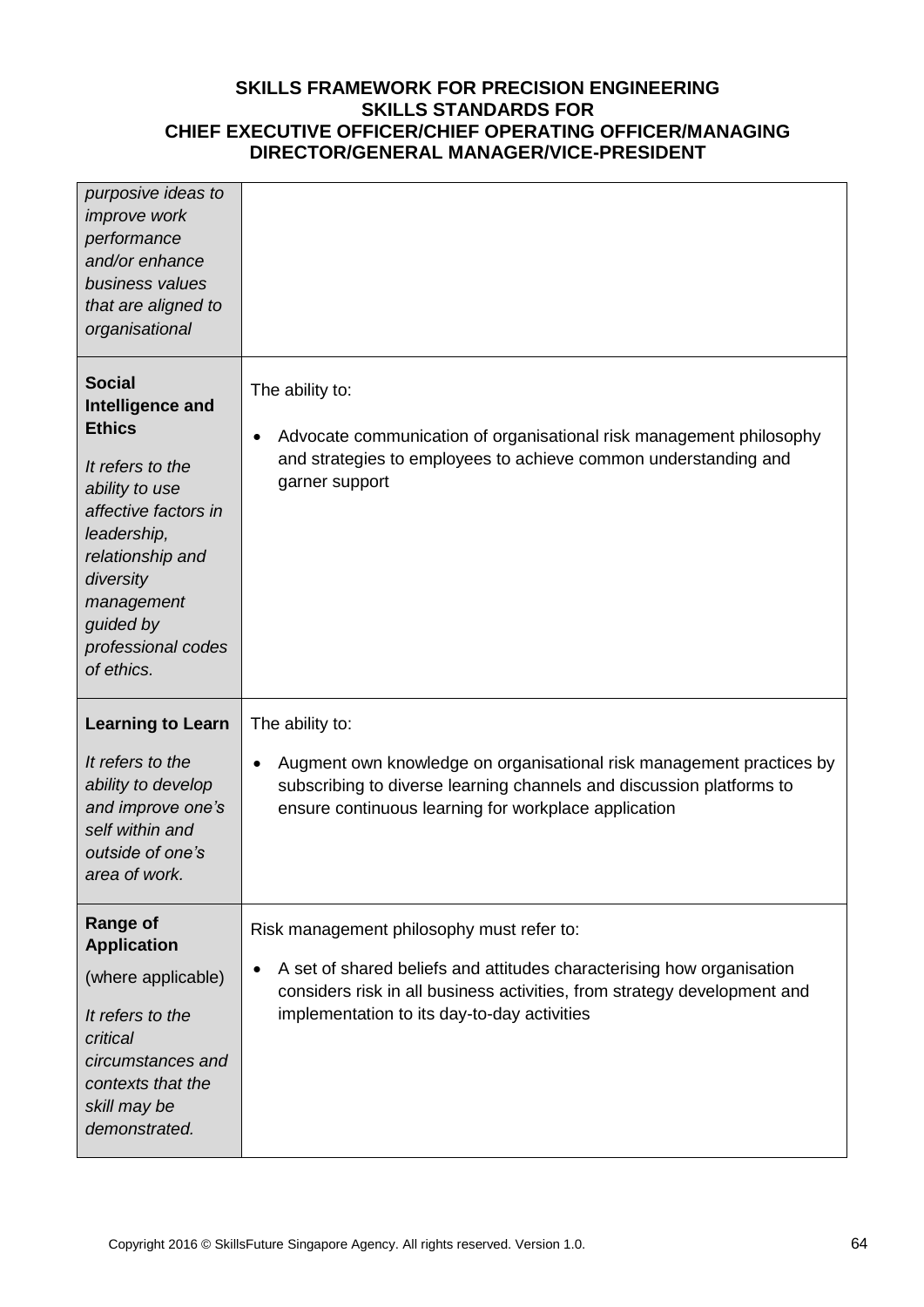| | |
|---|---|
| *purposive ideas to improve work performance and/or enhance business values that are aligned to organisational* | |
| **Social Intelligence and Ethics**<br><br>*It refers to the ability to use affective factors in leadership, relationship and diversity management guided by professional codes of ethics.* | The ability to:<br><br>• Advocate communication of organisational risk management philosophy and strategies to employees to achieve common understanding and garner support |
| **Learning to Learn**<br><br>*It refers to the ability to develop and improve one's self within and outside of one's area of work.* | The ability to:<br><br>• Augment own knowledge on organisational risk management practices by subscribing to diverse learning channels and discussion platforms to ensure continuous learning for workplace application |
| **Range of Application**<br><br>(where applicable)<br><br>*It refers to the critical circumstances and contexts that the skill may be demonstrated.* | Risk management philosophy must refer to:<br><br>• A set of shared beliefs and attitudes characterising how organisation considers risk in all business activities, from strategy development and implementation to its day-to-day activities |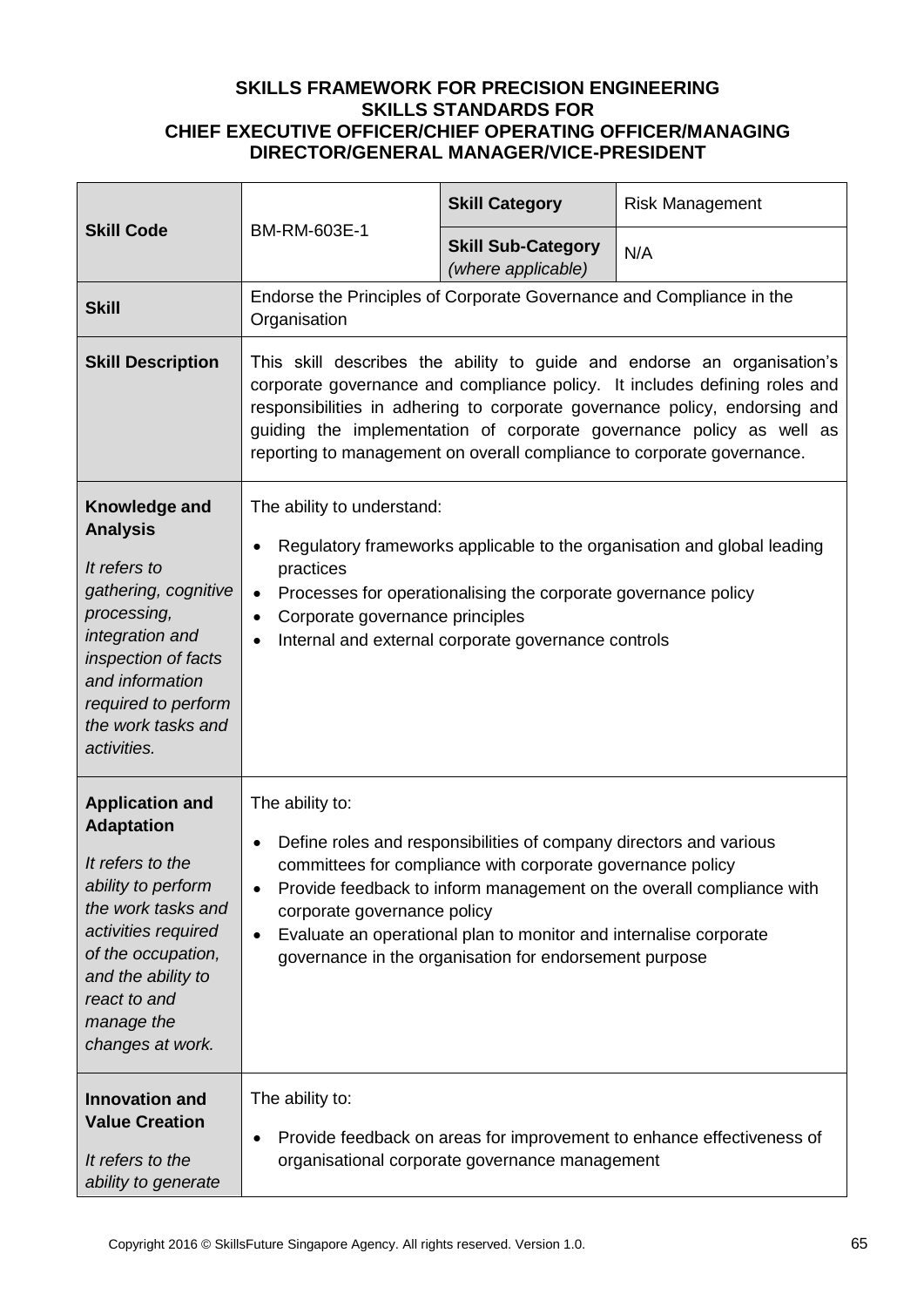**SKILLS FRAMEWORK FOR PRECISION ENGINEERING**
**SKILLS STANDARDS FOR**
**CHIEF EXECUTIVE OFFICER/CHIEF OPERATING OFFICER/MANAGING DIRECTOR/GENERAL MANAGER/VICE-PRESIDENT**

| **Skill Code** | BM-RM-603E-1 | **Skill Category** | Risk Management |
|---|---|---|---|
| | | **Skill Sub-Category** *(where applicable)* | N/A |
| **Skill** | Endorse the Principles of Corporate Governance and Compliance in the Organisation | | |
| **Skill Description** | This skill describes the ability to guide and endorse an organisation's corporate governance and compliance policy. It includes defining roles and responsibilities in adhering to corporate governance policy, endorsing and guiding the implementation of corporate governance policy as well as reporting to management on overall compliance to corporate governance. | | |
| **Knowledge and Analysis**<br><br>*It refers to gathering, cognitive processing, integration and inspection of facts and information required to perform the work tasks and activities.* | The ability to understand:<br>• Regulatory frameworks applicable to the organisation and global leading practices<br>• Processes for operationalising the corporate governance policy<br>• Corporate governance principles<br>• Internal and external corporate governance controls | | |
| **Application and Adaptation**<br><br>*It refers to the ability to perform the work tasks and activities required of the occupation, and the ability to react to and manage the changes at work.* | The ability to:<br>• Define roles and responsibilities of company directors and various committees for compliance with corporate governance policy<br>• Provide feedback to inform management on the overall compliance with corporate governance policy<br>• Evaluate an operational plan to monitor and internalise corporate governance in the organisation for endorsement purpose | | |
| **Innovation and Value Creation**<br><br>*It refers to the ability to generate* | The ability to:<br>• Provide feedback on areas for improvement to enhance effectiveness of organisational corporate governance management | | |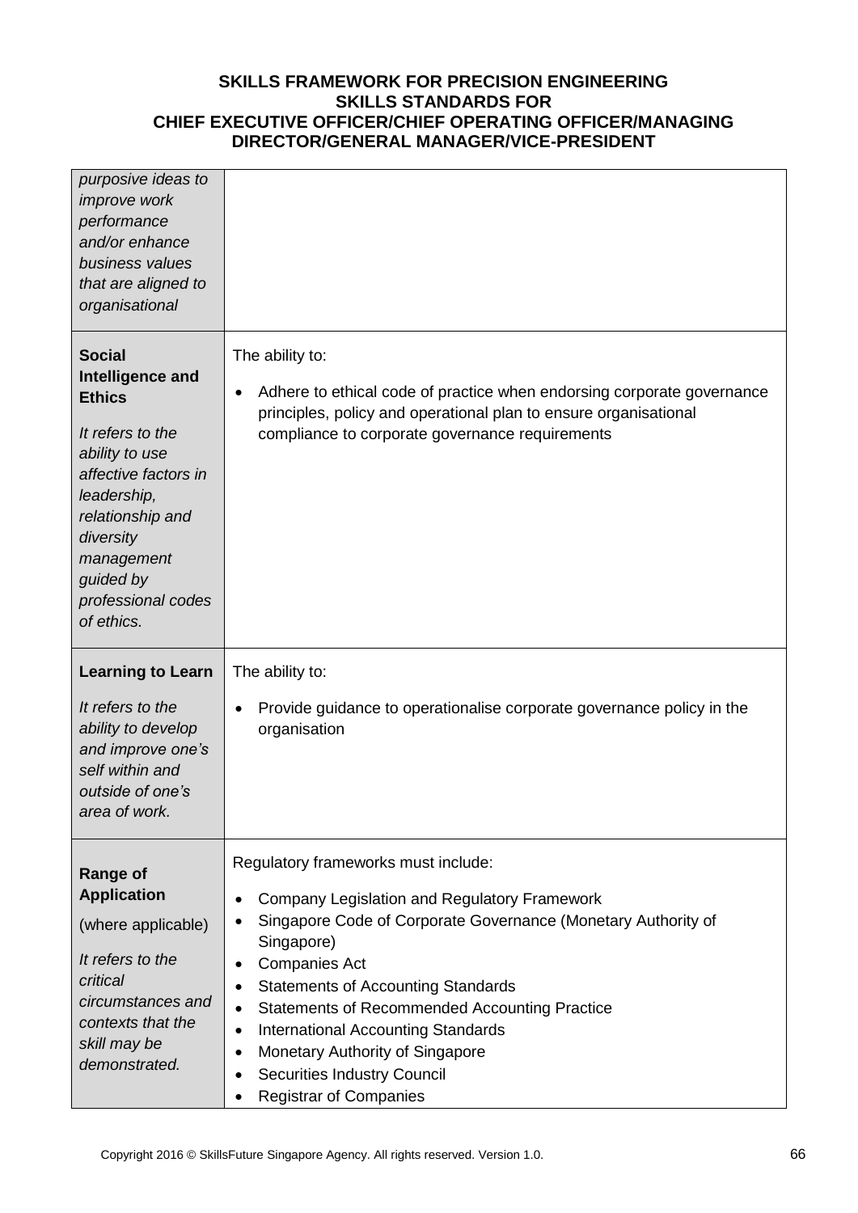| | |
|---|---|
| *purposive ideas to improve work performance and/or enhance business values that are aligned to organisational* | |
| **Social Intelligence and Ethics**<br><br>*It refers to the ability to use affective factors in leadership, relationship and diversity management guided by professional codes of ethics.* | The ability to:<br><br>• Adhere to ethical code of practice when endorsing corporate governance principles, policy and operational plan to ensure organisational compliance to corporate governance requirements |
| **Learning to Learn**<br><br>*It refers to the ability to develop and improve one's self within and outside of one's area of work.* | The ability to:<br><br>• Provide guidance to operationalise corporate governance policy in the organisation |
| **Range of Application**<br><br>(where applicable)<br><br>*It refers to the critical circumstances and contexts that the skill may be demonstrated.* | Regulatory frameworks must include:<br><br>• Company Legislation and Regulatory Framework<br>• Singapore Code of Corporate Governance (Monetary Authority of Singapore)<br>• Companies Act<br>• Statements of Accounting Standards<br>• Statements of Recommended Accounting Practice<br>• International Accounting Standards<br>• Monetary Authority of Singapore<br>• Securities Industry Council<br>• Registrar of Companies |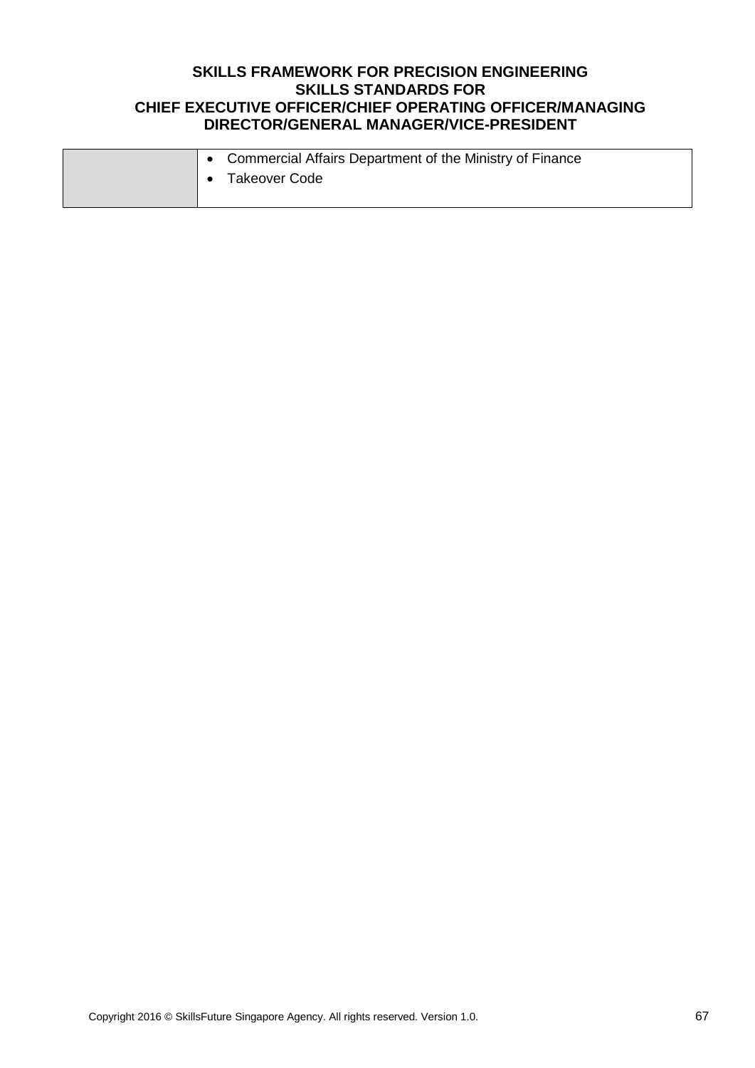| | |
|---|---|
| | • Commercial Affairs Department of the Ministry of Finance<br>• Takeover Code |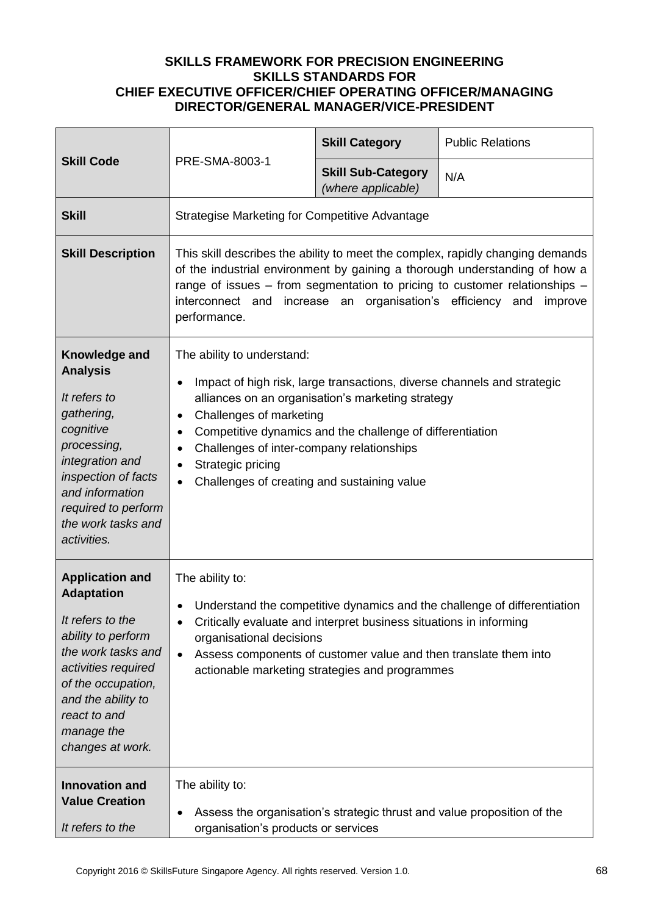**SKILLS FRAMEWORK FOR PRECISION ENGINEERING**
**SKILLS STANDARDS FOR**
**CHIEF EXECUTIVE OFFICER/CHIEF OPERATING OFFICER/MANAGING DIRECTOR/GENERAL MANAGER/VICE-PRESIDENT**

| **Skill Code** | PRE-SMA-8003-1 | **Skill Category** | Public Relations |
|---|---|---|---|
| | | **Skill Sub-Category** *(where applicable)* | N/A |
| **Skill** | Strategise Marketing for Competitive Advantage | | |
| **Skill Description** | This skill describes the ability to meet the complex, rapidly changing demands of the industrial environment by gaining a thorough understanding of how a range of issues – from segmentation to pricing to customer relationships – interconnect and increase an organisation's efficiency and improve performance. | | |
| **Knowledge and Analysis** *It refers to gathering, cognitive processing, integration and inspection of facts and information required to perform the work tasks and activities.* | The ability to understand:<br>• Impact of high risk, large transactions, diverse channels and strategic alliances on an organisation's marketing strategy<br>• Challenges of marketing<br>• Competitive dynamics and the challenge of differentiation<br>• Challenges of inter-company relationships<br>• Strategic pricing<br>• Challenges of creating and sustaining value | | |
| **Application and Adaptation** *It refers to the ability to perform the work tasks and activities required of the occupation, and the ability to react to and manage the changes at work.* | The ability to:<br>• Understand the competitive dynamics and the challenge of differentiation<br>• Critically evaluate and interpret business situations in informing organisational decisions<br>• Assess components of customer value and then translate them into actionable marketing strategies and programmes | | |
| **Innovation and Value Creation** *It refers to the* | The ability to:<br>• Assess the organisation's strategic thrust and value proposition of the organisation's products or services | | |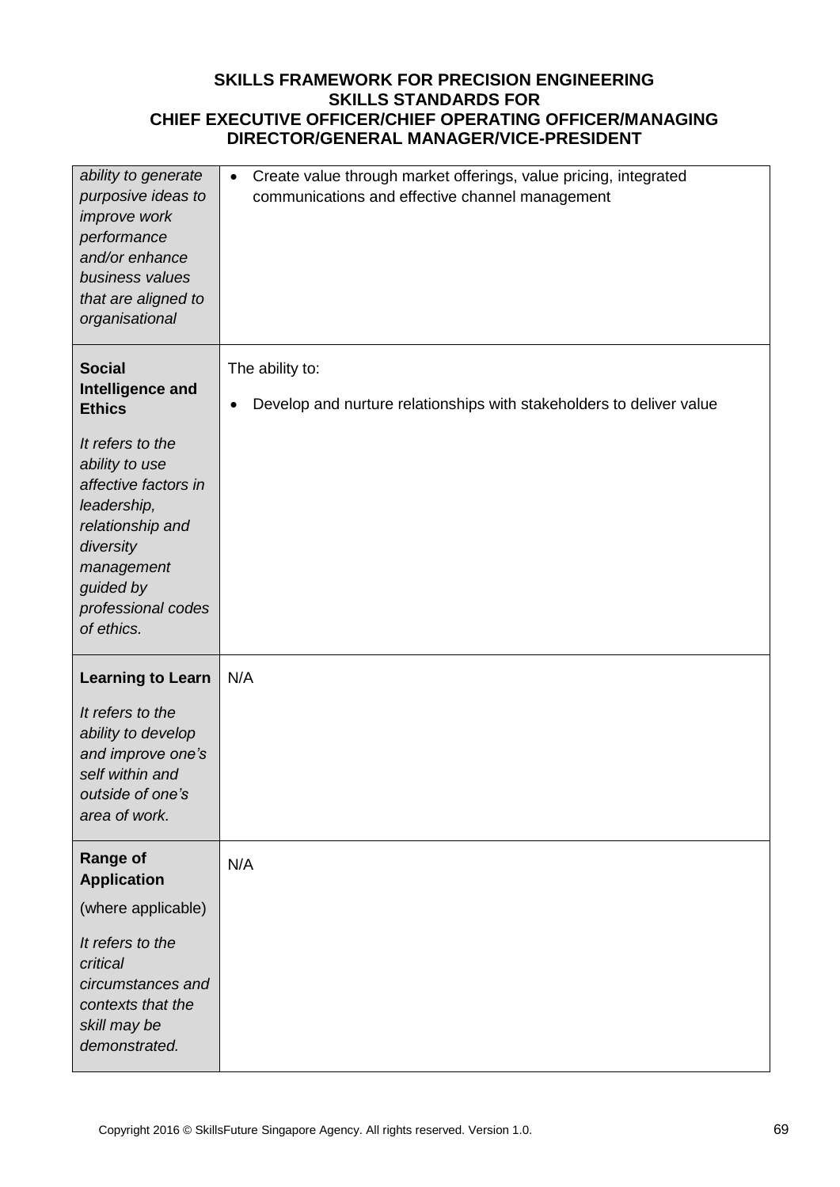| | |
|---|---|
| *ability to generate purposive ideas to improve work performance and/or enhance business values that are aligned to organisational* | • Create value through market offerings, value pricing, integrated communications and effective channel management |
| **Social Intelligence and Ethics**<br><br>*It refers to the ability to use affective factors in leadership, relationship and diversity management guided by professional codes of ethics.* | The ability to:<br><br>• Develop and nurture relationships with stakeholders to deliver value |
| **Learning to Learn**<br><br>*It refers to the ability to develop and improve one's self within and outside of one's area of work.* | N/A |
| **Range of Application**<br><br>(where applicable)<br><br>*It refers to the critical circumstances and contexts that the skill may be demonstrated.* | N/A |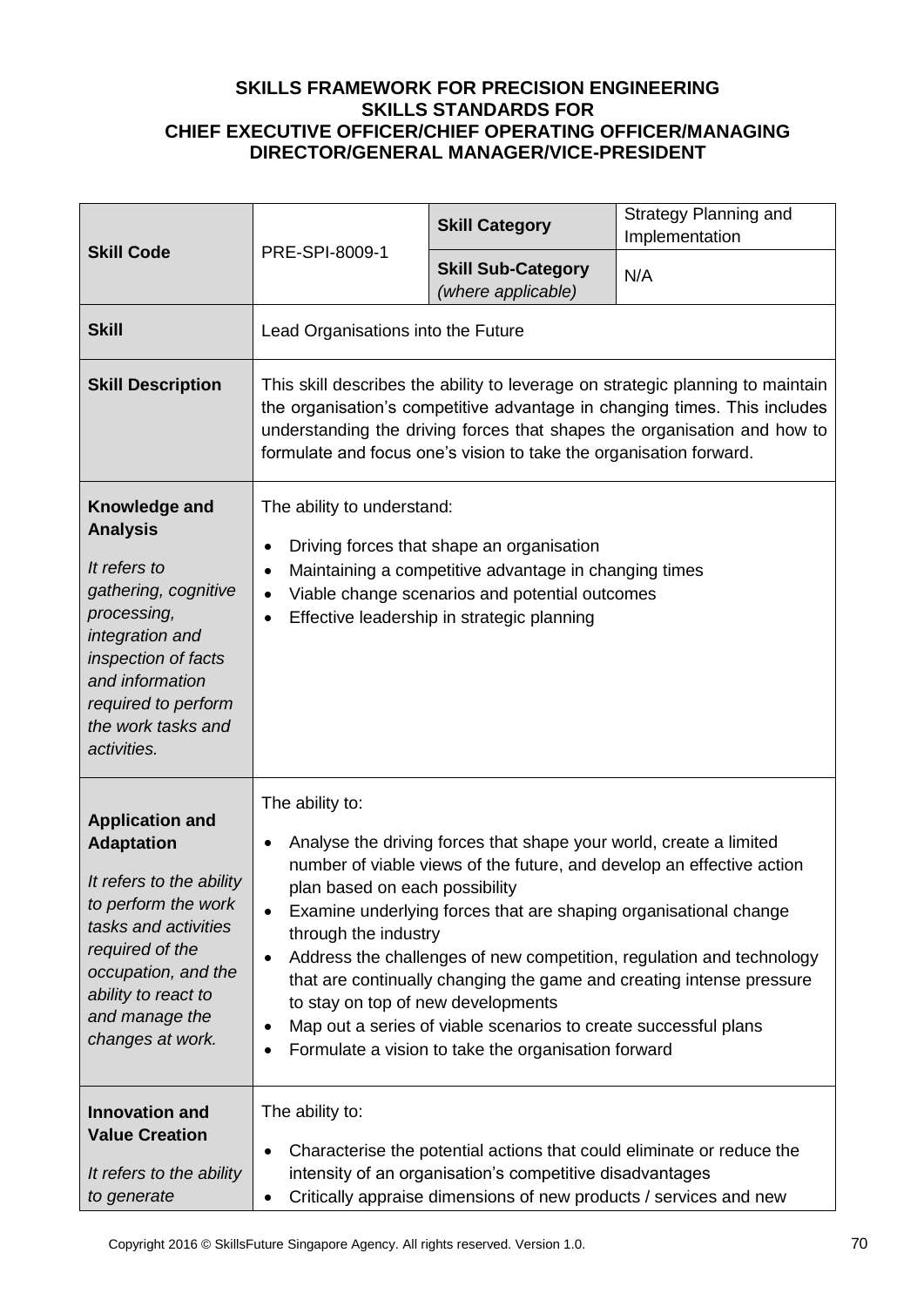**SKILLS FRAMEWORK FOR PRECISION ENGINEERING**
**SKILLS STANDARDS FOR**
**CHIEF EXECUTIVE OFFICER/CHIEF OPERATING OFFICER/MANAGING DIRECTOR/GENERAL MANAGER/VICE-PRESIDENT**

| **Skill Code** | PRE-SPI-8009-1 | **Skill Category** | Strategy Planning and Implementation |
|---|---|---|---|
| | | **Skill Sub-Category** *(where applicable)* | N/A |
| **Skill** | Lead Organisations into the Future | | |
| **Skill Description** | This skill describes the ability to leverage on strategic planning to maintain the organisation's competitive advantage in changing times. This includes understanding the driving forces that shapes the organisation and how to formulate and focus one's vision to take the organisation forward. | | |
| **Knowledge and Analysis**<br><br>*It refers to gathering, cognitive processing, integration and inspection of facts and information required to perform the work tasks and activities.* | The ability to understand:<br>• Driving forces that shape an organisation<br>• Maintaining a competitive advantage in changing times<br>• Viable change scenarios and potential outcomes<br>• Effective leadership in strategic planning | | |
| **Application and Adaptation**<br><br>*It refers to the ability to perform the work tasks and activities required of the occupation, and the ability to react to and manage the changes at work.* | The ability to:<br>• Analyse the driving forces that shape your world, create a limited number of viable views of the future, and develop an effective action plan based on each possibility<br>• Examine underlying forces that are shaping organisational change through the industry<br>• Address the challenges of new competition, regulation and technology that are continually changing the game and creating intense pressure to stay on top of new developments<br>• Map out a series of viable scenarios to create successful plans<br>• Formulate a vision to take the organisation forward | | |
| **Innovation and Value Creation**<br><br>*It refers to the ability to generate* | The ability to:<br>• Characterise the potential actions that could eliminate or reduce the intensity of an organisation's competitive disadvantages<br>• Critically appraise dimensions of new products / services and new | | |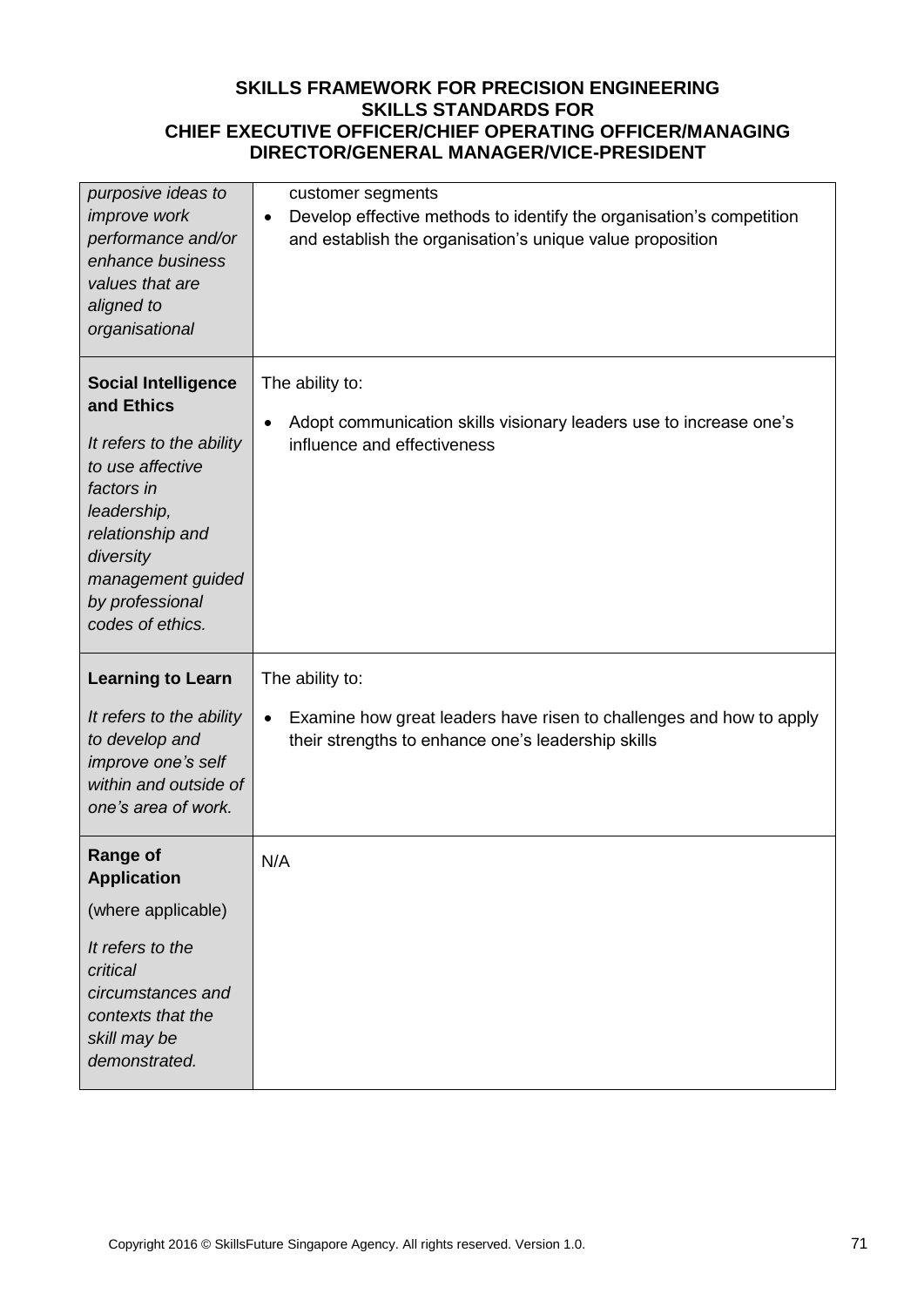| | |
|---|---|
| *purposive ideas to improve work performance and/or enhance business values that are aligned to organisational* | customer segments<br>• Develop effective methods to identify the organisation's competition and establish the organisation's unique value proposition |
| **Social Intelligence and Ethics**<br><br>*It refers to the ability to use affective factors in leadership, relationship and diversity management guided by professional codes of ethics.* | The ability to:<br><br>• Adopt communication skills visionary leaders use to increase one's influence and effectiveness |
| **Learning to Learn**<br><br>*It refers to the ability to develop and improve one's self within and outside of one's area of work.* | The ability to:<br><br>• Examine how great leaders have risen to challenges and how to apply their strengths to enhance one's leadership skills |
| **Range of Application**<br><br>(where applicable)<br><br>*It refers to the critical circumstances and contexts that the skill may be demonstrated.* | N/A |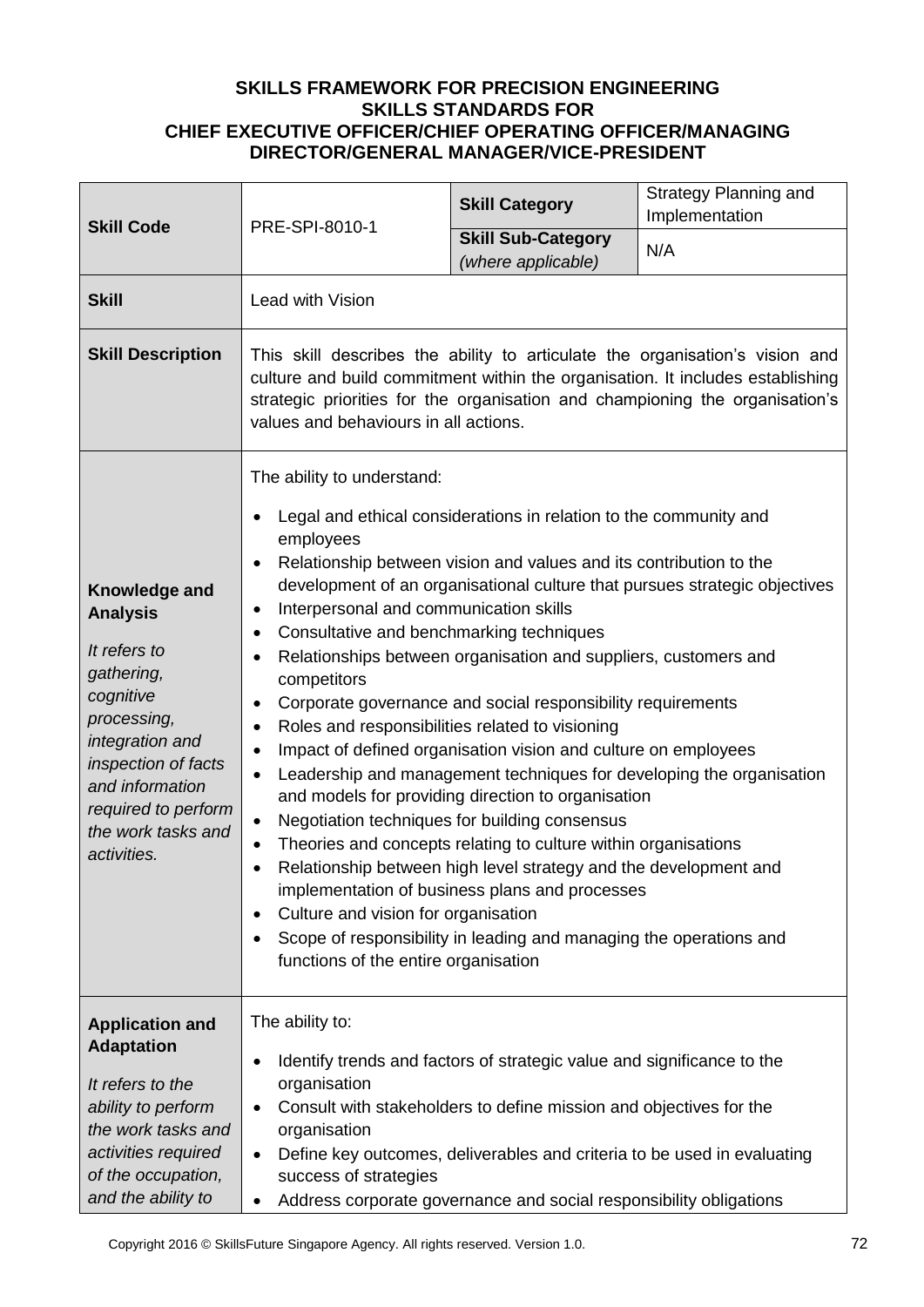**SKILLS FRAMEWORK FOR PRECISION ENGINEERING**
**SKILLS STANDARDS FOR**
**CHIEF EXECUTIVE OFFICER/CHIEF OPERATING OFFICER/MANAGING DIRECTOR/GENERAL MANAGER/VICE-PRESIDENT**

| **Skill Code** | PRE-SPI-8010-1 | **Skill Category** | Strategy Planning and Implementation |
|---|---|---|---|
| | | **Skill Sub-Category** *(where applicable)* | N/A |
| **Skill** | Lead with Vision | | |
| **Skill Description** | This skill describes the ability to articulate the organisation's vision and culture and build commitment within the organisation. It includes establishing strategic priorities for the organisation and championing the organisation's values and behaviours in all actions. | | |
| **Knowledge and Analysis**<br><br>*It refers to gathering, cognitive processing, integration and inspection of facts and information required to perform the work tasks and activities.* | The ability to understand:<br>• Legal and ethical considerations in relation to the community and employees<br>• Relationship between vision and values and its contribution to the development of an organisational culture that pursues strategic objectives<br>• Interpersonal and communication skills<br>• Consultative and benchmarking techniques<br>• Relationships between organisation and suppliers, customers and competitors<br>• Corporate governance and social responsibility requirements<br>• Roles and responsibilities related to visioning<br>• Impact of defined organisation vision and culture on employees<br>• Leadership and management techniques for developing the organisation and models for providing direction to organisation<br>• Negotiation techniques for building consensus<br>• Theories and concepts relating to culture within organisations<br>• Relationship between high level strategy and the development and implementation of business plans and processes<br>• Culture and vision for organisation<br>• Scope of responsibility in leading and managing the operations and functions of the entire organisation | | |
| **Application and Adaptation**<br><br>*It refers to the ability to perform the work tasks and activities required of the occupation, and the ability to* | The ability to:<br>• Identify trends and factors of strategic value and significance to the organisation<br>• Consult with stakeholders to define mission and objectives for the organisation<br>• Define key outcomes, deliverables and criteria to be used in evaluating success of strategies<br>• Address corporate governance and social responsibility obligations | | |

Copyright 2016 © SkillsFuture Singapore Agency. All rights reserved. Version 1.0.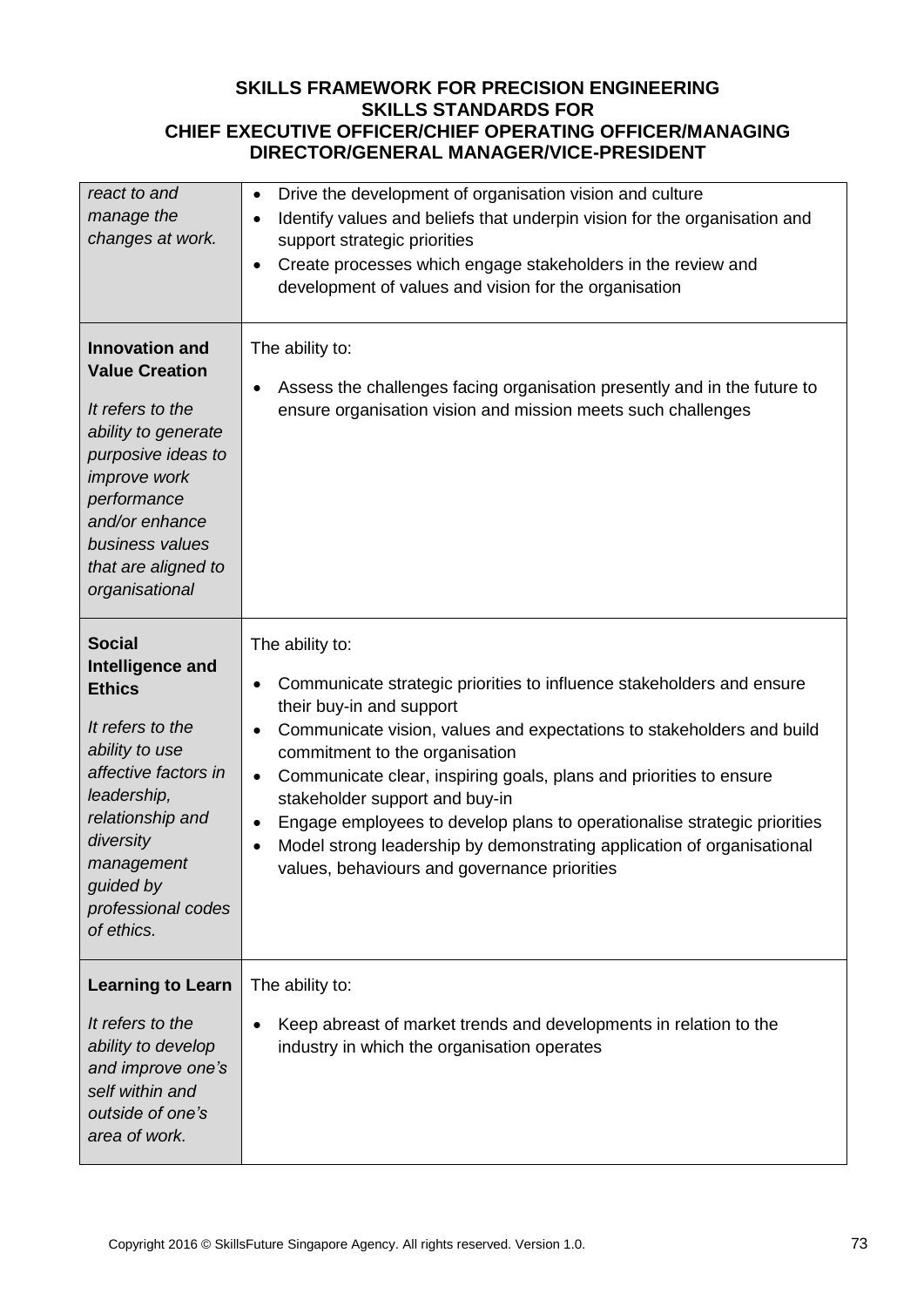**SKILLS FRAMEWORK FOR PRECISION ENGINEERING**
**SKILLS STANDARDS FOR**
**CHIEF EXECUTIVE OFFICER/CHIEF OPERATING OFFICER/MANAGING DIRECTOR/GENERAL MANAGER/VICE-PRESIDENT**

| | |
|---|---|
| *react to and manage the changes at work.* | • Drive the development of organisation vision and culture<br>• Identify values and beliefs that underpin vision for the organisation and support strategic priorities<br>• Create processes which engage stakeholders in the review and development of values and vision for the organisation |
| **Innovation and Value Creation**<br><br>*It refers to the ability to generate purposive ideas to improve work performance and/or enhance business values that are aligned to organisational* | The ability to:<br><br>• Assess the challenges facing organisation presently and in the future to ensure organisation vision and mission meets such challenges |
| **Social Intelligence and Ethics**<br><br>*It refers to the ability to use affective factors in leadership, relationship and diversity management guided by professional codes of ethics.* | The ability to:<br><br>• Communicate strategic priorities to influence stakeholders and ensure their buy-in and support<br>• Communicate vision, values and expectations to stakeholders and build commitment to the organisation<br>• Communicate clear, inspiring goals, plans and priorities to ensure stakeholder support and buy-in<br>• Engage employees to develop plans to operationalise strategic priorities<br>• Model strong leadership by demonstrating application of organisational values, behaviours and governance priorities |
| **Learning to Learn**<br><br>*It refers to the ability to develop and improve one's self within and outside of one's area of work.* | The ability to:<br><br>• Keep abreast of market trends and developments in relation to the industry in which the organisation operates |

Copyright 2016 © SkillsFuture Singapore Agency. All rights reserved. Version 1.0.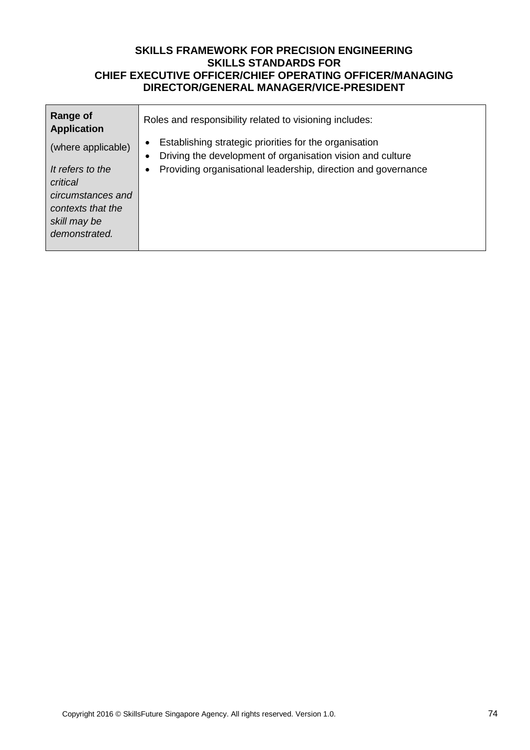**SKILLS FRAMEWORK FOR PRECISION ENGINEERING**
**SKILLS STANDARDS FOR**
**CHIEF EXECUTIVE OFFICER/CHIEF OPERATING OFFICER/MANAGING DIRECTOR/GENERAL MANAGER/VICE-PRESIDENT**

| | |
|---|---|
| **Range of Application**<br><br>(where applicable)<br><br>*It refers to the critical circumstances and contexts that the skill may be demonstrated.* | Roles and responsibility related to visioning includes:<br><br>• Establishing strategic priorities for the organisation<br>• Driving the development of organisation vision and culture<br>• Providing organisational leadership, direction and governance |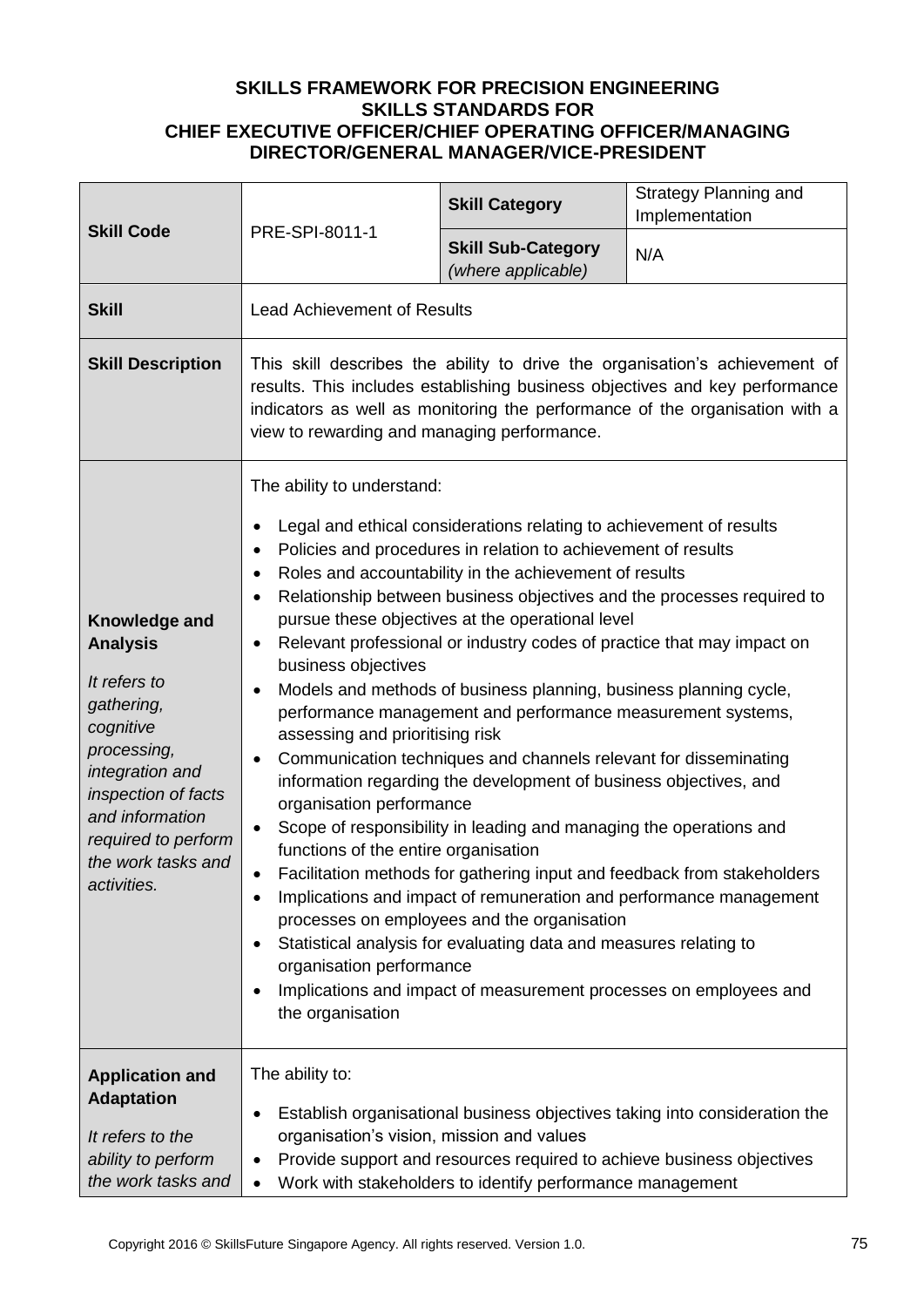**SKILLS FRAMEWORK FOR PRECISION ENGINEERING**
**SKILLS STANDARDS FOR**
**CHIEF EXECUTIVE OFFICER/CHIEF OPERATING OFFICER/MANAGING DIRECTOR/GENERAL MANAGER/VICE-PRESIDENT**

| **Skill Code** | PRE-SPI-8011-1 | **Skill Category** | Strategy Planning and Implementation |
|---|---|---|---|
| | | **Skill Sub-Category** *(where applicable)* | N/A |
| **Skill** | Lead Achievement of Results | | |
| **Skill Description** | This skill describes the ability to drive the organisation's achievement of results. This includes establishing business objectives and key performance indicators as well as monitoring the performance of the organisation with a view to rewarding and managing performance. | | |
| **Knowledge and Analysis** <br><br> *It refers to gathering, cognitive processing, integration and inspection of facts and information required to perform the work tasks and activities.* | The ability to understand: <br><br> • Legal and ethical considerations relating to achievement of results <br> • Policies and procedures in relation to achievement of results <br> • Roles and accountability in the achievement of results <br> • Relationship between business objectives and the processes required to pursue these objectives at the operational level <br> • Relevant professional or industry codes of practice that may impact on business objectives <br> • Models and methods of business planning, business planning cycle, performance management and performance measurement systems, assessing and prioritising risk <br> • Communication techniques and channels relevant for disseminating information regarding the development of business objectives, and organisation performance <br> • Scope of responsibility in leading and managing the operations and functions of the entire organisation <br> • Facilitation methods for gathering input and feedback from stakeholders <br> • Implications and impact of remuneration and performance management processes on employees and the organisation <br> • Statistical analysis for evaluating data and measures relating to organisation performance <br> • Implications and impact of measurement processes on employees and the organisation | | |
| **Application and Adaptation** <br><br> *It refers to the ability to perform the work tasks and* | The ability to: <br><br> • Establish organisational business objectives taking into consideration the organisation's vision, mission and values <br> • Provide support and resources required to achieve business objectives <br> • Work with stakeholders to identify performance management | | |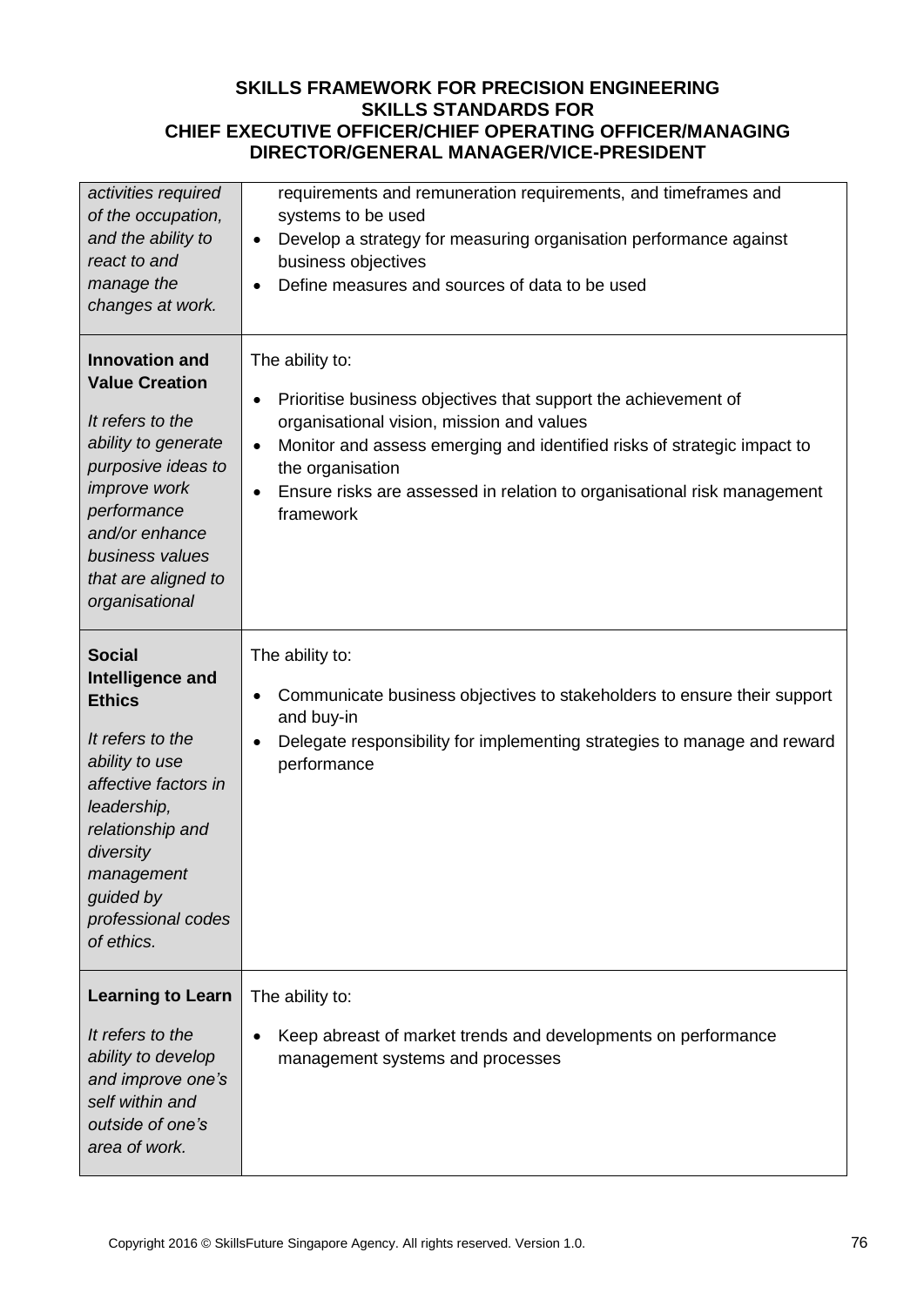| | |
|---|---|
| *activities required of the occupation, and the ability to react to and manage the changes at work.* | requirements and remuneration requirements, and timeframes and systems to be used<br>• Develop a strategy for measuring organisation performance against business objectives<br>• Define measures and sources of data to be used |
| **Innovation and Value Creation**<br><br>*It refers to the ability to generate purposive ideas to improve work performance and/or enhance business values that are aligned to organisational* | The ability to:<br>• Prioritise business objectives that support the achievement of organisational vision, mission and values<br>• Monitor and assess emerging and identified risks of strategic impact to the organisation<br>• Ensure risks are assessed in relation to organisational risk management framework |
| **Social Intelligence and Ethics**<br><br>*It refers to the ability to use affective factors in leadership, relationship and diversity management guided by professional codes of ethics.* | The ability to:<br>• Communicate business objectives to stakeholders to ensure their support and buy-in<br>• Delegate responsibility for implementing strategies to manage and reward performance |
| **Learning to Learn**<br><br>*It refers to the ability to develop and improve one's self within and outside of one's area of work.* | The ability to:<br>• Keep abreast of market trends and developments on performance management systems and processes |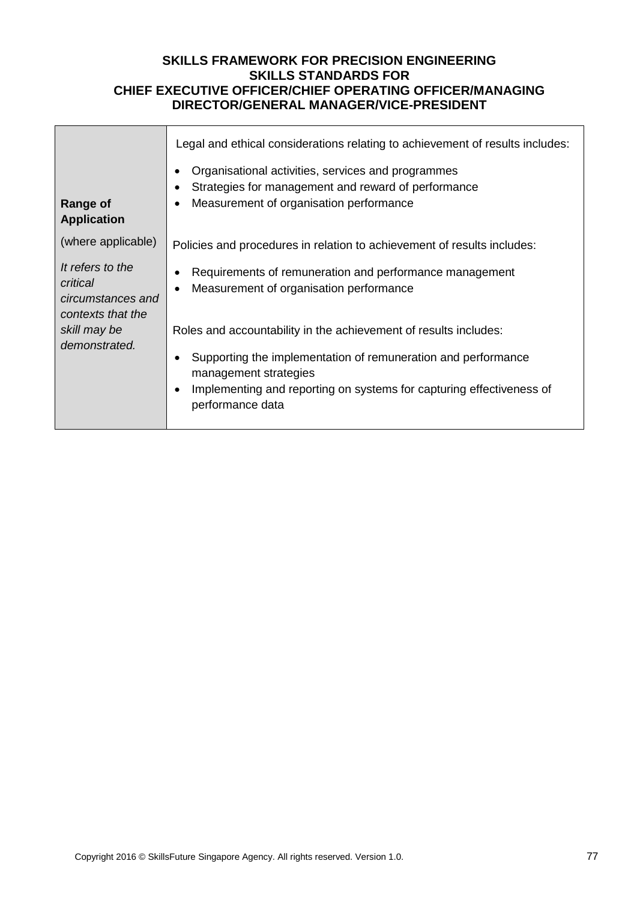| **Range of Application** (where applicable) *It refers to the critical circumstances and contexts that the skill may be demonstrated.* | Legal and ethical considerations relating to achievement of results includes: <br>• Organisational activities, services and programmes <br>• Strategies for management and reward of performance <br>• Measurement of organisation performance <br><br>Policies and procedures in relation to achievement of results includes: <br>• Requirements of remuneration and performance management <br>• Measurement of organisation performance <br><br>Roles and accountability in the achievement of results includes: <br>• Supporting the implementation of remuneration and performance management strategies <br>• Implementing and reporting on systems for capturing effectiveness of performance data |
|---|---|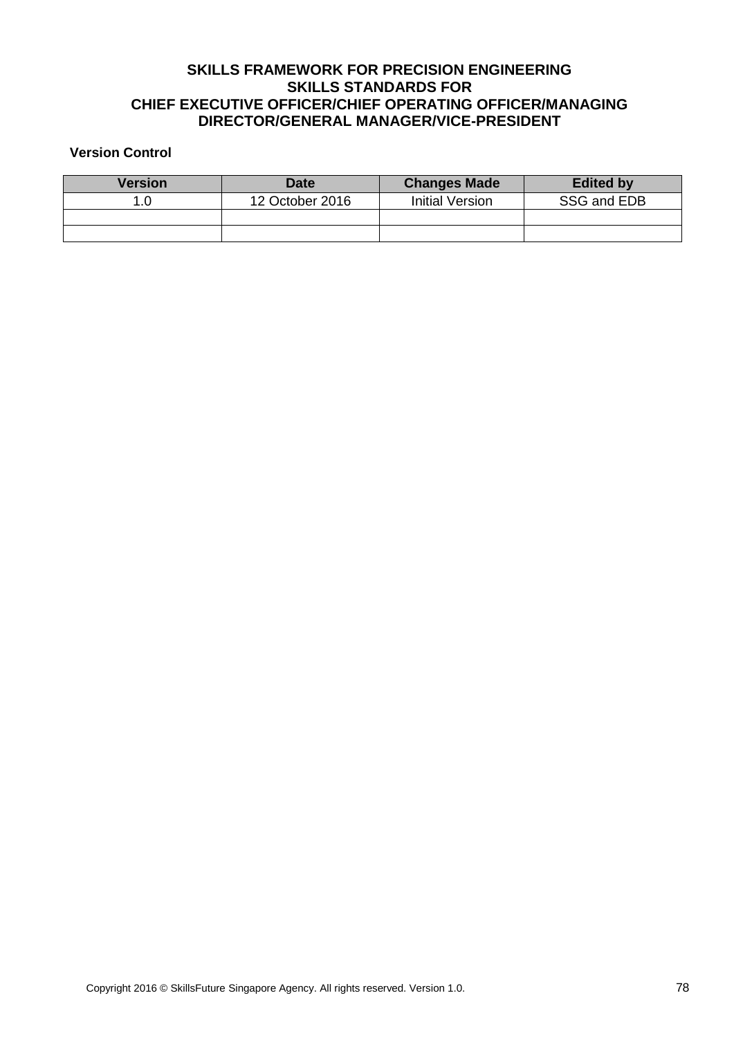**SKILLS FRAMEWORK FOR PRECISION ENGINEERING**
**SKILLS STANDARDS FOR**
**CHIEF EXECUTIVE OFFICER/CHIEF OPERATING OFFICER/MANAGING DIRECTOR/GENERAL MANAGER/VICE-PRESIDENT**

**Version Control**

| Version | Date | Changes Made | Edited by |
|---|---|---|---|
| 1.0 | 12 October 2016 | Initial Version | SSG and EDB |
| | | | |
| | | | |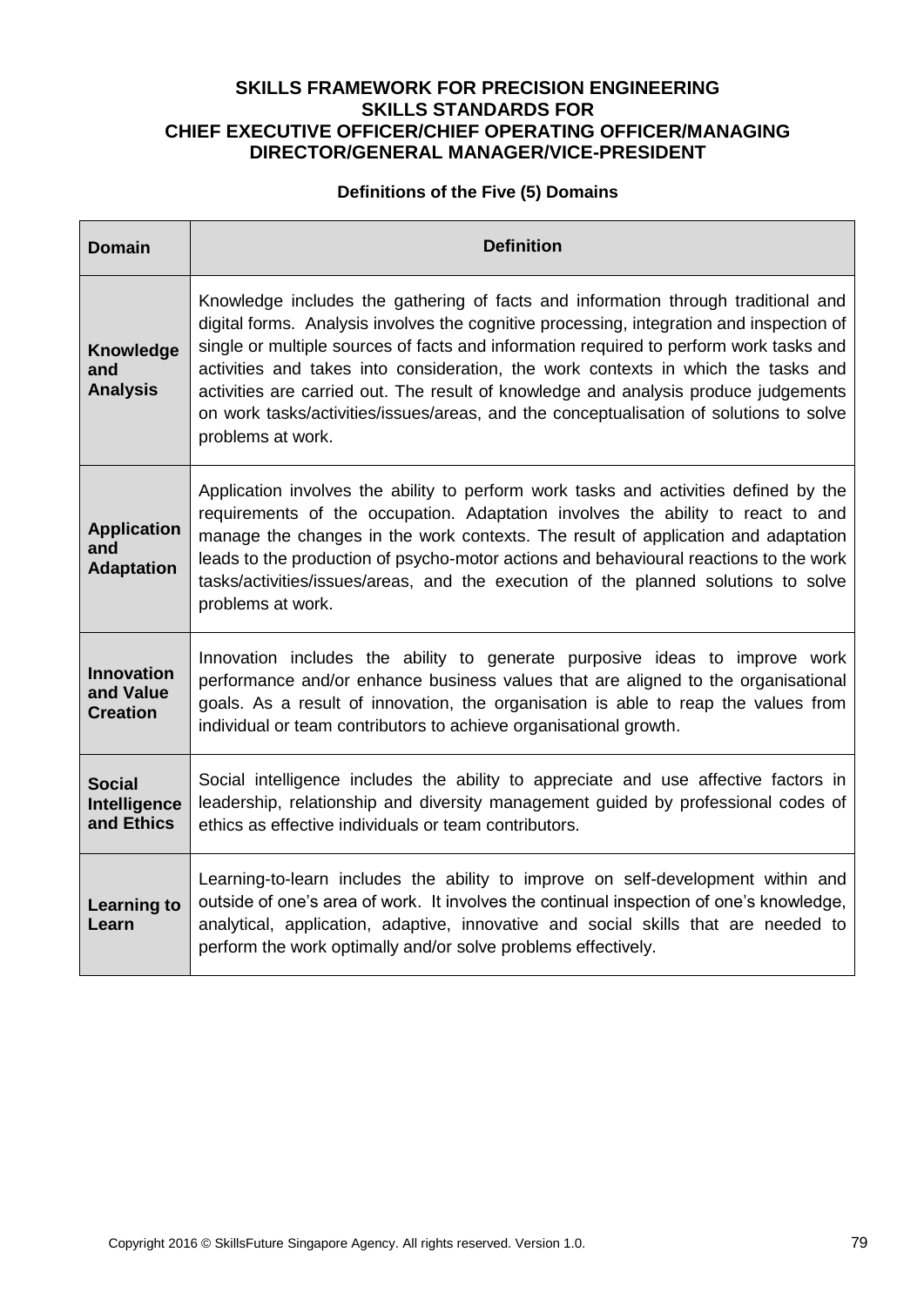**SKILLS FRAMEWORK FOR PRECISION ENGINEERING**
**SKILLS STANDARDS FOR**
**CHIEF EXECUTIVE OFFICER/CHIEF OPERATING OFFICER/MANAGING DIRECTOR/GENERAL MANAGER/VICE-PRESIDENT**

**Definitions of the Five (5) Domains**

| Domain | Definition |
|---|---|
| **Knowledge and Analysis** | Knowledge includes the gathering of facts and information through traditional and digital forms. Analysis involves the cognitive processing, integration and inspection of single or multiple sources of facts and information required to perform work tasks and activities and takes into consideration, the work contexts in which the tasks and activities are carried out. The result of knowledge and analysis produce judgements on work tasks/activities/issues/areas, and the conceptualisation of solutions to solve problems at work. |
| **Application and Adaptation** | Application involves the ability to perform work tasks and activities defined by the requirements of the occupation. Adaptation involves the ability to react to and manage the changes in the work contexts. The result of application and adaptation leads to the production of psycho-motor actions and behavioural reactions to the work tasks/activities/issues/areas, and the execution of the planned solutions to solve problems at work. |
| **Innovation and Value Creation** | Innovation includes the ability to generate purposive ideas to improve work performance and/or enhance business values that are aligned to the organisational goals. As a result of innovation, the organisation is able to reap the values from individual or team contributors to achieve organisational growth. |
| **Social Intelligence and Ethics** | Social intelligence includes the ability to appreciate and use affective factors in leadership, relationship and diversity management guided by professional codes of ethics as effective individuals or team contributors. |
| **Learning to Learn** | Learning-to-learn includes the ability to improve on self-development within and outside of one's area of work. It involves the continual inspection of one's knowledge, analytical, application, adaptive, innovative and social skills that are needed to perform the work optimally and/or solve problems effectively. |

Copyright 2016 © SkillsFuture Singapore Agency. All rights reserved. Version 1.0.